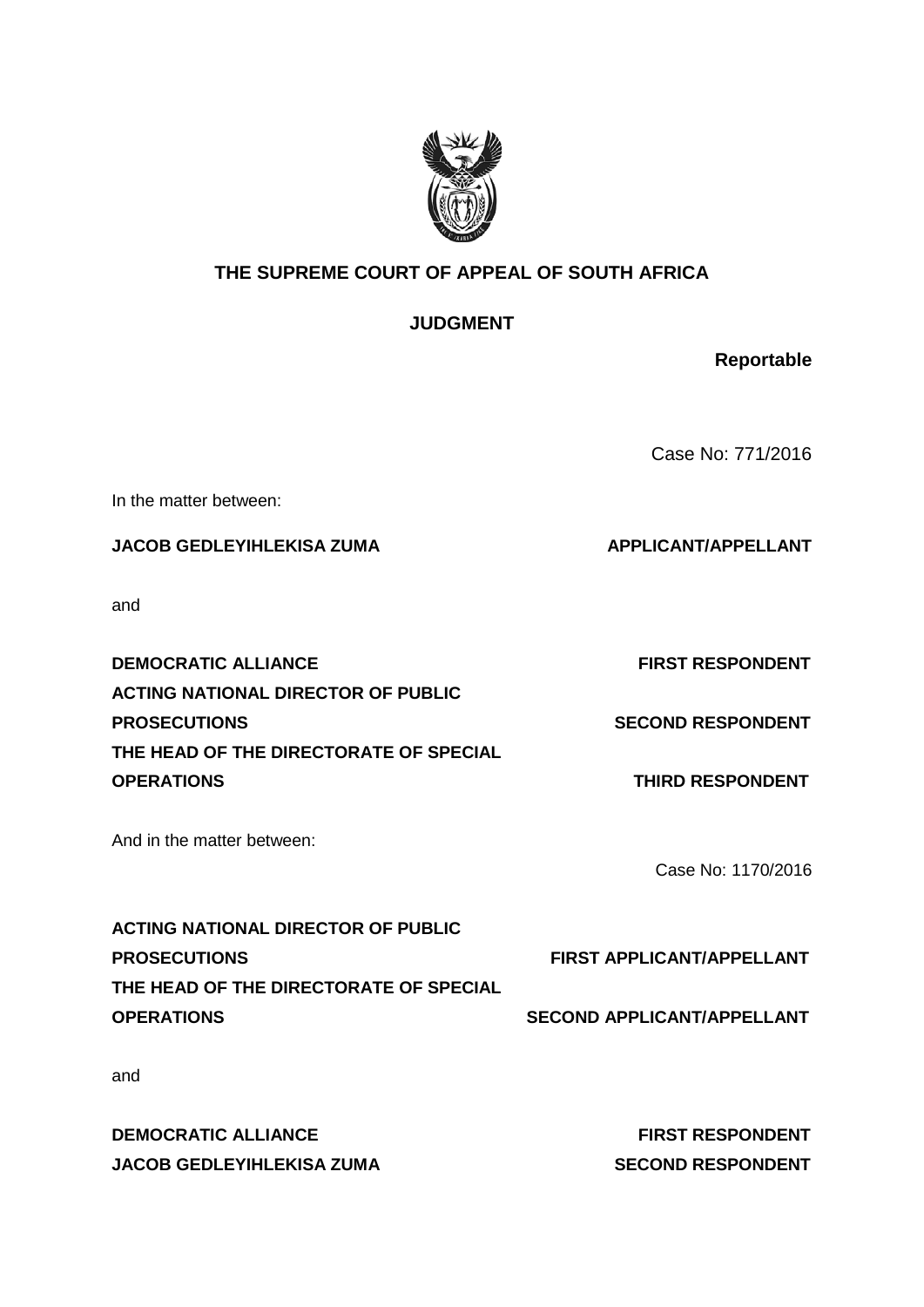**THE SUPREME COURT OF APPEAL OF SOUTH AFRICA**

**JUDGMENT**

**Reportable**

Case No: 771/2016

In the matter between:

| | |
|---|---|
| **JACOB GEDLEYIHLEKISA ZUMA** | **APPLICANT/APPELLANT** |

and

| | |
|---|---|
| **DEMOCRATIC ALLIANCE** | **FIRST RESPONDENT** |
| **ACTING NATIONAL DIRECTOR OF PUBLIC PROSECUTIONS** | **SECOND RESPONDENT** |
| **THE HEAD OF THE DIRECTORATE OF SPECIAL OPERATIONS** | **THIRD RESPONDENT** |

And in the matter between:

Case No: 1170/2016

| | |
|---|---|
| **ACTING NATIONAL DIRECTOR OF PUBLIC PROSECUTIONS** | **FIRST APPLICANT/APPELLANT** |
| **THE HEAD OF THE DIRECTORATE OF SPECIAL OPERATIONS** | **SECOND APPLICANT/APPELLANT** |

and

| | |
|---|---|
| **DEMOCRATIC ALLIANCE** | **FIRST RESPONDENT** |
| **JACOB GEDLEYIHLEKISA ZUMA** | **SECOND RESPONDENT** |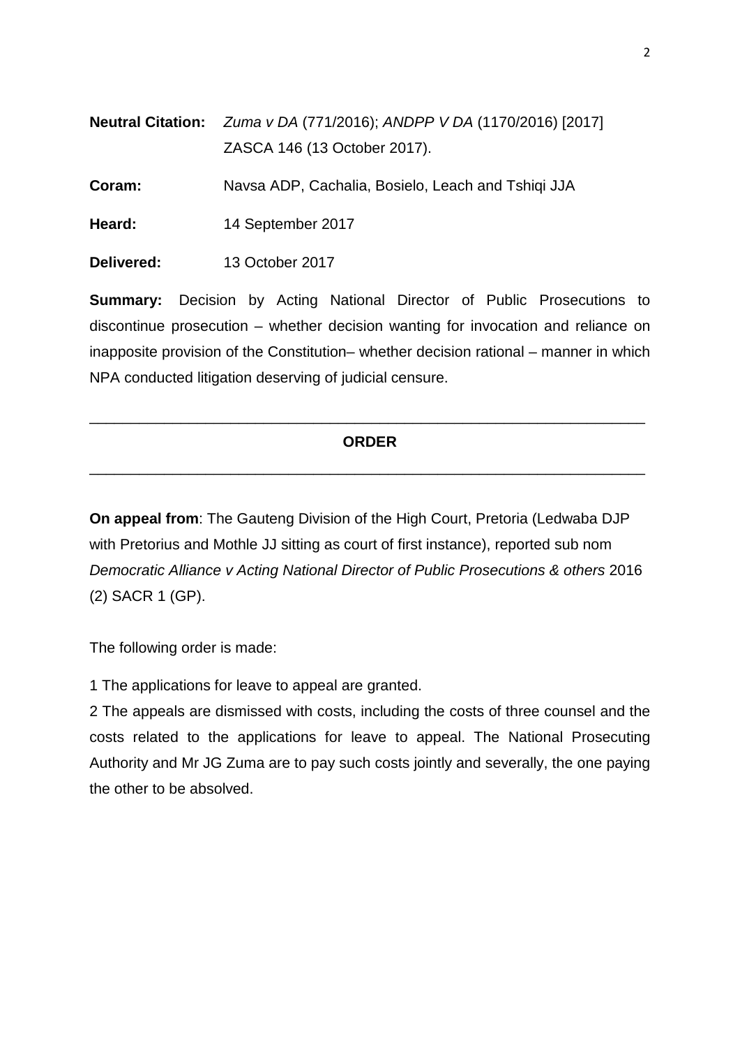**Neutral Citation:** *Zuma v DA* (771/2016); *ANDPP V DA* (1170/2016) [2017] ZASCA 146 (13 October 2017).

**Coram:** Navsa ADP, Cachalia, Bosielo, Leach and Tshiqi JJA

**Heard:** 14 September 2017

**Delivered:** 13 October 2017

**Summary:** Decision by Acting National Director of Public Prosecutions to discontinue prosecution – whether decision wanting for invocation and reliance on inapposite provision of the Constitution– whether decision rational – manner in which NPA conducted litigation deserving of judicial censure.

---

## ORDER

---

**On appeal from**: The Gauteng Division of the High Court, Pretoria (Ledwaba DJP with Pretorius and Mothle JJ sitting as court of first instance), reported sub nom *Democratic Alliance v Acting National Director of Public Prosecutions & others* 2016 (2) SACR 1 (GP).

The following order is made:

1 The applications for leave to appeal are granted.

2 The appeals are dismissed with costs, including the costs of three counsel and the costs related to the applications for leave to appeal. The National Prosecuting Authority and Mr JG Zuma are to pay such costs jointly and severally, the one paying the other to be absolved.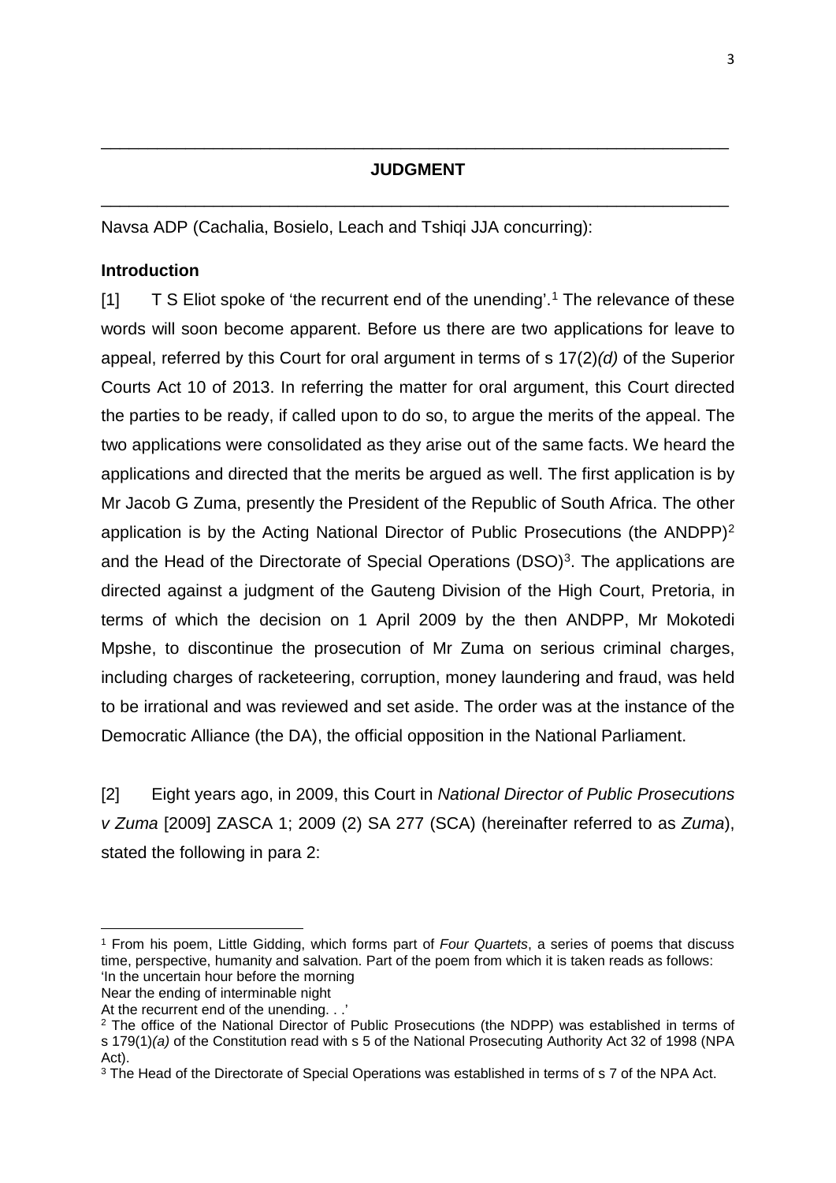## JUDGMENT

Navsa ADP (Cachalia, Bosielo, Leach and Tshiqi JJA concurring):

**Introduction**

[1] T S Eliot spoke of 'the recurrent end of the unending'.[1] The relevance of these words will soon become apparent. Before us there are two applications for leave to appeal, referred by this Court for oral argument in terms of s 17(2)*(d)* of the Superior Courts Act 10 of 2013. In referring the matter for oral argument, this Court directed the parties to be ready, if called upon to do so, to argue the merits of the appeal. The two applications were consolidated as they arise out of the same facts. We heard the applications and directed that the merits be argued as well. The first application is by Mr Jacob G Zuma, presently the President of the Republic of South Africa. The other application is by the Acting National Director of Public Prosecutions (the ANDPP)[2] and the Head of the Directorate of Special Operations (DSO)[3]. The applications are directed against a judgment of the Gauteng Division of the High Court, Pretoria, in terms of which the decision on 1 April 2009 by the then ANDPP, Mr Mokotedi Mpshe, to discontinue the prosecution of Mr Zuma on serious criminal charges, including charges of racketeering, corruption, money laundering and fraud, was held to be irrational and was reviewed and set aside. The order was at the instance of the Democratic Alliance (the DA), the official opposition in the National Parliament.

[2] Eight years ago, in 2009, this Court in *National Director of Public Prosecutions v Zuma* [2009] ZASCA 1; 2009 (2) SA 277 (SCA) (hereinafter referred to as *Zuma*), stated the following in para 2:

---

[1] From his poem, Little Gidding, which forms part of *Four Quartets*, a series of poems that discuss time, perspective, humanity and salvation. Part of the poem from which it is taken reads as follows:
'In the uncertain hour before the morning
Near the ending of interminable night
At the recurrent end of the unending. . .'

[2] The office of the National Director of Public Prosecutions (the NDPP) was established in terms of s 179(1)*(a)* of the Constitution read with s 5 of the National Prosecuting Authority Act 32 of 1998 (NPA Act).

[3] The Head of the Directorate of Special Operations was established in terms of s 7 of the NPA Act.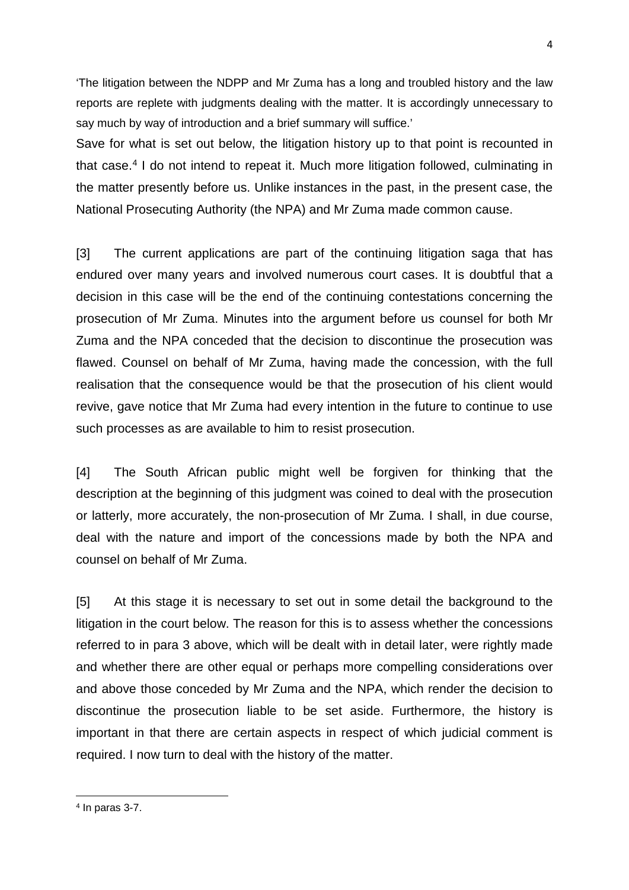'The litigation between the NDPP and Mr Zuma has a long and troubled history and the law reports are replete with judgments dealing with the matter. It is accordingly unnecessary to say much by way of introduction and a brief summary will suffice.'

Save for what is set out below, the litigation history up to that point is recounted in that case.[4] I do not intend to repeat it. Much more litigation followed, culminating in the matter presently before us. Unlike instances in the past, in the present case, the National Prosecuting Authority (the NPA) and Mr Zuma made common cause.

[3] The current applications are part of the continuing litigation saga that has endured over many years and involved numerous court cases. It is doubtful that a decision in this case will be the end of the continuing contestations concerning the prosecution of Mr Zuma. Minutes into the argument before us counsel for both Mr Zuma and the NPA conceded that the decision to discontinue the prosecution was flawed. Counsel on behalf of Mr Zuma, having made the concession, with the full realisation that the consequence would be that the prosecution of his client would revive, gave notice that Mr Zuma had every intention in the future to continue to use such processes as are available to him to resist prosecution.

[4] The South African public might well be forgiven for thinking that the description at the beginning of this judgment was coined to deal with the prosecution or latterly, more accurately, the non-prosecution of Mr Zuma. I shall, in due course, deal with the nature and import of the concessions made by both the NPA and counsel on behalf of Mr Zuma.

[5] At this stage it is necessary to set out in some detail the background to the litigation in the court below. The reason for this is to assess whether the concessions referred to in para 3 above, which will be dealt with in detail later, were rightly made and whether there are other equal or perhaps more compelling considerations over and above those conceded by Mr Zuma and the NPA, which render the decision to discontinue the prosecution liable to be set aside. Furthermore, the history is important in that there are certain aspects in respect of which judicial comment is required. I now turn to deal with the history of the matter.

---

[4] In paras 3-7.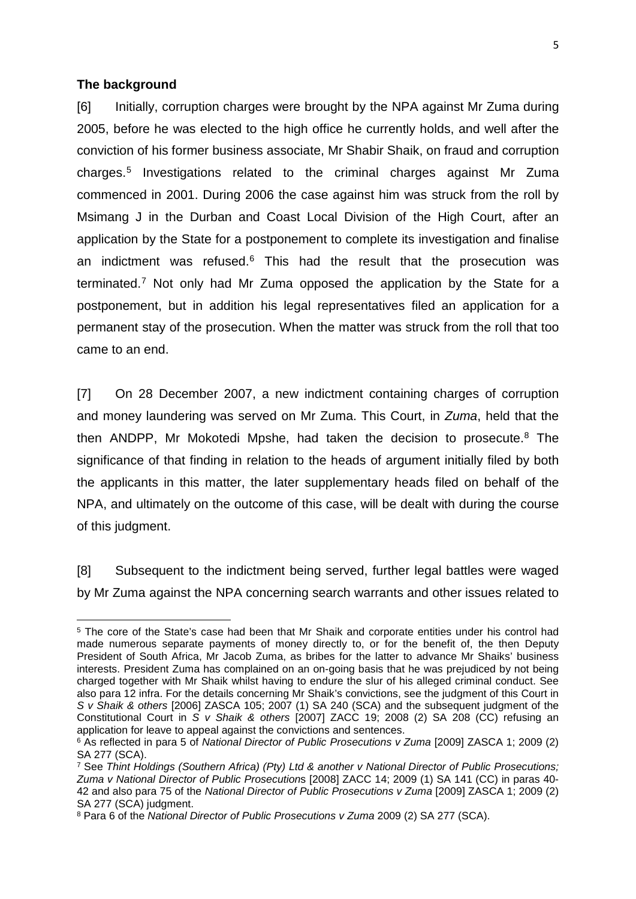**The background**

[6] Initially, corruption charges were brought by the NPA against Mr Zuma during 2005, before he was elected to the high office he currently holds, and well after the conviction of his former business associate, Mr Shabir Shaik, on fraud and corruption charges.[5] Investigations related to the criminal charges against Mr Zuma commenced in 2001. During 2006 the case against him was struck from the roll by Msimang J in the Durban and Coast Local Division of the High Court, after an application by the State for a postponement to complete its investigation and finalise an indictment was refused.[6] This had the result that the prosecution was terminated.[7] Not only had Mr Zuma opposed the application by the State for a postponement, but in addition his legal representatives filed an application for a permanent stay of the prosecution. When the matter was struck from the roll that too came to an end.

[7] On 28 December 2007, a new indictment containing charges of corruption and money laundering was served on Mr Zuma. This Court, in *Zuma*, held that the then ANDPP, Mr Mokotedi Mpshe, had taken the decision to prosecute.[8] The significance of that finding in relation to the heads of argument initially filed by both the applicants in this matter, the later supplementary heads filed on behalf of the NPA, and ultimately on the outcome of this case, will be dealt with during the course of this judgment.

[8] Subsequent to the indictment being served, further legal battles were waged by Mr Zuma against the NPA concerning search warrants and other issues related to

---

[5] The core of the State's case had been that Mr Shaik and corporate entities under his control had made numerous separate payments of money directly to, or for the benefit of, the then Deputy President of South Africa, Mr Jacob Zuma, as bribes for the latter to advance Mr Shaiks' business interests. President Zuma has complained on an on-going basis that he was prejudiced by not being charged together with Mr Shaik whilst having to endure the slur of his alleged criminal conduct. See also para 12 infra. For the details concerning Mr Shaik's convictions, see the judgment of this Court in *S v Shaik & others* [2006] ZASCA 105; 2007 (1) SA 240 (SCA) and the subsequent judgment of the Constitutional Court in *S v Shaik & others* [2007] ZACC 19; 2008 (2) SA 208 (CC) refusing an application for leave to appeal against the convictions and sentences.

[6] As reflected in para 5 of *National Director of Public Prosecutions v Zuma* [2009] ZASCA 1; 2009 (2) SA 277 (SCA).

[7] See *Thint Holdings (Southern Africa) (Pty) Ltd & another v National Director of Public Prosecutions; Zuma v National Director of Public Prosecutions* [2008] ZACC 14; 2009 (1) SA 141 (CC) in paras 40-42 and also para 75 of the *National Director of Public Prosecutions v Zuma* [2009] ZASCA 1; 2009 (2) SA 277 (SCA) judgment.

[8] Para 6 of the *National Director of Public Prosecutions v Zuma* 2009 (2) SA 277 (SCA).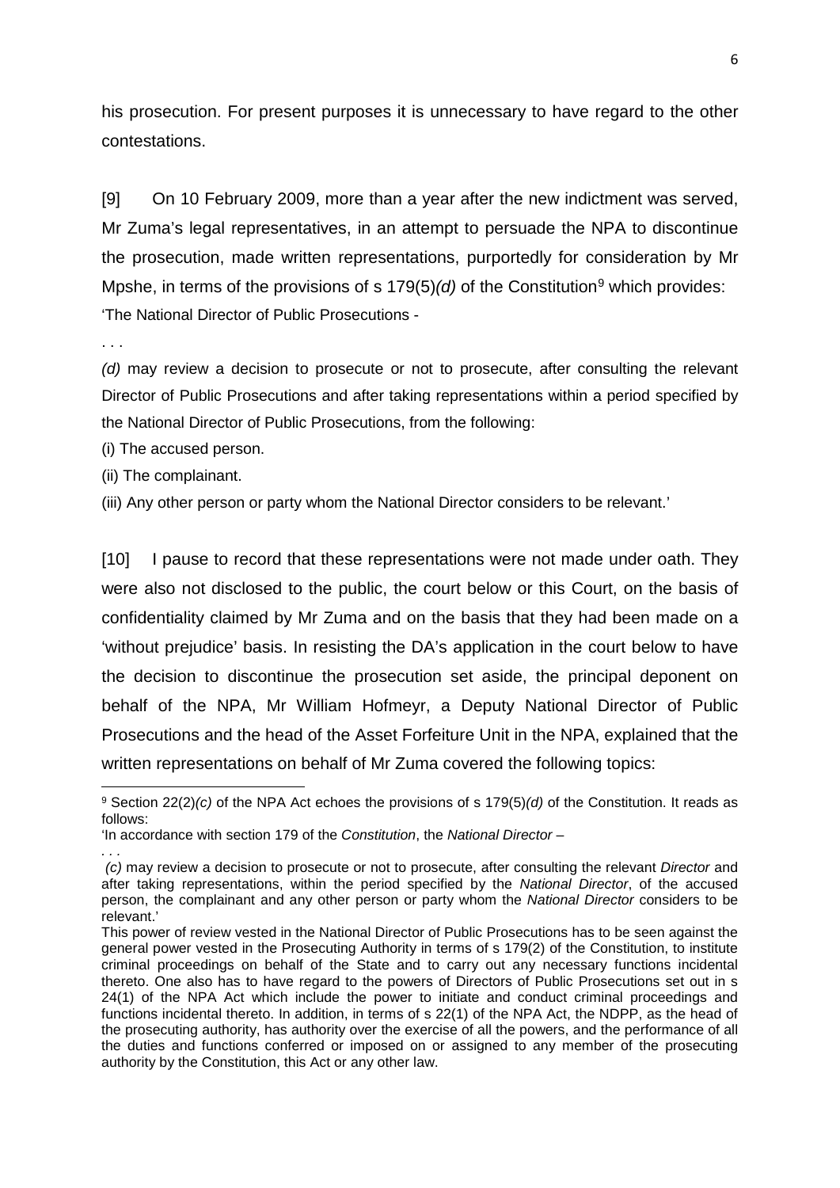his prosecution. For present purposes it is unnecessary to have regard to the other contestations.

[9] On 10 February 2009, more than a year after the new indictment was served, Mr Zuma's legal representatives, in an attempt to persuade the NPA to discontinue the prosecution, made written representations, purportedly for consideration by Mr Mpshe, in terms of the provisions of s 179(5)*(d)* of the Constitution[9] which provides:

'The National Director of Public Prosecutions -

. . .

*(d)* may review a decision to prosecute or not to prosecute, after consulting the relevant Director of Public Prosecutions and after taking representations within a period specified by the National Director of Public Prosecutions, from the following:

(i) The accused person.

(ii) The complainant.

(iii) Any other person or party whom the National Director considers to be relevant.'

[10] I pause to record that these representations were not made under oath. They were also not disclosed to the public, the court below or this Court, on the basis of confidentiality claimed by Mr Zuma and on the basis that they had been made on a 'without prejudice' basis. In resisting the DA's application in the court below to have the decision to discontinue the prosecution set aside, the principal deponent on behalf of the NPA, Mr William Hofmeyr, a Deputy National Director of Public Prosecutions and the head of the Asset Forfeiture Unit in the NPA, explained that the written representations on behalf of Mr Zuma covered the following topics:

---

[9] Section 22(2)*(c)* of the NPA Act echoes the provisions of s 179(5)*(d)* of the Constitution. It reads as follows:

'In accordance with section 179 of the *Constitution*, the *National Director* –

. . .

*(c)* may review a decision to prosecute or not to prosecute, after consulting the relevant *Director* and after taking representations, within the period specified by the *National Director*, of the accused person, the complainant and any other person or party whom the *National Director* considers to be relevant.'

This power of review vested in the National Director of Public Prosecutions has to be seen against the general power vested in the Prosecuting Authority in terms of s 179(2) of the Constitution, to institute criminal proceedings on behalf of the State and to carry out any necessary functions incidental thereto. One also has to have regard to the powers of Directors of Public Prosecutions set out in s 24(1) of the NPA Act which include the power to initiate and conduct criminal proceedings and functions incidental thereto. In addition, in terms of s 22(1) of the NPA Act, the NDPP, as the head of the prosecuting authority, has authority over the exercise of all the powers, and the performance of all the duties and functions conferred or imposed on or assigned to any member of the prosecuting authority by the Constitution, this Act or any other law.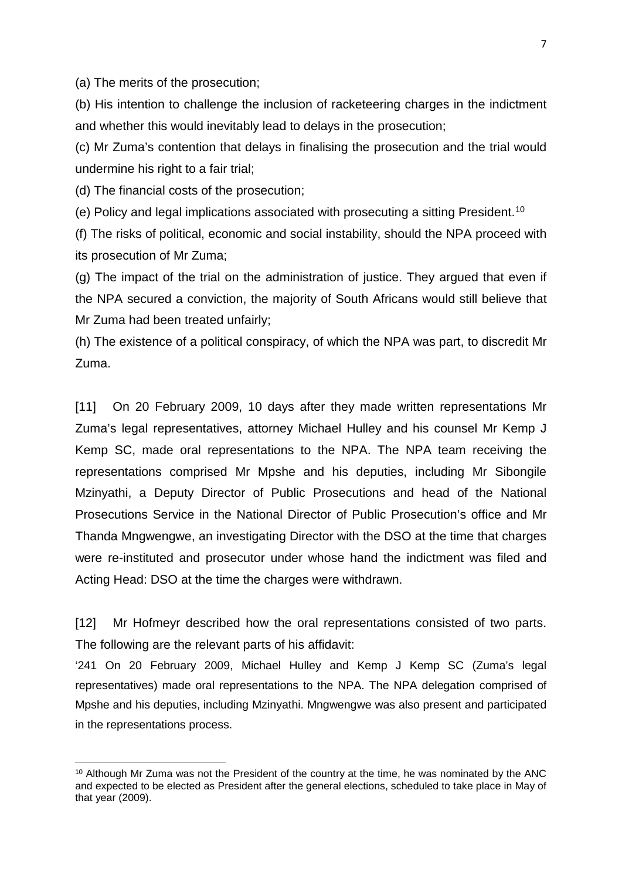(a) The merits of the prosecution;

(b) His intention to challenge the inclusion of racketeering charges in the indictment and whether this would inevitably lead to delays in the prosecution;

(c) Mr Zuma's contention that delays in finalising the prosecution and the trial would undermine his right to a fair trial;

(d) The financial costs of the prosecution;

(e) Policy and legal implications associated with prosecuting a sitting President.[10]

(f) The risks of political, economic and social instability, should the NPA proceed with its prosecution of Mr Zuma;

(g) The impact of the trial on the administration of justice. They argued that even if the NPA secured a conviction, the majority of South Africans would still believe that Mr Zuma had been treated unfairly;

(h) The existence of a political conspiracy, of which the NPA was part, to discredit Mr Zuma.

[11] On 20 February 2009, 10 days after they made written representations Mr Zuma's legal representatives, attorney Michael Hulley and his counsel Mr Kemp J Kemp SC, made oral representations to the NPA. The NPA team receiving the representations comprised Mr Mpshe and his deputies, including Mr Sibongile Mzinyathi, a Deputy Director of Public Prosecutions and head of the National Prosecutions Service in the National Director of Public Prosecution's office and Mr Thanda Mngwengwe, an investigating Director with the DSO at the time that charges were re-instituted and prosecutor under whose hand the indictment was filed and Acting Head: DSO at the time the charges were withdrawn.

[12] Mr Hofmeyr described how the oral representations consisted of two parts. The following are the relevant parts of his affidavit:

'241 On 20 February 2009, Michael Hulley and Kemp J Kemp SC (Zuma's legal representatives) made oral representations to the NPA. The NPA delegation comprised of Mpshe and his deputies, including Mzinyathi. Mngwengwe was also present and participated in the representations process.

---

[10] Although Mr Zuma was not the President of the country at the time, he was nominated by the ANC and expected to be elected as President after the general elections, scheduled to take place in May of that year (2009).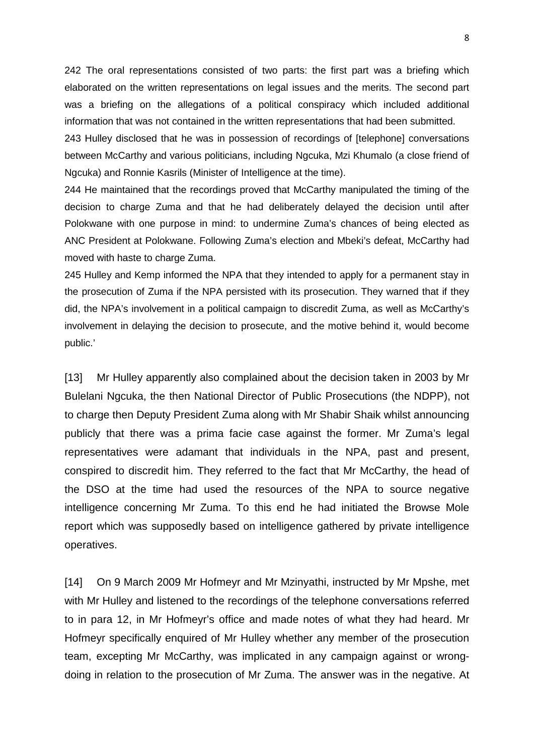242 The oral representations consisted of two parts: the first part was a briefing which elaborated on the written representations on legal issues and the merits. The second part was a briefing on the allegations of a political conspiracy which included additional information that was not contained in the written representations that had been submitted.

243 Hulley disclosed that he was in possession of recordings of [telephone] conversations between McCarthy and various politicians, including Ngcuka, Mzi Khumalo (a close friend of Ngcuka) and Ronnie Kasrils (Minister of Intelligence at the time).

244 He maintained that the recordings proved that McCarthy manipulated the timing of the decision to charge Zuma and that he had deliberately delayed the decision until after Polokwane with one purpose in mind: to undermine Zuma's chances of being elected as ANC President at Polokwane. Following Zuma's election and Mbeki's defeat, McCarthy had moved with haste to charge Zuma.

245 Hulley and Kemp informed the NPA that they intended to apply for a permanent stay in the prosecution of Zuma if the NPA persisted with its prosecution. They warned that if they did, the NPA's involvement in a political campaign to discredit Zuma, as well as McCarthy's involvement in delaying the decision to prosecute, and the motive behind it, would become public.'

[13] Mr Hulley apparently also complained about the decision taken in 2003 by Mr Bulelani Ngcuka, the then National Director of Public Prosecutions (the NDPP), not to charge then Deputy President Zuma along with Mr Shabir Shaik whilst announcing publicly that there was a prima facie case against the former. Mr Zuma's legal representatives were adamant that individuals in the NPA, past and present, conspired to discredit him. They referred to the fact that Mr McCarthy, the head of the DSO at the time had used the resources of the NPA to source negative intelligence concerning Mr Zuma. To this end he had initiated the Browse Mole report which was supposedly based on intelligence gathered by private intelligence operatives.

[14] On 9 March 2009 Mr Hofmeyr and Mr Mzinyathi, instructed by Mr Mpshe, met with Mr Hulley and listened to the recordings of the telephone conversations referred to in para 12, in Mr Hofmeyr's office and made notes of what they had heard. Mr Hofmeyr specifically enquired of Mr Hulley whether any member of the prosecution team, excepting Mr McCarthy, was implicated in any campaign against or wrong-doing in relation to the prosecution of Mr Zuma. The answer was in the negative. At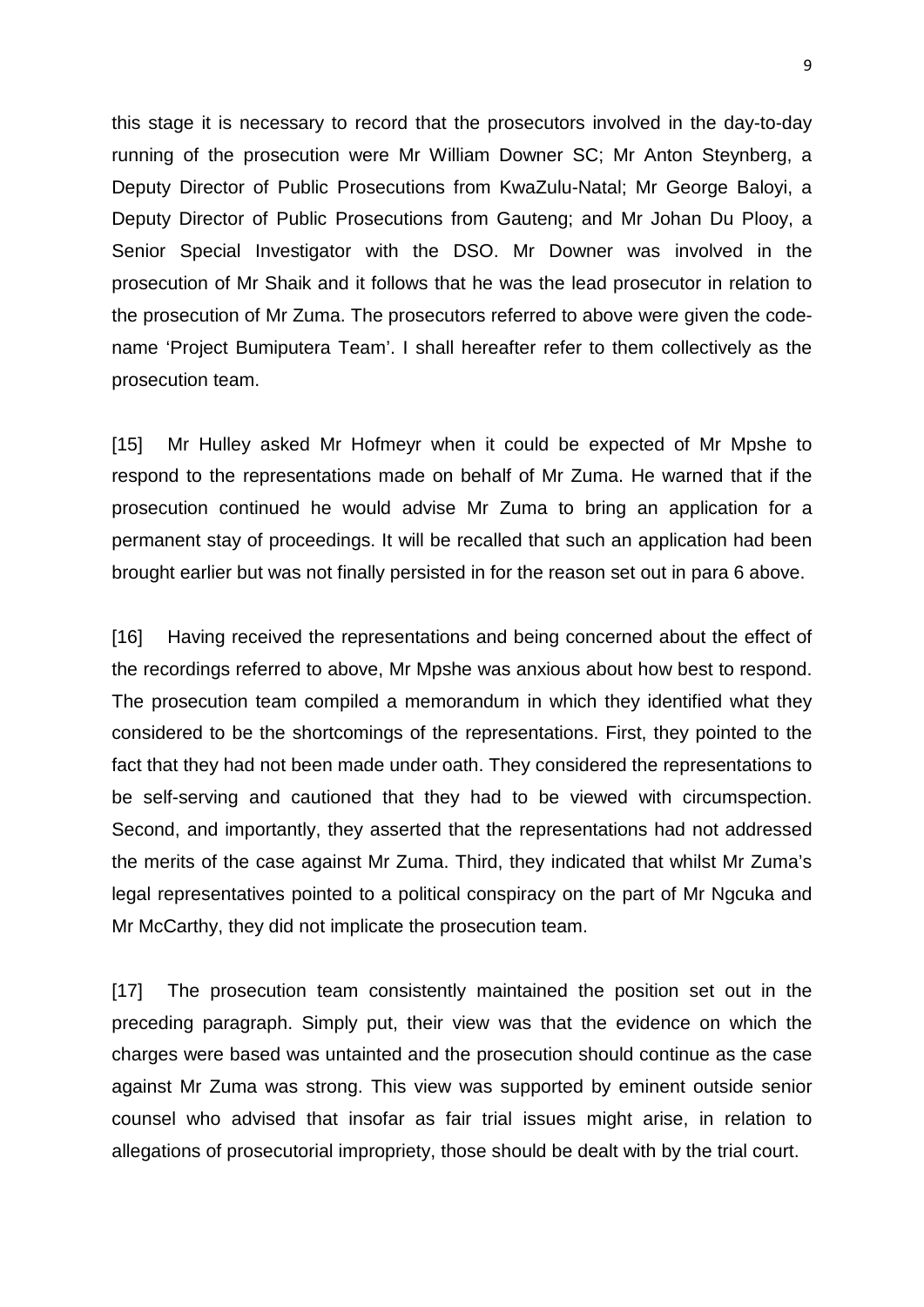this stage it is necessary to record that the prosecutors involved in the day-to-day running of the prosecution were Mr William Downer SC; Mr Anton Steynberg, a Deputy Director of Public Prosecutions from KwaZulu-Natal; Mr George Baloyi, a Deputy Director of Public Prosecutions from Gauteng; and Mr Johan Du Plooy, a Senior Special Investigator with the DSO. Mr Downer was involved in the prosecution of Mr Shaik and it follows that he was the lead prosecutor in relation to the prosecution of Mr Zuma. The prosecutors referred to above were given the code-name 'Project Bumiputera Team'. I shall hereafter refer to them collectively as the prosecution team.

[15] Mr Hulley asked Mr Hofmeyr when it could be expected of Mr Mpshe to respond to the representations made on behalf of Mr Zuma. He warned that if the prosecution continued he would advise Mr Zuma to bring an application for a permanent stay of proceedings. It will be recalled that such an application had been brought earlier but was not finally persisted in for the reason set out in para 6 above.

[16] Having received the representations and being concerned about the effect of the recordings referred to above, Mr Mpshe was anxious about how best to respond. The prosecution team compiled a memorandum in which they identified what they considered to be the shortcomings of the representations. First, they pointed to the fact that they had not been made under oath. They considered the representations to be self-serving and cautioned that they had to be viewed with circumspection. Second, and importantly, they asserted that the representations had not addressed the merits of the case against Mr Zuma. Third, they indicated that whilst Mr Zuma's legal representatives pointed to a political conspiracy on the part of Mr Ngcuka and Mr McCarthy, they did not implicate the prosecution team.

[17] The prosecution team consistently maintained the position set out in the preceding paragraph. Simply put, their view was that the evidence on which the charges were based was untainted and the prosecution should continue as the case against Mr Zuma was strong. This view was supported by eminent outside senior counsel who advised that insofar as fair trial issues might arise, in relation to allegations of prosecutorial impropriety, those should be dealt with by the trial court.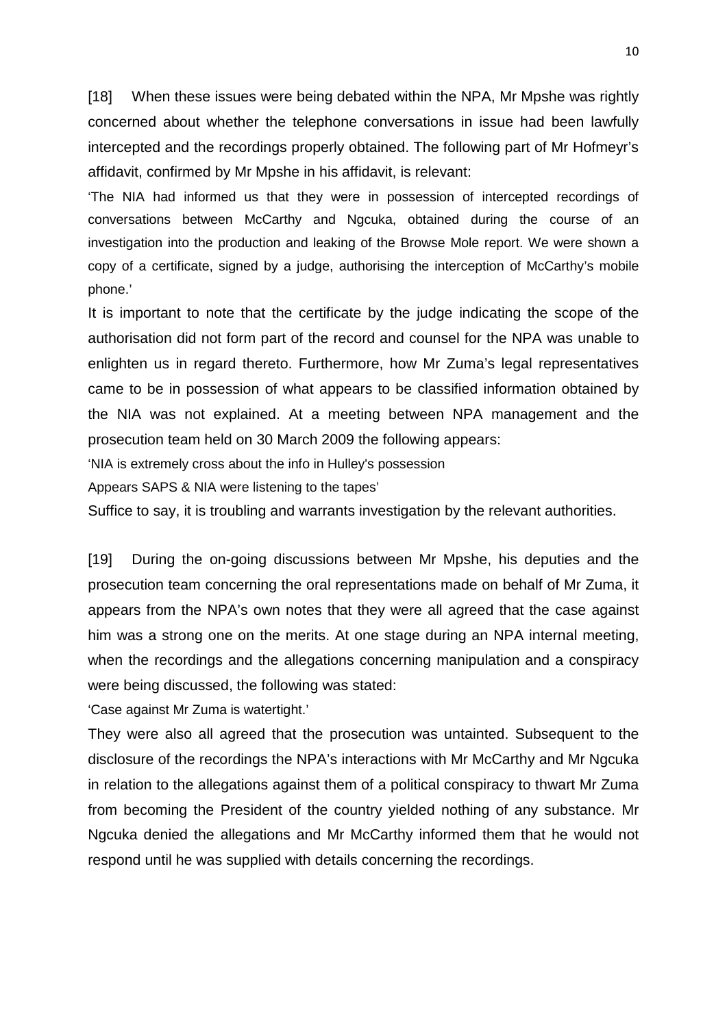[18] When these issues were being debated within the NPA, Mr Mpshe was rightly concerned about whether the telephone conversations in issue had been lawfully intercepted and the recordings properly obtained. The following part of Mr Hofmeyr's affidavit, confirmed by Mr Mpshe in his affidavit, is relevant:

> 'The NIA had informed us that they were in possession of intercepted recordings of conversations between McCarthy and Ngcuka, obtained during the course of an investigation into the production and leaking of the Browse Mole report. We were shown a copy of a certificate, signed by a judge, authorising the interception of McCarthy's mobile phone.'

It is important to note that the certificate by the judge indicating the scope of the authorisation did not form part of the record and counsel for the NPA was unable to enlighten us in regard thereto. Furthermore, how Mr Zuma's legal representatives came to be in possession of what appears to be classified information obtained by the NIA was not explained. At a meeting between NPA management and the prosecution team held on 30 March 2009 the following appears:

> 'NIA is extremely cross about the info in Hulley's possession
>
> Appears SAPS & NIA were listening to the tapes'

Suffice to say, it is troubling and warrants investigation by the relevant authorities.

[19] During the on-going discussions between Mr Mpshe, his deputies and the prosecution team concerning the oral representations made on behalf of Mr Zuma, it appears from the NPA's own notes that they were all agreed that the case against him was a strong one on the merits. At one stage during an NPA internal meeting, when the recordings and the allegations concerning manipulation and a conspiracy were being discussed, the following was stated:

> 'Case against Mr Zuma is watertight.'

They were also all agreed that the prosecution was untainted. Subsequent to the disclosure of the recordings the NPA's interactions with Mr McCarthy and Mr Ngcuka in relation to the allegations against them of a political conspiracy to thwart Mr Zuma from becoming the President of the country yielded nothing of any substance. Mr Ngcuka denied the allegations and Mr McCarthy informed them that he would not respond until he was supplied with details concerning the recordings.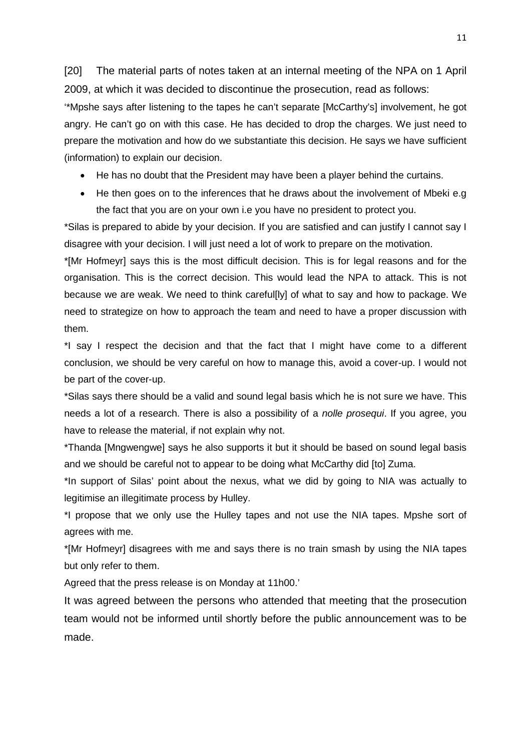[20] The material parts of notes taken at an internal meeting of the NPA on 1 April 2009, at which it was decided to discontinue the prosecution, read as follows:

'*Mpshe says after listening to the tapes he can't separate [McCarthy's] involvement, he got angry. He can't go on with this case. He has decided to drop the charges. We just need to prepare the motivation and how do we substantiate this decision. He says we have sufficient (information) to explain our decision.

- He has no doubt that the President may have been a player behind the curtains.
- He then goes on to the inferences that he draws about the involvement of Mbeki e.g the fact that you are on your own i.e you have no president to protect you.

*Silas is prepared to abide by your decision. If you are satisfied and can justify I cannot say I disagree with your decision. I will just need a lot of work to prepare on the motivation.

*[Mr Hofmeyr] says this is the most difficult decision. This is for legal reasons and for the organisation. This is the correct decision. This would lead the NPA to attack. This is not because we are weak. We need to think careful[ly] of what to say and how to package. We need to strategize on how to approach the team and need to have a proper discussion with them.

*I say I respect the decision and that the fact that I might have come to a different conclusion, we should be very careful on how to manage this, avoid a cover-up. I would not be part of the cover-up.

*Silas says there should be a valid and sound legal basis which he is not sure we have. This needs a lot of a research. There is also a possibility of a *nolle prosequi*. If you agree, you have to release the material, if not explain why not.

*Thanda [Mngwengwe] says he also supports it but it should be based on sound legal basis and we should be careful not to appear to be doing what McCarthy did [to] Zuma.

*In support of Silas' point about the nexus, what we did by going to NIA was actually to legitimise an illegitimate process by Hulley.

*I propose that we only use the Hulley tapes and not use the NIA tapes. Mpshe sort of agrees with me.

*[Mr Hofmeyr] disagrees with me and says there is no train smash by using the NIA tapes but only refer to them.

Agreed that the press release is on Monday at 11h00.'

It was agreed between the persons who attended that meeting that the prosecution team would not be informed until shortly before the public announcement was to be made.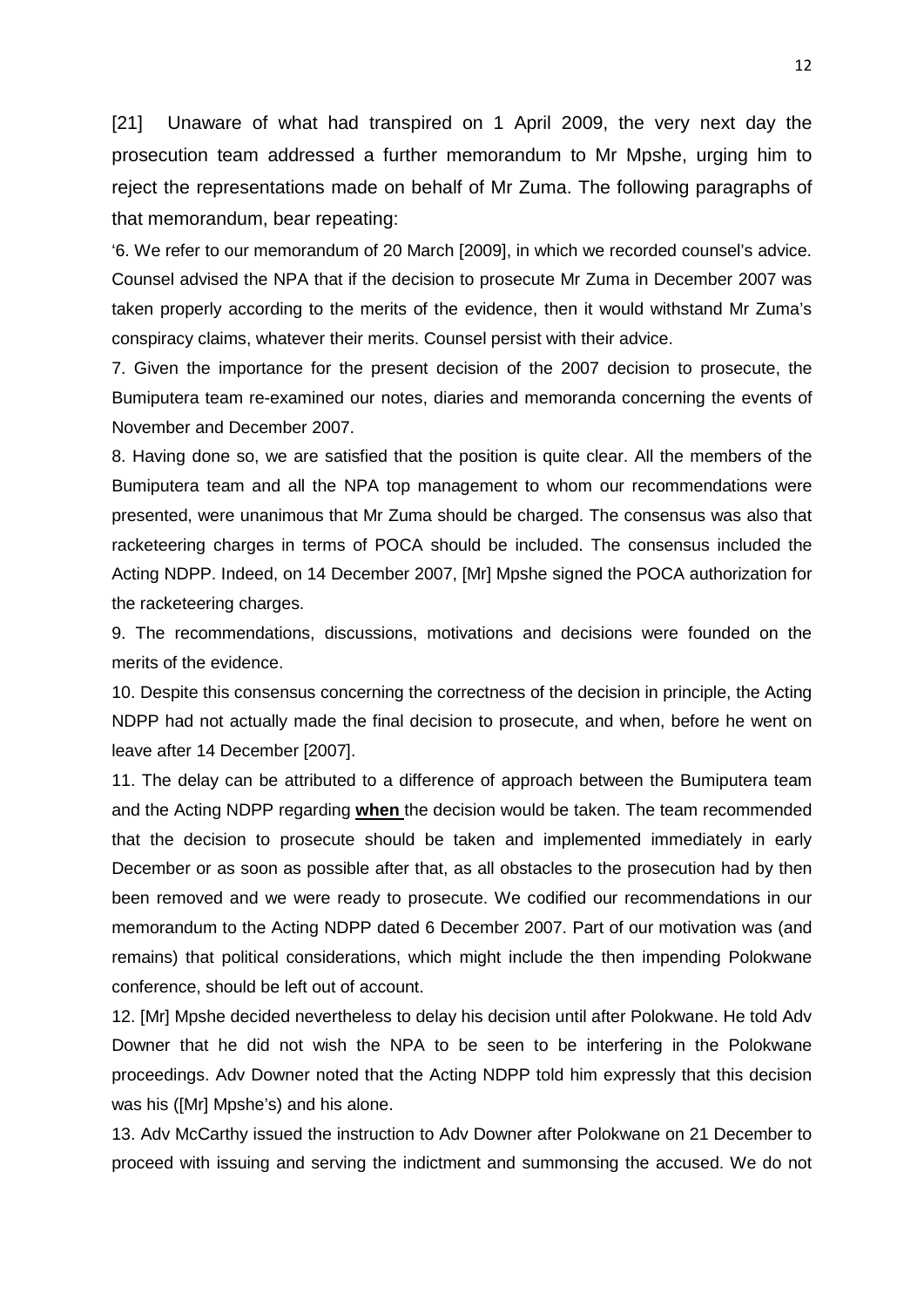[21] Unaware of what had transpired on 1 April 2009, the very next day the prosecution team addressed a further memorandum to Mr Mpshe, urging him to reject the representations made on behalf of Mr Zuma. The following paragraphs of that memorandum, bear repeating:

'6. We refer to our memorandum of 20 March [2009], in which we recorded counsel's advice. Counsel advised the NPA that if the decision to prosecute Mr Zuma in December 2007 was taken properly according to the merits of the evidence, then it would withstand Mr Zuma's conspiracy claims, whatever their merits. Counsel persist with their advice.

7. Given the importance for the present decision of the 2007 decision to prosecute, the Bumiputera team re-examined our notes, diaries and memoranda concerning the events of November and December 2007.

8. Having done so, we are satisfied that the position is quite clear. All the members of the Bumiputera team and all the NPA top management to whom our recommendations were presented, were unanimous that Mr Zuma should be charged. The consensus was also that racketeering charges in terms of POCA should be included. The consensus included the Acting NDPP. Indeed, on 14 December 2007, [Mr] Mpshe signed the POCA authorization for the racketeering charges.

9. The recommendations, discussions, motivations and decisions were founded on the merits of the evidence.

10. Despite this consensus concerning the correctness of the decision in principle, the Acting NDPP had not actually made the final decision to prosecute, and when, before he went on leave after 14 December [2007].

11. The delay can be attributed to a difference of approach between the Bumiputera team and the Acting NDPP regarding **when** the decision would be taken. The team recommended that the decision to prosecute should be taken and implemented immediately in early December or as soon as possible after that, as all obstacles to the prosecution had by then been removed and we were ready to prosecute. We codified our recommendations in our memorandum to the Acting NDPP dated 6 December 2007. Part of our motivation was (and remains) that political considerations, which might include the then impending Polokwane conference, should be left out of account.

12. [Mr] Mpshe decided nevertheless to delay his decision until after Polokwane. He told Adv Downer that he did not wish the NPA to be seen to be interfering in the Polokwane proceedings. Adv Downer noted that the Acting NDPP told him expressly that this decision was his ([Mr] Mpshe's) and his alone.

13. Adv McCarthy issued the instruction to Adv Downer after Polokwane on 21 December to proceed with issuing and serving the indictment and summonsing the accused. We do not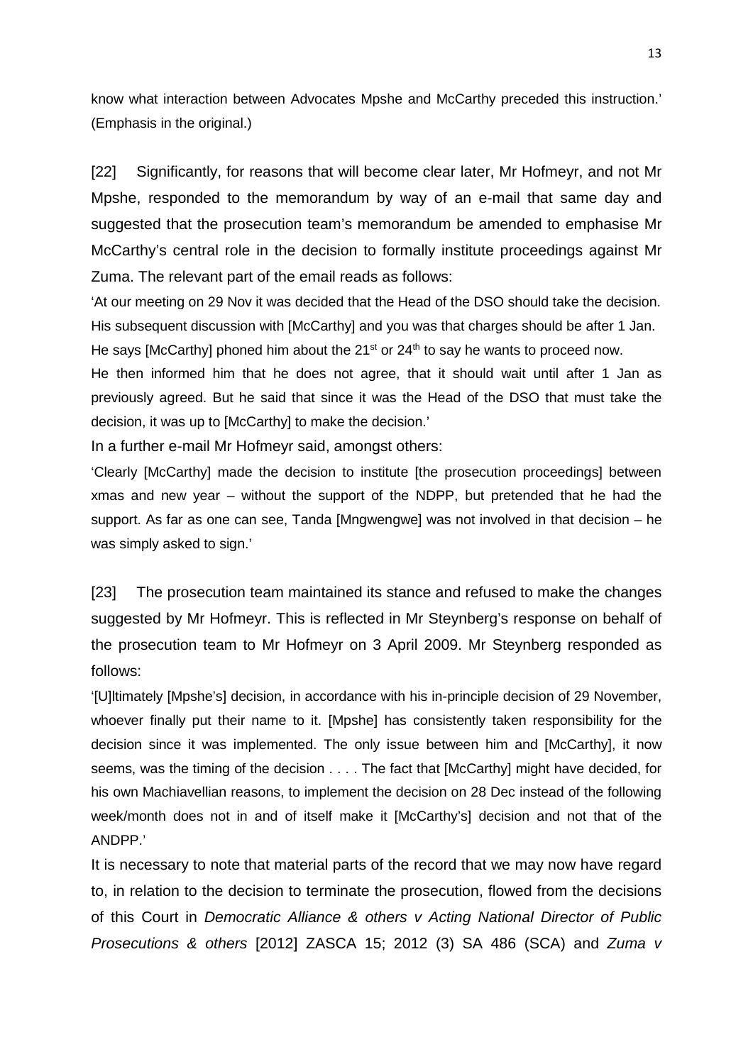know what interaction between Advocates Mpshe and McCarthy preceded this instruction.' (Emphasis in the original.)

[22] Significantly, for reasons that will become clear later, Mr Hofmeyr, and not Mr Mpshe, responded to the memorandum by way of an e-mail that same day and suggested that the prosecution team's memorandum be amended to emphasise Mr McCarthy's central role in the decision to formally institute proceedings against Mr Zuma. The relevant part of the email reads as follows:

'At our meeting on 29 Nov it was decided that the Head of the DSO should take the decision. His subsequent discussion with [McCarthy] and you was that charges should be after 1 Jan. He says [McCarthy] phoned him about the 21st or 24th to say he wants to proceed now.

He then informed him that he does not agree, that it should wait until after 1 Jan as previously agreed. But he said that since it was the Head of the DSO that must take the decision, it was up to [McCarthy] to make the decision.'

In a further e-mail Mr Hofmeyr said, amongst others:

'Clearly [McCarthy] made the decision to institute [the prosecution proceedings] between xmas and new year – without the support of the NDPP, but pretended that he had the support. As far as one can see, Tanda [Mngwengwe] was not involved in that decision – he was simply asked to sign.'

[23] The prosecution team maintained its stance and refused to make the changes suggested by Mr Hofmeyr. This is reflected in Mr Steynberg's response on behalf of the prosecution team to Mr Hofmeyr on 3 April 2009. Mr Steynberg responded as follows:

'[U]ltimately [Mpshe's] decision, in accordance with his in-principle decision of 29 November, whoever finally put their name to it. [Mpshe] has consistently taken responsibility for the decision since it was implemented. The only issue between him and [McCarthy], it now seems, was the timing of the decision . . . . The fact that [McCarthy] might have decided, for his own Machiavellian reasons, to implement the decision on 28 Dec instead of the following week/month does not in and of itself make it [McCarthy's] decision and not that of the ANDPP.'

It is necessary to note that material parts of the record that we may now have regard to, in relation to the decision to terminate the prosecution, flowed from the decisions of this Court in *Democratic Alliance & others v Acting National Director of Public Prosecutions & others* [2012] ZASCA 15; 2012 (3) SA 486 (SCA) and *Zuma v*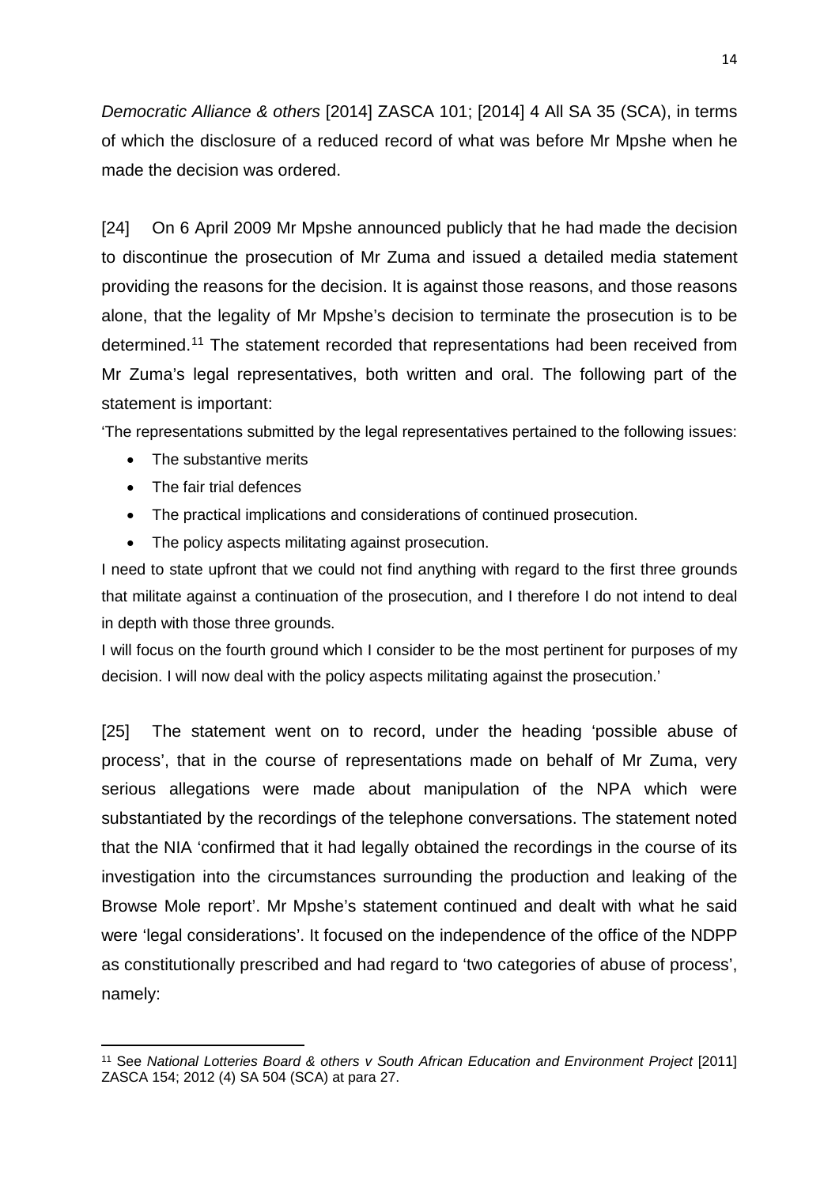*Democratic Alliance & others* [2014] ZASCA 101; [2014] 4 All SA 35 (SCA), in terms of which the disclosure of a reduced record of what was before Mr Mpshe when he made the decision was ordered.

[24] On 6 April 2009 Mr Mpshe announced publicly that he had made the decision to discontinue the prosecution of Mr Zuma and issued a detailed media statement providing the reasons for the decision. It is against those reasons, and those reasons alone, that the legality of Mr Mpshe's decision to terminate the prosecution is to be determined.[11] The statement recorded that representations had been received from Mr Zuma's legal representatives, both written and oral. The following part of the statement is important:

'The representations submitted by the legal representatives pertained to the following issues:

- The substantive merits
- The fair trial defences
- The practical implications and considerations of continued prosecution.
- The policy aspects militating against prosecution.

I need to state upfront that we could not find anything with regard to the first three grounds that militate against a continuation of the prosecution, and I therefore I do not intend to deal in depth with those three grounds.

I will focus on the fourth ground which I consider to be the most pertinent for purposes of my decision. I will now deal with the policy aspects militating against the prosecution.'

[25] The statement went on to record, under the heading 'possible abuse of process', that in the course of representations made on behalf of Mr Zuma, very serious allegations were made about manipulation of the NPA which were substantiated by the recordings of the telephone conversations. The statement noted that the NIA 'confirmed that it had legally obtained the recordings in the course of its investigation into the circumstances surrounding the production and leaking of the Browse Mole report'. Mr Mpshe's statement continued and dealt with what he said were 'legal considerations'. It focused on the independence of the office of the NDPP as constitutionally prescribed and had regard to 'two categories of abuse of process', namely:

---

[11] See *National Lotteries Board & others v South African Education and Environment Project* [2011] ZASCA 154; 2012 (4) SA 504 (SCA) at para 27.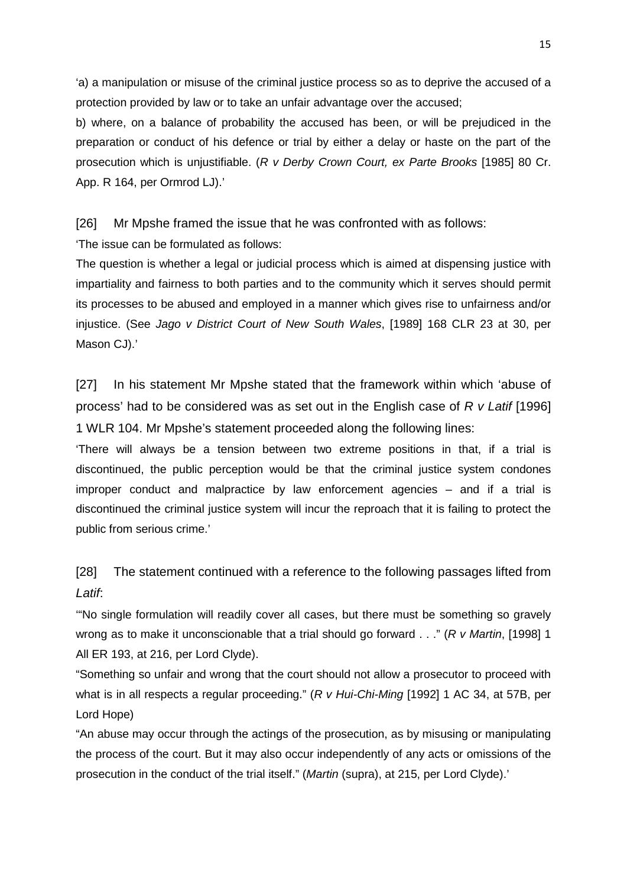'a) a manipulation or misuse of the criminal justice process so as to deprive the accused of a protection provided by law or to take an unfair advantage over the accused;

b) where, on a balance of probability the accused has been, or will be prejudiced in the preparation or conduct of his defence or trial by either a delay or haste on the part of the prosecution which is unjustifiable. (*R v Derby Crown Court, ex Parte Brooks* [1985] 80 Cr. App. R 164, per Ormrod LJ).'

[26] Mr Mpshe framed the issue that he was confronted with as follows:

'The issue can be formulated as follows:

The question is whether a legal or judicial process which is aimed at dispensing justice with impartiality and fairness to both parties and to the community which it serves should permit its processes to be abused and employed in a manner which gives rise to unfairness and/or injustice. (See *Jago v District Court of New South Wales*, [1989] 168 CLR 23 at 30, per Mason CJ).'

[27] In his statement Mr Mpshe stated that the framework within which 'abuse of process' had to be considered was as set out in the English case of *R v Latif* [1996] 1 WLR 104. Mr Mpshe's statement proceeded along the following lines:

'There will always be a tension between two extreme positions in that, if a trial is discontinued, the public perception would be that the criminal justice system condones improper conduct and malpractice by law enforcement agencies – and if a trial is discontinued the criminal justice system will incur the reproach that it is failing to protect the public from serious crime.'

[28] The statement continued with a reference to the following passages lifted from *Latif*:

'"No single formulation will readily cover all cases, but there must be something so gravely wrong as to make it unconscionable that a trial should go forward . . ." (*R v Martin*, [1998] 1 All ER 193, at 216, per Lord Clyde).

"Something so unfair and wrong that the court should not allow a prosecutor to proceed with what is in all respects a regular proceeding." (*R v Hui-Chi-Ming* [1992] 1 AC 34, at 57B, per Lord Hope)

"An abuse may occur through the actings of the prosecution, as by misusing or manipulating the process of the court. But it may also occur independently of any acts or omissions of the prosecution in the conduct of the trial itself." (*Martin* (supra), at 215, per Lord Clyde).'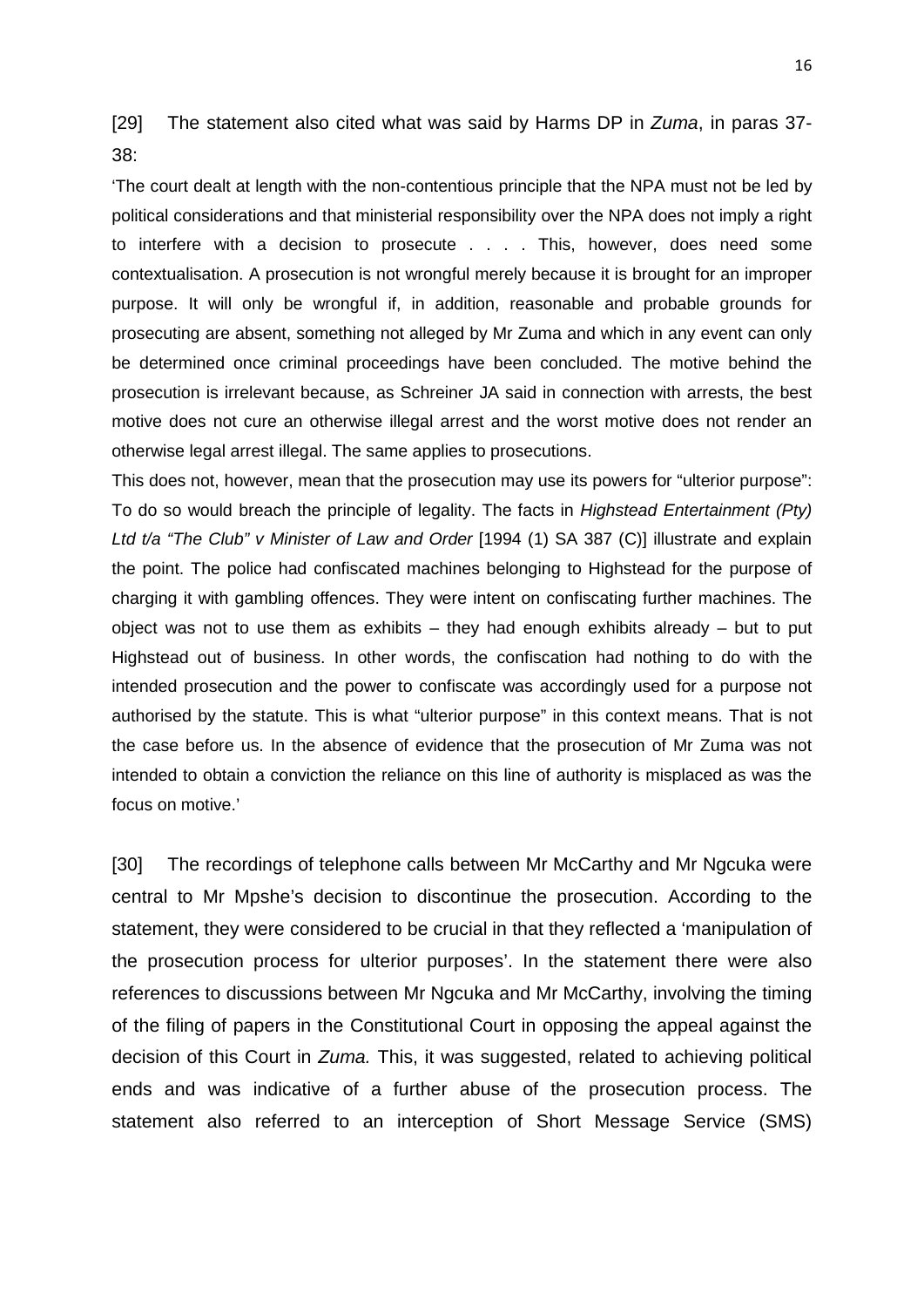[29] The statement also cited what was said by Harms DP in *Zuma*, in paras 37-38:

'The court dealt at length with the non-contentious principle that the NPA must not be led by political considerations and that ministerial responsibility over the NPA does not imply a right to interfere with a decision to prosecute . . . . This, however, does need some contextualisation. A prosecution is not wrongful merely because it is brought for an improper purpose. It will only be wrongful if, in addition, reasonable and probable grounds for prosecuting are absent, something not alleged by Mr Zuma and which in any event can only be determined once criminal proceedings have been concluded. The motive behind the prosecution is irrelevant because, as Schreiner JA said in connection with arrests, the best motive does not cure an otherwise illegal arrest and the worst motive does not render an otherwise legal arrest illegal. The same applies to prosecutions.

This does not, however, mean that the prosecution may use its powers for "ulterior purpose": To do so would breach the principle of legality. The facts in *Highstead Entertainment (Pty) Ltd t/a "The Club" v Minister of Law and Order* [1994 (1) SA 387 (C)] illustrate and explain the point. The police had confiscated machines belonging to Highstead for the purpose of charging it with gambling offences. They were intent on confiscating further machines. The object was not to use them as exhibits – they had enough exhibits already – but to put Highstead out of business. In other words, the confiscation had nothing to do with the intended prosecution and the power to confiscate was accordingly used for a purpose not authorised by the statute. This is what "ulterior purpose" in this context means. That is not the case before us. In the absence of evidence that the prosecution of Mr Zuma was not intended to obtain a conviction the reliance on this line of authority is misplaced as was the focus on motive.'

[30] The recordings of telephone calls between Mr McCarthy and Mr Ngcuka were central to Mr Mpshe's decision to discontinue the prosecution. According to the statement, they were considered to be crucial in that they reflected a 'manipulation of the prosecution process for ulterior purposes'. In the statement there were also references to discussions between Mr Ngcuka and Mr McCarthy, involving the timing of the filing of papers in the Constitutional Court in opposing the appeal against the decision of this Court in *Zuma.* This, it was suggested, related to achieving political ends and was indicative of a further abuse of the prosecution process. The statement also referred to an interception of Short Message Service (SMS)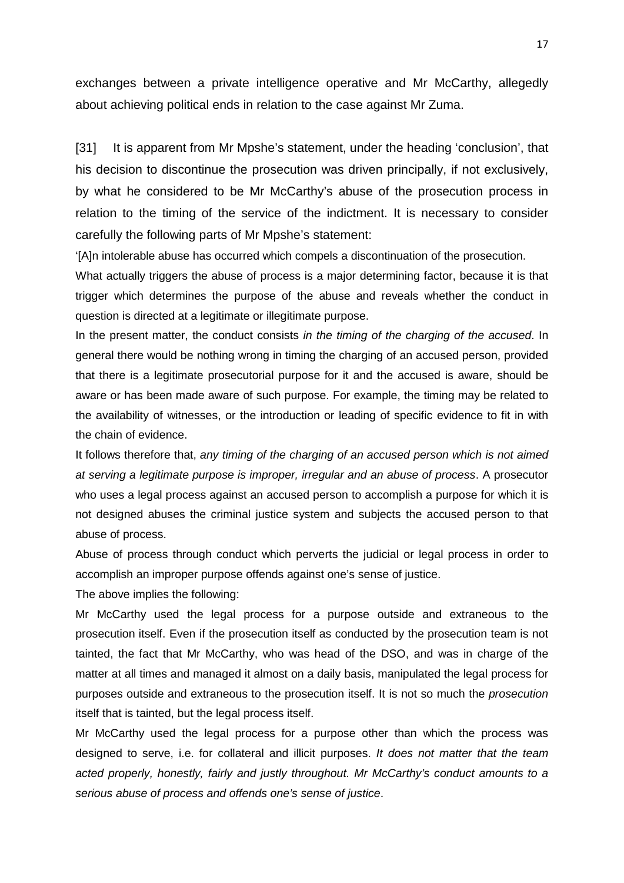exchanges between a private intelligence operative and Mr McCarthy, allegedly about achieving political ends in relation to the case against Mr Zuma.

[31] It is apparent from Mr Mpshe's statement, under the heading 'conclusion', that his decision to discontinue the prosecution was driven principally, if not exclusively, by what he considered to be Mr McCarthy's abuse of the prosecution process in relation to the timing of the service of the indictment. It is necessary to consider carefully the following parts of Mr Mpshe's statement:

'[A]n intolerable abuse has occurred which compels a discontinuation of the prosecution.

What actually triggers the abuse of process is a major determining factor, because it is that trigger which determines the purpose of the abuse and reveals whether the conduct in question is directed at a legitimate or illegitimate purpose.

In the present matter, the conduct consists *in the timing of the charging of the accused*. In general there would be nothing wrong in timing the charging of an accused person, provided that there is a legitimate prosecutorial purpose for it and the accused is aware, should be aware or has been made aware of such purpose. For example, the timing may be related to the availability of witnesses, or the introduction or leading of specific evidence to fit in with the chain of evidence.

It follows therefore that, *any timing of the charging of an accused person which is not aimed at serving a legitimate purpose is improper, irregular and an abuse of process*. A prosecutor who uses a legal process against an accused person to accomplish a purpose for which it is not designed abuses the criminal justice system and subjects the accused person to that abuse of process.

Abuse of process through conduct which perverts the judicial or legal process in order to accomplish an improper purpose offends against one's sense of justice.

The above implies the following:

Mr McCarthy used the legal process for a purpose outside and extraneous to the prosecution itself. Even if the prosecution itself as conducted by the prosecution team is not tainted, the fact that Mr McCarthy, who was head of the DSO, and was in charge of the matter at all times and managed it almost on a daily basis, manipulated the legal process for purposes outside and extraneous to the prosecution itself. It is not so much the *prosecution* itself that is tainted, but the legal process itself.

Mr McCarthy used the legal process for a purpose other than which the process was designed to serve, i.e. for collateral and illicit purposes. *It does not matter that the team acted properly, honestly, fairly and justly throughout. Mr McCarthy's conduct amounts to a serious abuse of process and offends one's sense of justice*.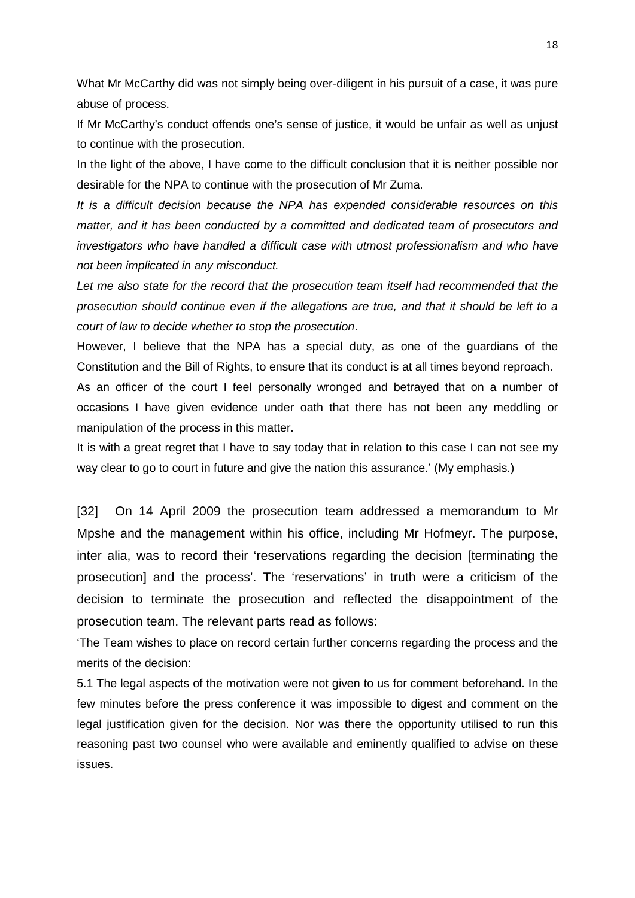What Mr McCarthy did was not simply being over-diligent in his pursuit of a case, it was pure abuse of process.

If Mr McCarthy's conduct offends one's sense of justice, it would be unfair as well as unjust to continue with the prosecution.

In the light of the above, I have come to the difficult conclusion that it is neither possible nor desirable for the NPA to continue with the prosecution of Mr Zuma.

*It is a difficult decision because the NPA has expended considerable resources on this matter, and it has been conducted by a committed and dedicated team of prosecutors and investigators who have handled a difficult case with utmost professionalism and who have not been implicated in any misconduct.*

*Let me also state for the record that the prosecution team itself had recommended that the prosecution should continue even if the allegations are true, and that it should be left to a court of law to decide whether to stop the prosecution*.

However, I believe that the NPA has a special duty, as one of the guardians of the Constitution and the Bill of Rights, to ensure that its conduct is at all times beyond reproach.

As an officer of the court I feel personally wronged and betrayed that on a number of occasions I have given evidence under oath that there has not been any meddling or manipulation of the process in this matter.

It is with a great regret that I have to say today that in relation to this case I can not see my way clear to go to court in future and give the nation this assurance.' (My emphasis.)

[32] On 14 April 2009 the prosecution team addressed a memorandum to Mr Mpshe and the management within his office, including Mr Hofmeyr. The purpose, inter alia, was to record their 'reservations regarding the decision [terminating the prosecution] and the process'. The 'reservations' in truth were a criticism of the decision to terminate the prosecution and reflected the disappointment of the prosecution team. The relevant parts read as follows:

'The Team wishes to place on record certain further concerns regarding the process and the merits of the decision:

5.1 The legal aspects of the motivation were not given to us for comment beforehand. In the few minutes before the press conference it was impossible to digest and comment on the legal justification given for the decision. Nor was there the opportunity utilised to run this reasoning past two counsel who were available and eminently qualified to advise on these issues.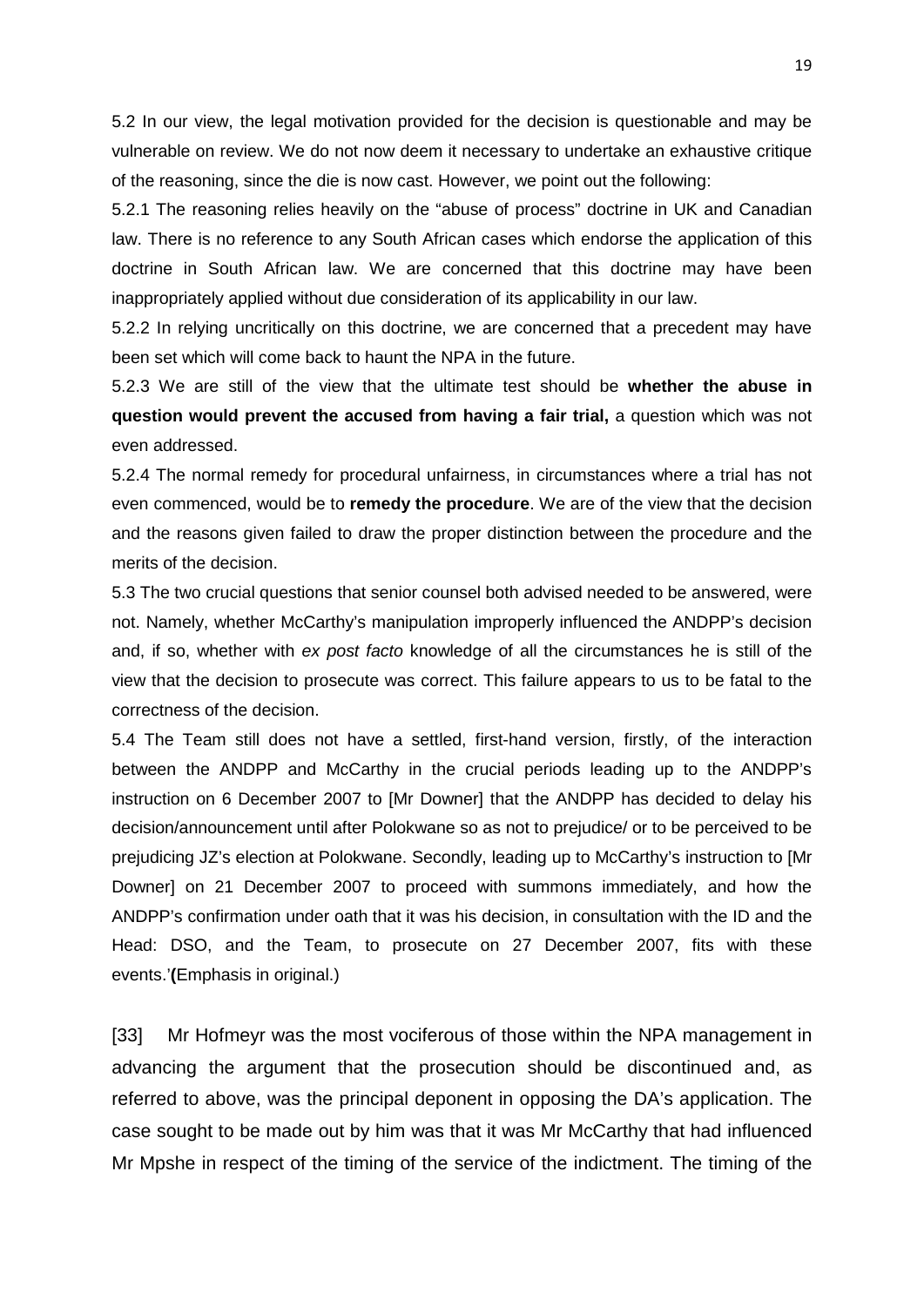5.2 In our view, the legal motivation provided for the decision is questionable and may be vulnerable on review. We do not now deem it necessary to undertake an exhaustive critique of the reasoning, since the die is now cast. However, we point out the following:

5.2.1 The reasoning relies heavily on the "abuse of process" doctrine in UK and Canadian law. There is no reference to any South African cases which endorse the application of this doctrine in South African law. We are concerned that this doctrine may have been inappropriately applied without due consideration of its applicability in our law.

5.2.2 In relying uncritically on this doctrine, we are concerned that a precedent may have been set which will come back to haunt the NPA in the future.

5.2.3 We are still of the view that the ultimate test should be **whether the abuse in question would prevent the accused from having a fair trial,** a question which was not even addressed.

5.2.4 The normal remedy for procedural unfairness, in circumstances where a trial has not even commenced, would be to **remedy the procedure**. We are of the view that the decision and the reasons given failed to draw the proper distinction between the procedure and the merits of the decision.

5.3 The two crucial questions that senior counsel both advised needed to be answered, were not. Namely, whether McCarthy's manipulation improperly influenced the ANDPP's decision and, if so, whether with *ex post facto* knowledge of all the circumstances he is still of the view that the decision to prosecute was correct. This failure appears to us to be fatal to the correctness of the decision.

5.4 The Team still does not have a settled, first-hand version, firstly, of the interaction between the ANDPP and McCarthy in the crucial periods leading up to the ANDPP's instruction on 6 December 2007 to [Mr Downer] that the ANDPP has decided to delay his decision/announcement until after Polokwane so as not to prejudice/ or to be perceived to be prejudicing JZ's election at Polokwane. Secondly, leading up to McCarthy's instruction to [Mr Downer] on 21 December 2007 to proceed with summons immediately, and how the ANDPP's confirmation under oath that it was his decision, in consultation with the ID and the Head: DSO, and the Team, to prosecute on 27 December 2007, fits with these events.'**(**Emphasis in original.)

[33] Mr Hofmeyr was the most vociferous of those within the NPA management in advancing the argument that the prosecution should be discontinued and, as referred to above, was the principal deponent in opposing the DA's application. The case sought to be made out by him was that it was Mr McCarthy that had influenced Mr Mpshe in respect of the timing of the service of the indictment. The timing of the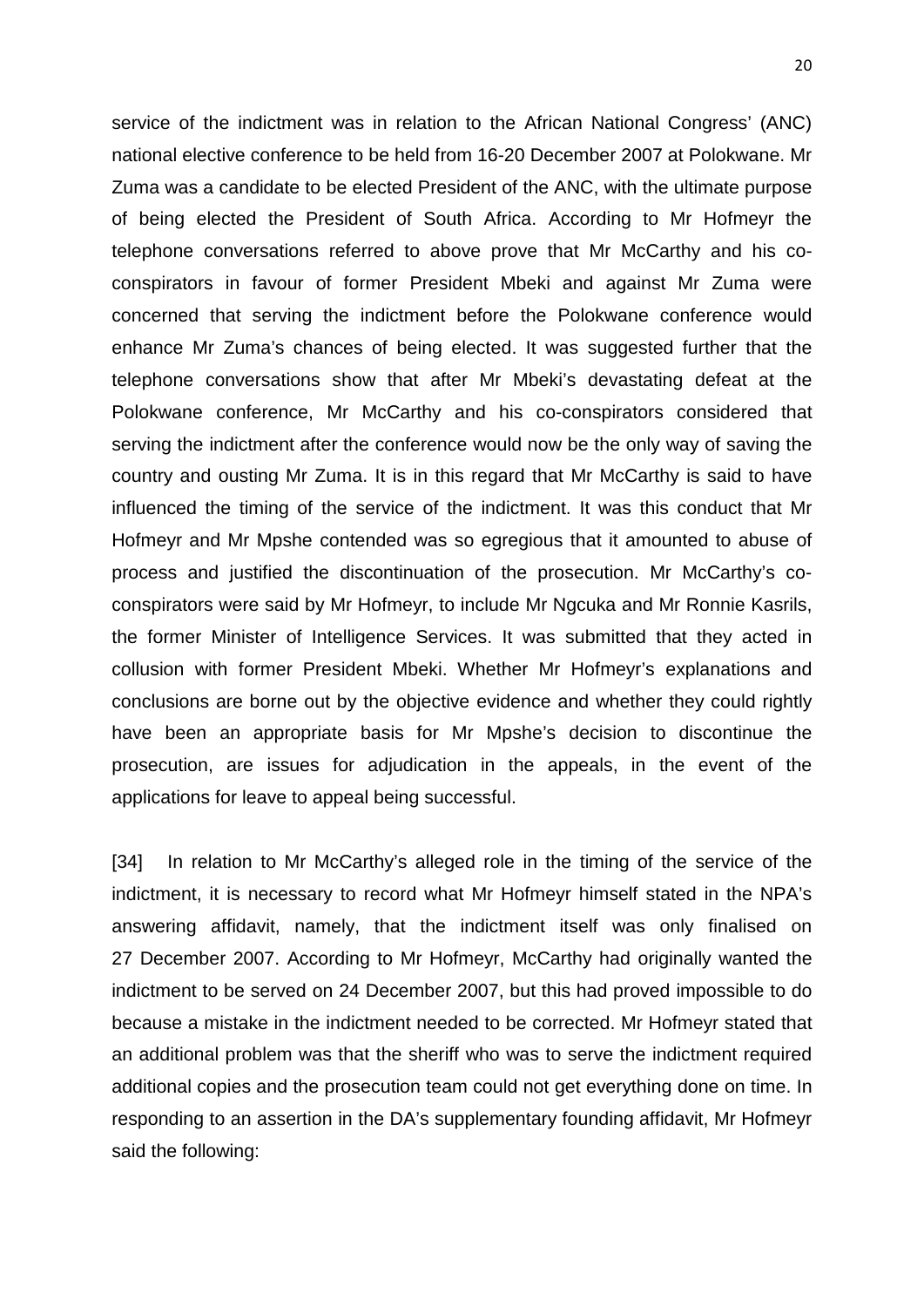service of the indictment was in relation to the African National Congress' (ANC) national elective conference to be held from 16-20 December 2007 at Polokwane. Mr Zuma was a candidate to be elected President of the ANC, with the ultimate purpose of being elected the President of South Africa. According to Mr Hofmeyr the telephone conversations referred to above prove that Mr McCarthy and his co-conspirators in favour of former President Mbeki and against Mr Zuma were concerned that serving the indictment before the Polokwane conference would enhance Mr Zuma's chances of being elected. It was suggested further that the telephone conversations show that after Mr Mbeki's devastating defeat at the Polokwane conference, Mr McCarthy and his co-conspirators considered that serving the indictment after the conference would now be the only way of saving the country and ousting Mr Zuma. It is in this regard that Mr McCarthy is said to have influenced the timing of the service of the indictment. It was this conduct that Mr Hofmeyr and Mr Mpshe contended was so egregious that it amounted to abuse of process and justified the discontinuation of the prosecution. Mr McCarthy's co-conspirators were said by Mr Hofmeyr, to include Mr Ngcuka and Mr Ronnie Kasrils, the former Minister of Intelligence Services. It was submitted that they acted in collusion with former President Mbeki. Whether Mr Hofmeyr's explanations and conclusions are borne out by the objective evidence and whether they could rightly have been an appropriate basis for Mr Mpshe's decision to discontinue the prosecution, are issues for adjudication in the appeals, in the event of the applications for leave to appeal being successful.

[34] In relation to Mr McCarthy's alleged role in the timing of the service of the indictment, it is necessary to record what Mr Hofmeyr himself stated in the NPA's answering affidavit, namely, that the indictment itself was only finalised on 27 December 2007. According to Mr Hofmeyr, McCarthy had originally wanted the indictment to be served on 24 December 2007, but this had proved impossible to do because a mistake in the indictment needed to be corrected. Mr Hofmeyr stated that an additional problem was that the sheriff who was to serve the indictment required additional copies and the prosecution team could not get everything done on time. In responding to an assertion in the DA's supplementary founding affidavit, Mr Hofmeyr said the following: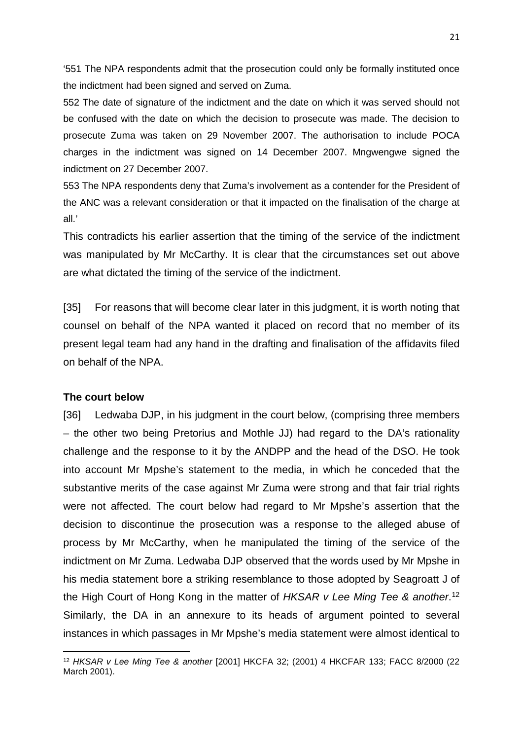'551 The NPA respondents admit that the prosecution could only be formally instituted once the indictment had been signed and served on Zuma.

552 The date of signature of the indictment and the date on which it was served should not be confused with the date on which the decision to prosecute was made. The decision to prosecute Zuma was taken on 29 November 2007. The authorisation to include POCA charges in the indictment was signed on 14 December 2007. Mngwengwe signed the indictment on 27 December 2007.

553 The NPA respondents deny that Zuma's involvement as a contender for the President of the ANC was a relevant consideration or that it impacted on the finalisation of the charge at all.'

This contradicts his earlier assertion that the timing of the service of the indictment was manipulated by Mr McCarthy. It is clear that the circumstances set out above are what dictated the timing of the service of the indictment.

[35] For reasons that will become clear later in this judgment, it is worth noting that counsel on behalf of the NPA wanted it placed on record that no member of its present legal team had any hand in the drafting and finalisation of the affidavits filed on behalf of the NPA.

**The court below**

[36] Ledwaba DJP, in his judgment in the court below, (comprising three members – the other two being Pretorius and Mothle JJ) had regard to the DA's rationality challenge and the response to it by the ANDPP and the head of the DSO. He took into account Mr Mpshe's statement to the media, in which he conceded that the substantive merits of the case against Mr Zuma were strong and that fair trial rights were not affected. The court below had regard to Mr Mpshe's assertion that the decision to discontinue the prosecution was a response to the alleged abuse of process by Mr McCarthy, when he manipulated the timing of the service of the indictment on Mr Zuma. Ledwaba DJP observed that the words used by Mr Mpshe in his media statement bore a striking resemblance to those adopted by Seagroatt J of the High Court of Hong Kong in the matter of *HKSAR v Lee Ming Tee & another*.[12] Similarly, the DA in an annexure to its heads of argument pointed to several instances in which passages in Mr Mpshe's media statement were almost identical to

[12] *HKSAR v Lee Ming Tee & another* [2001] HKCFA 32; (2001) 4 HKCFAR 133; FACC 8/2000 (22 March 2001).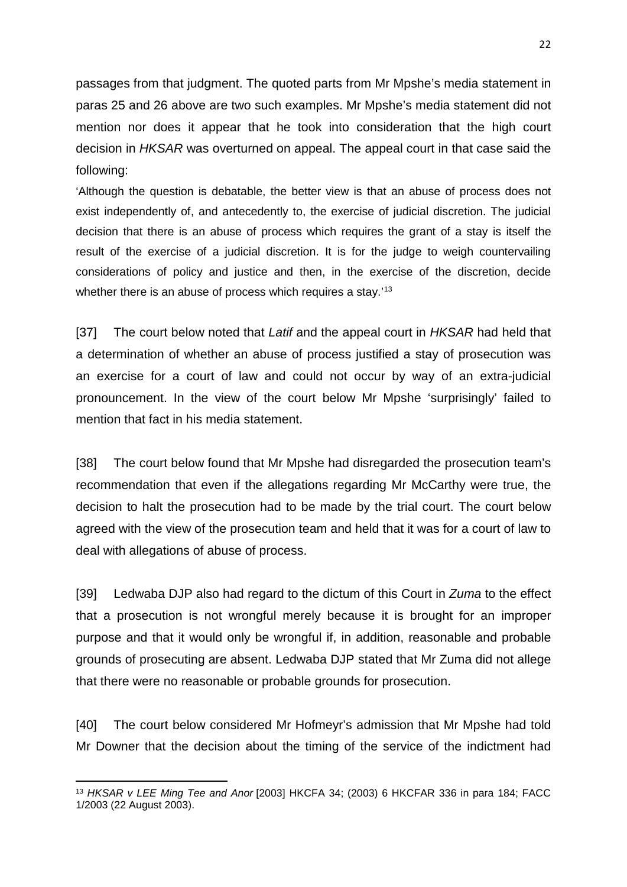passages from that judgment. The quoted parts from Mr Mpshe's media statement in paras 25 and 26 above are two such examples. Mr Mpshe's media statement did not mention nor does it appear that he took into consideration that the high court decision in *HKSAR* was overturned on appeal. The appeal court in that case said the following:

> 'Although the question is debatable, the better view is that an abuse of process does not exist independently of, and antecedently to, the exercise of judicial discretion. The judicial decision that there is an abuse of process which requires the grant of a stay is itself the result of the exercise of a judicial discretion. It is for the judge to weigh countervailing considerations of policy and justice and then, in the exercise of the discretion, decide whether there is an abuse of process which requires a stay.'[13]

[37] The court below noted that *Latif* and the appeal court in *HKSAR* had held that a determination of whether an abuse of process justified a stay of prosecution was an exercise for a court of law and could not occur by way of an extra-judicial pronouncement. In the view of the court below Mr Mpshe 'surprisingly' failed to mention that fact in his media statement.

[38] The court below found that Mr Mpshe had disregarded the prosecution team's recommendation that even if the allegations regarding Mr McCarthy were true, the decision to halt the prosecution had to be made by the trial court. The court below agreed with the view of the prosecution team and held that it was for a court of law to deal with allegations of abuse of process.

[39] Ledwaba DJP also had regard to the dictum of this Court in *Zuma* to the effect that a prosecution is not wrongful merely because it is brought for an improper purpose and that it would only be wrongful if, in addition, reasonable and probable grounds of prosecuting are absent. Ledwaba DJP stated that Mr Zuma did not allege that there were no reasonable or probable grounds for prosecution.

[40] The court below considered Mr Hofmeyr's admission that Mr Mpshe had told Mr Downer that the decision about the timing of the service of the indictment had

---

[13] *HKSAR v LEE Ming Tee and Anor* [2003] HKCFA 34; (2003) 6 HKCFAR 336 in para 184; FACC 1/2003 (22 August 2003).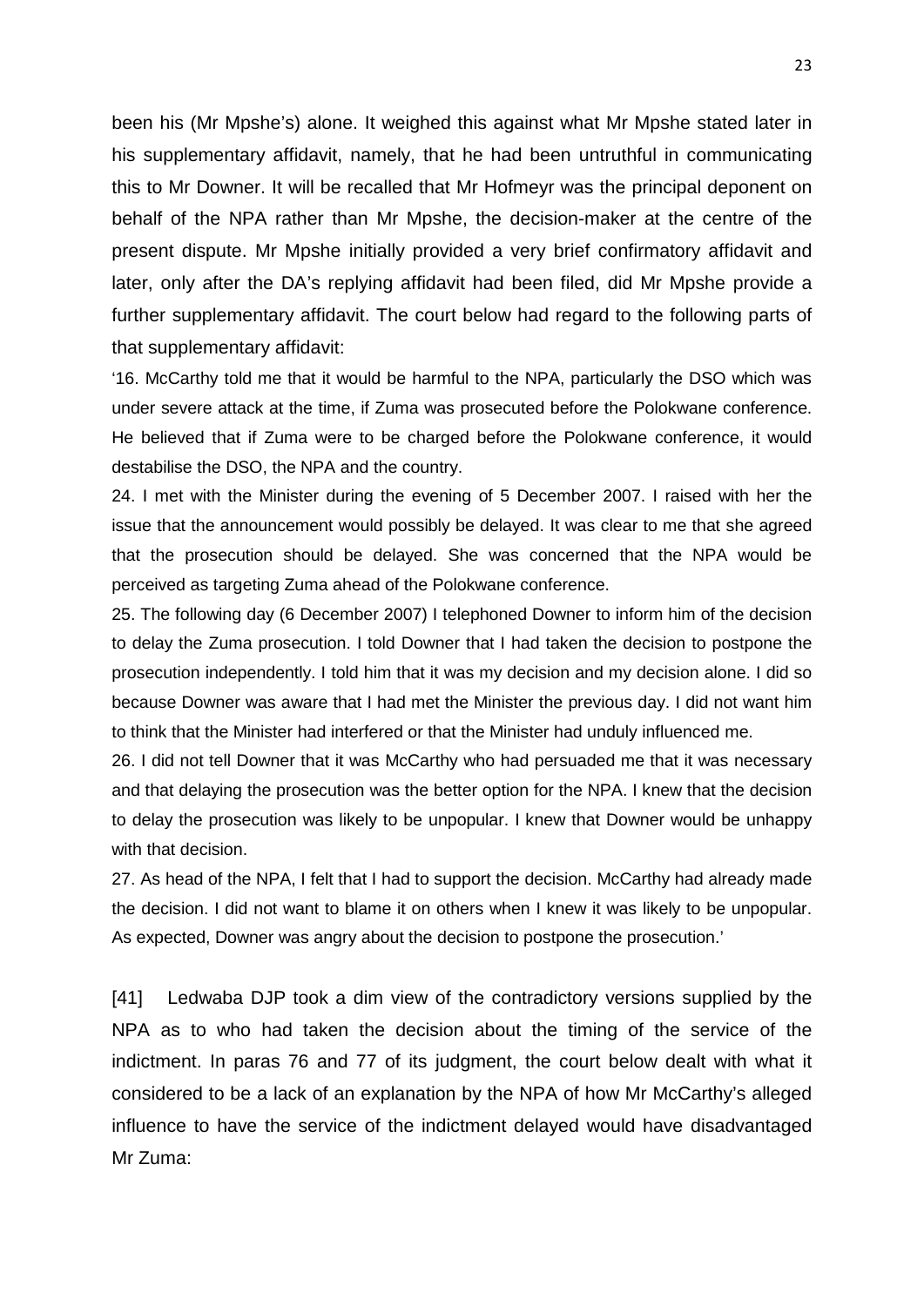been his (Mr Mpshe's) alone. It weighed this against what Mr Mpshe stated later in his supplementary affidavit, namely, that he had been untruthful in communicating this to Mr Downer. It will be recalled that Mr Hofmeyr was the principal deponent on behalf of the NPA rather than Mr Mpshe, the decision-maker at the centre of the present dispute. Mr Mpshe initially provided a very brief confirmatory affidavit and later, only after the DA's replying affidavit had been filed, did Mr Mpshe provide a further supplementary affidavit. The court below had regard to the following parts of that supplementary affidavit:

> '16. McCarthy told me that it would be harmful to the NPA, particularly the DSO which was under severe attack at the time, if Zuma was prosecuted before the Polokwane conference. He believed that if Zuma were to be charged before the Polokwane conference, it would destabilise the DSO, the NPA and the country.
>
> 24. I met with the Minister during the evening of 5 December 2007. I raised with her the issue that the announcement would possibly be delayed. It was clear to me that she agreed that the prosecution should be delayed. She was concerned that the NPA would be perceived as targeting Zuma ahead of the Polokwane conference.
>
> 25. The following day (6 December 2007) I telephoned Downer to inform him of the decision to delay the Zuma prosecution. I told Downer that I had taken the decision to postpone the prosecution independently. I told him that it was my decision and my decision alone. I did so because Downer was aware that I had met the Minister the previous day. I did not want him to think that the Minister had interfered or that the Minister had unduly influenced me.
>
> 26. I did not tell Downer that it was McCarthy who had persuaded me that it was necessary and that delaying the prosecution was the better option for the NPA. I knew that the decision to delay the prosecution was likely to be unpopular. I knew that Downer would be unhappy with that decision.
>
> 27. As head of the NPA, I felt that I had to support the decision. McCarthy had already made the decision. I did not want to blame it on others when I knew it was likely to be unpopular. As expected, Downer was angry about the decision to postpone the prosecution.'

[41] Ledwaba DJP took a dim view of the contradictory versions supplied by the NPA as to who had taken the decision about the timing of the service of the indictment. In paras 76 and 77 of its judgment, the court below dealt with what it considered to be a lack of an explanation by the NPA of how Mr McCarthy's alleged influence to have the service of the indictment delayed would have disadvantaged Mr Zuma: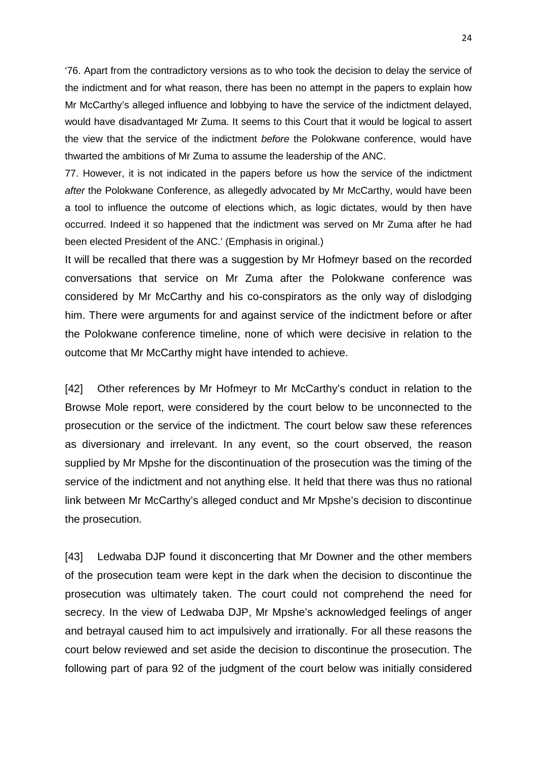'76. Apart from the contradictory versions as to who took the decision to delay the service of the indictment and for what reason, there has been no attempt in the papers to explain how Mr McCarthy's alleged influence and lobbying to have the service of the indictment delayed, would have disadvantaged Mr Zuma. It seems to this Court that it would be logical to assert the view that the service of the indictment *before* the Polokwane conference, would have thwarted the ambitions of Mr Zuma to assume the leadership of the ANC.

77. However, it is not indicated in the papers before us how the service of the indictment *after* the Polokwane Conference, as allegedly advocated by Mr McCarthy, would have been a tool to influence the outcome of elections which, as logic dictates, would by then have occurred. Indeed it so happened that the indictment was served on Mr Zuma after he had been elected President of the ANC.' (Emphasis in original.)

It will be recalled that there was a suggestion by Mr Hofmeyr based on the recorded conversations that service on Mr Zuma after the Polokwane conference was considered by Mr McCarthy and his co-conspirators as the only way of dislodging him. There were arguments for and against service of the indictment before or after the Polokwane conference timeline, none of which were decisive in relation to the outcome that Mr McCarthy might have intended to achieve.

[42] Other references by Mr Hofmeyr to Mr McCarthy's conduct in relation to the Browse Mole report, were considered by the court below to be unconnected to the prosecution or the service of the indictment. The court below saw these references as diversionary and irrelevant. In any event, so the court observed, the reason supplied by Mr Mpshe for the discontinuation of the prosecution was the timing of the service of the indictment and not anything else. It held that there was thus no rational link between Mr McCarthy's alleged conduct and Mr Mpshe's decision to discontinue the prosecution.

[43] Ledwaba DJP found it disconcerting that Mr Downer and the other members of the prosecution team were kept in the dark when the decision to discontinue the prosecution was ultimately taken. The court could not comprehend the need for secrecy. In the view of Ledwaba DJP, Mr Mpshe's acknowledged feelings of anger and betrayal caused him to act impulsively and irrationally. For all these reasons the court below reviewed and set aside the decision to discontinue the prosecution. The following part of para 92 of the judgment of the court below was initially considered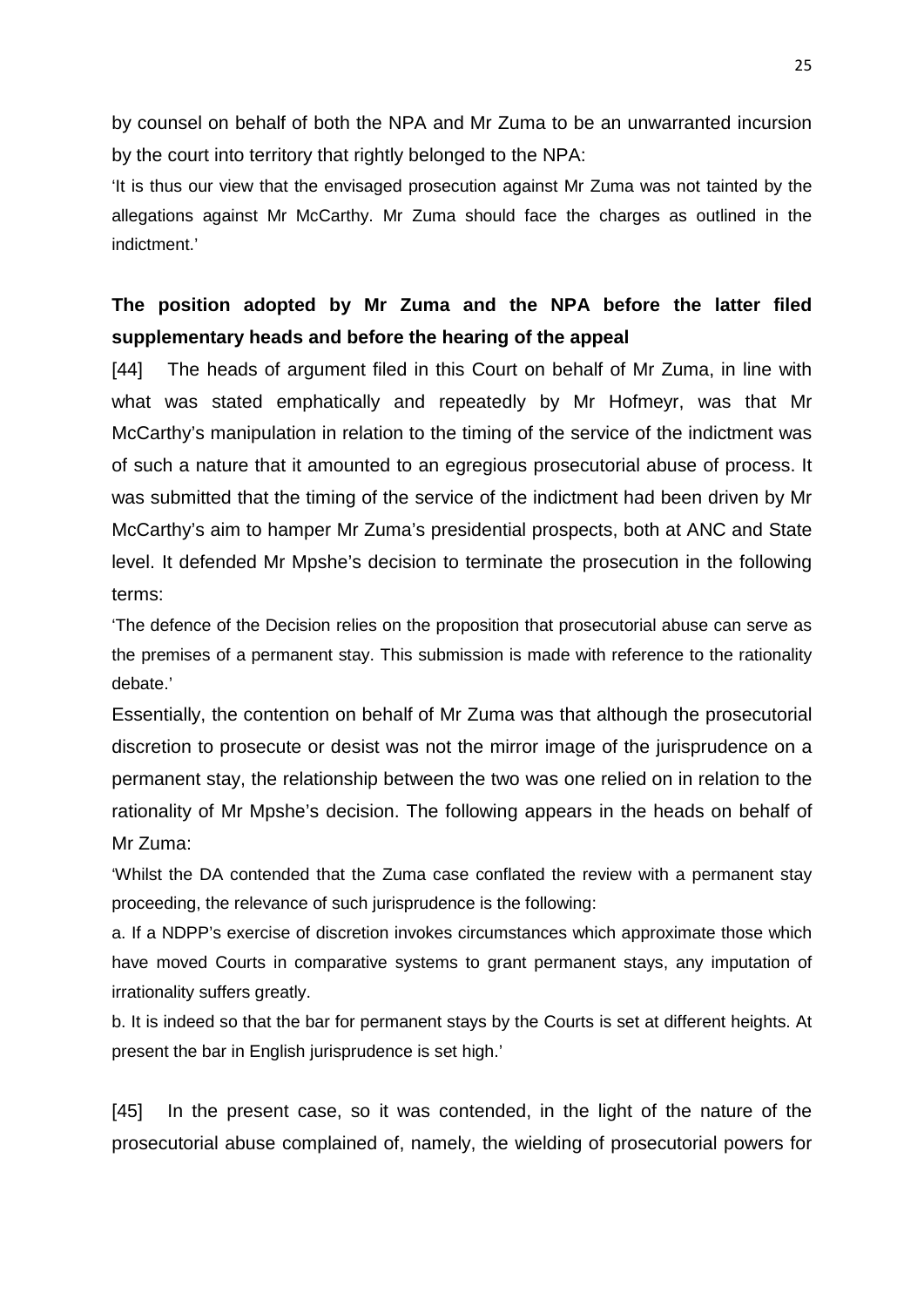by counsel on behalf of both the NPA and Mr Zuma to be an unwarranted incursion by the court into territory that rightly belonged to the NPA:

'It is thus our view that the envisaged prosecution against Mr Zuma was not tainted by the allegations against Mr McCarthy. Mr Zuma should face the charges as outlined in the indictment.'

**The position adopted by Mr Zuma and the NPA before the latter filed supplementary heads and before the hearing of the appeal**

[44] The heads of argument filed in this Court on behalf of Mr Zuma, in line with what was stated emphatically and repeatedly by Mr Hofmeyr, was that Mr McCarthy's manipulation in relation to the timing of the service of the indictment was of such a nature that it amounted to an egregious prosecutorial abuse of process. It was submitted that the timing of the service of the indictment had been driven by Mr McCarthy's aim to hamper Mr Zuma's presidential prospects, both at ANC and State level. It defended Mr Mpshe's decision to terminate the prosecution in the following terms:

'The defence of the Decision relies on the proposition that prosecutorial abuse can serve as the premises of a permanent stay. This submission is made with reference to the rationality debate.'

Essentially, the contention on behalf of Mr Zuma was that although the prosecutorial discretion to prosecute or desist was not the mirror image of the jurisprudence on a permanent stay, the relationship between the two was one relied on in relation to the rationality of Mr Mpshe's decision. The following appears in the heads on behalf of Mr Zuma:

'Whilst the DA contended that the Zuma case conflated the review with a permanent stay proceeding, the relevance of such jurisprudence is the following:

a. If a NDPP's exercise of discretion invokes circumstances which approximate those which have moved Courts in comparative systems to grant permanent stays, any imputation of irrationality suffers greatly.

b. It is indeed so that the bar for permanent stays by the Courts is set at different heights. At present the bar in English jurisprudence is set high.'

[45] In the present case, so it was contended, in the light of the nature of the prosecutorial abuse complained of, namely, the wielding of prosecutorial powers for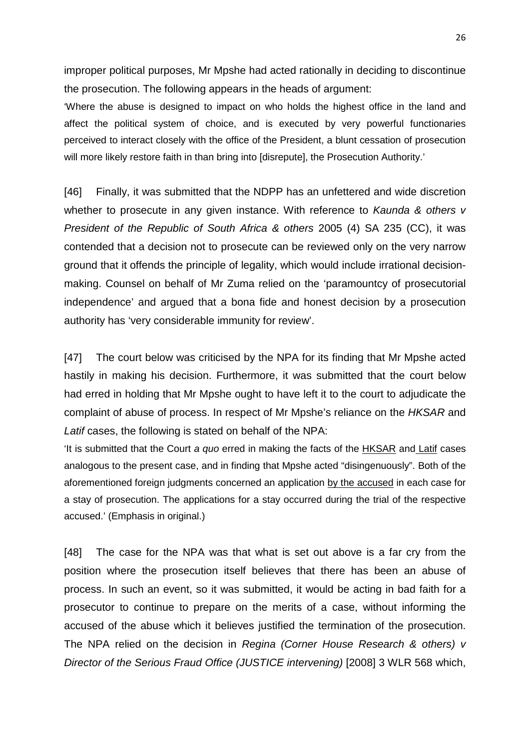improper political purposes, Mr Mpshe had acted rationally in deciding to discontinue the prosecution. The following appears in the heads of argument:

> 'Where the abuse is designed to impact on who holds the highest office in the land and affect the political system of choice, and is executed by very powerful functionaries perceived to interact closely with the office of the President, a blunt cessation of prosecution will more likely restore faith in than bring into [disrepute], the Prosecution Authority.'

[46] Finally, it was submitted that the NDPP has an unfettered and wide discretion whether to prosecute in any given instance. With reference to *Kaunda & others v President of the Republic of South Africa & others* 2005 (4) SA 235 (CC), it was contended that a decision not to prosecute can be reviewed only on the very narrow ground that it offends the principle of legality, which would include irrational decision-making. Counsel on behalf of Mr Zuma relied on the 'paramountcy of prosecutorial independence' and argued that a bona fide and honest decision by a prosecution authority has 'very considerable immunity for review'.

[47] The court below was criticised by the NPA for its finding that Mr Mpshe acted hastily in making his decision. Furthermore, it was submitted that the court below had erred in holding that Mr Mpshe ought to have left it to the court to adjudicate the complaint of abuse of process. In respect of Mr Mpshe's reliance on the *HKSAR* and *Latif* cases, the following is stated on behalf of the NPA:

> 'It is submitted that the Court *a quo* erred in making the facts of the <u>HKSAR</u> and <u>Latif</u> cases analogous to the present case, and in finding that Mpshe acted "disingenuously". Both of the aforementioned foreign judgments concerned an application <u>by the accused</u> in each case for a stay of prosecution. The applications for a stay occurred during the trial of the respective accused.' (Emphasis in original.)

[48] The case for the NPA was that what is set out above is a far cry from the position where the prosecution itself believes that there has been an abuse of process. In such an event, so it was submitted, it would be acting in bad faith for a prosecutor to continue to prepare on the merits of a case, without informing the accused of the abuse which it believes justified the termination of the prosecution. The NPA relied on the decision in *Regina (Corner House Research & others) v Director of the Serious Fraud Office (JUSTICE intervening)* [2008] 3 WLR 568 which,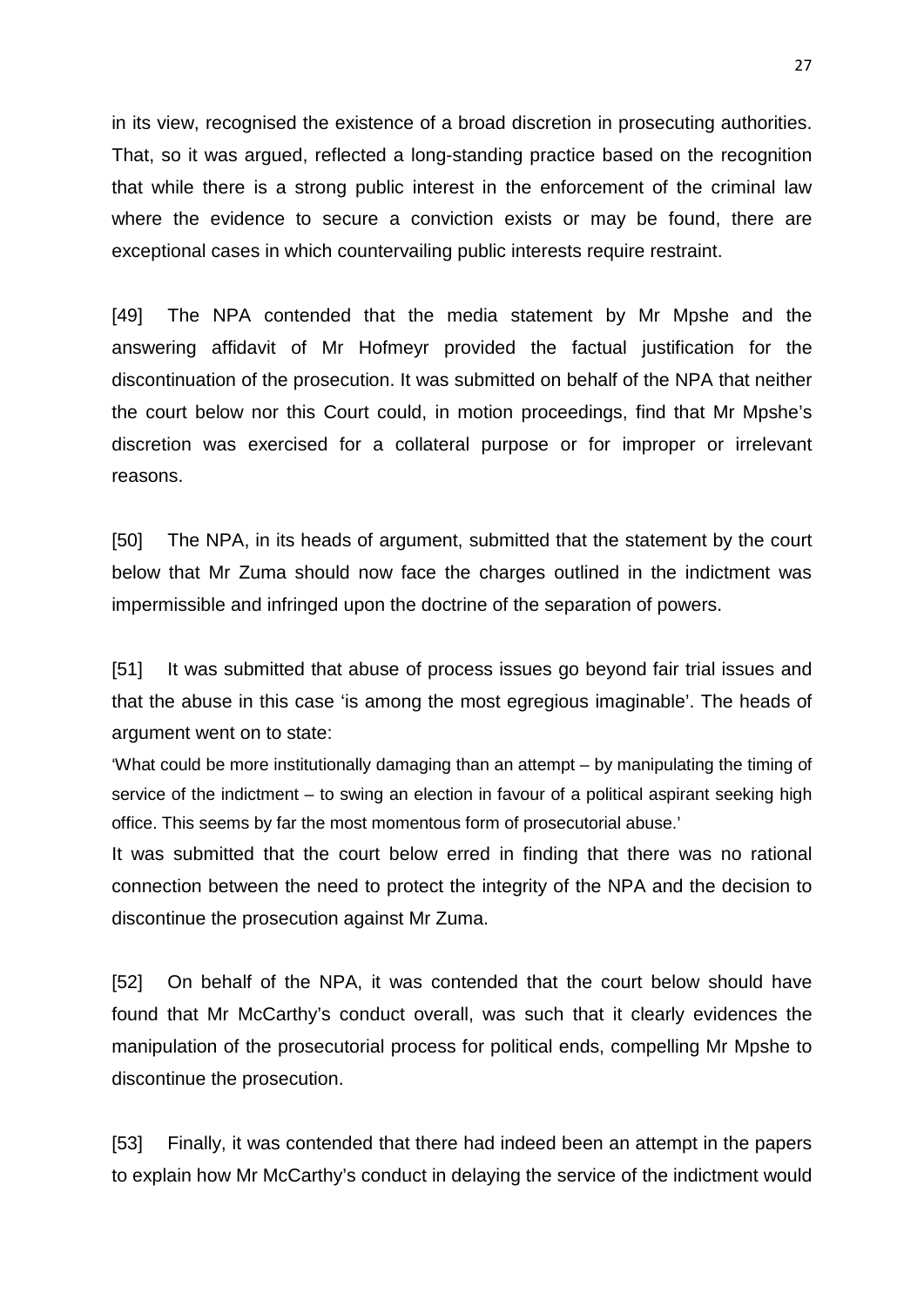in its view, recognised the existence of a broad discretion in prosecuting authorities. That, so it was argued, reflected a long-standing practice based on the recognition that while there is a strong public interest in the enforcement of the criminal law where the evidence to secure a conviction exists or may be found, there are exceptional cases in which countervailing public interests require restraint.

[49] The NPA contended that the media statement by Mr Mpshe and the answering affidavit of Mr Hofmeyr provided the factual justification for the discontinuation of the prosecution. It was submitted on behalf of the NPA that neither the court below nor this Court could, in motion proceedings, find that Mr Mpshe's discretion was exercised for a collateral purpose or for improper or irrelevant reasons.

[50] The NPA, in its heads of argument, submitted that the statement by the court below that Mr Zuma should now face the charges outlined in the indictment was impermissible and infringed upon the doctrine of the separation of powers.

[51] It was submitted that abuse of process issues go beyond fair trial issues and that the abuse in this case 'is among the most egregious imaginable'. The heads of argument went on to state:

'What could be more institutionally damaging than an attempt – by manipulating the timing of service of the indictment – to swing an election in favour of a political aspirant seeking high office. This seems by far the most momentous form of prosecutorial abuse.'

It was submitted that the court below erred in finding that there was no rational connection between the need to protect the integrity of the NPA and the decision to discontinue the prosecution against Mr Zuma.

[52] On behalf of the NPA, it was contended that the court below should have found that Mr McCarthy's conduct overall, was such that it clearly evidences the manipulation of the prosecutorial process for political ends, compelling Mr Mpshe to discontinue the prosecution.

[53] Finally, it was contended that there had indeed been an attempt in the papers to explain how Mr McCarthy's conduct in delaying the service of the indictment would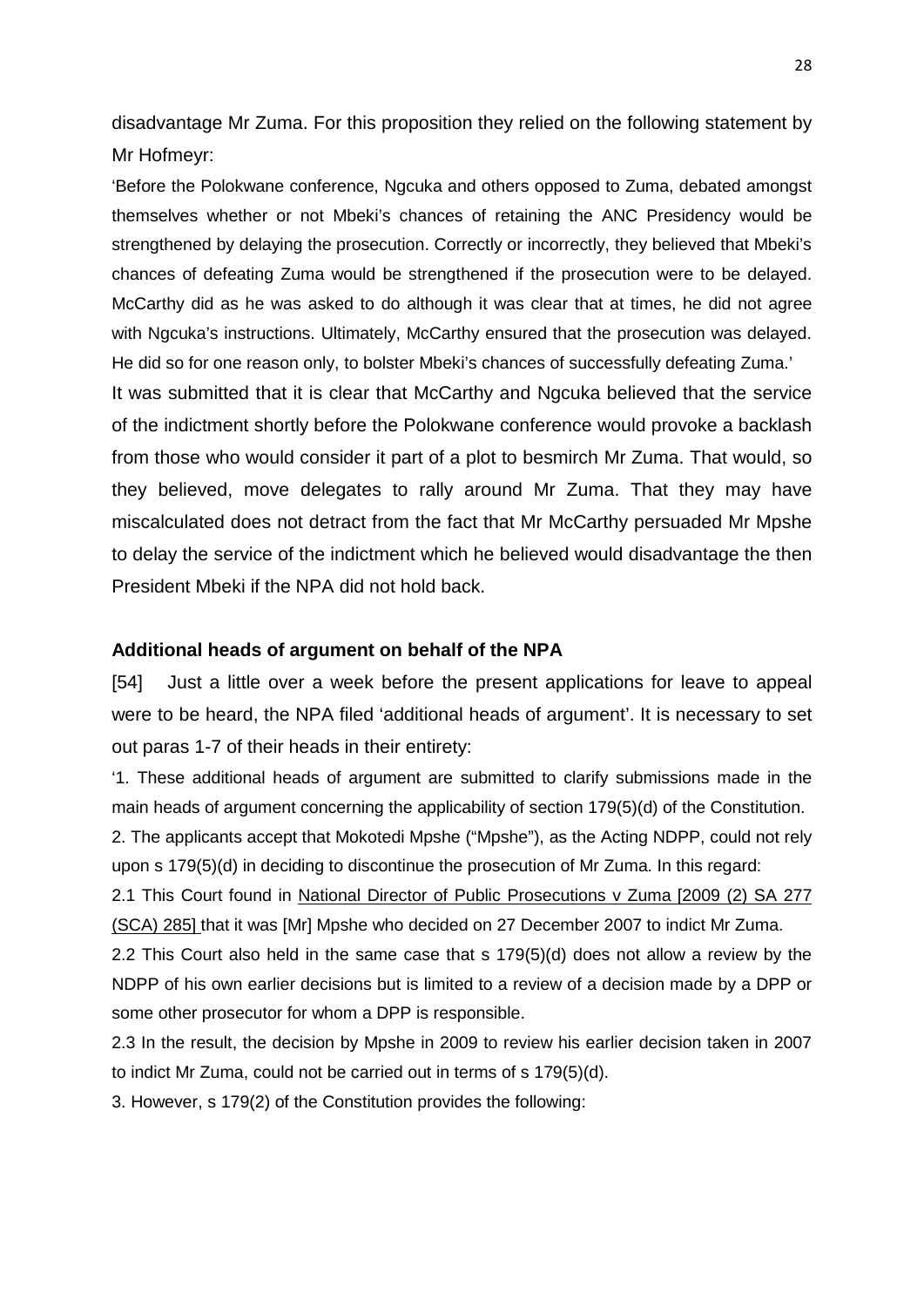disadvantage Mr Zuma. For this proposition they relied on the following statement by Mr Hofmeyr:

> 'Before the Polokwane conference, Ngcuka and others opposed to Zuma, debated amongst themselves whether or not Mbeki's chances of retaining the ANC Presidency would be strengthened by delaying the prosecution. Correctly or incorrectly, they believed that Mbeki's chances of defeating Zuma would be strengthened if the prosecution were to be delayed. McCarthy did as he was asked to do although it was clear that at times, he did not agree with Ngcuka's instructions. Ultimately, McCarthy ensured that the prosecution was delayed. He did so for one reason only, to bolster Mbeki's chances of successfully defeating Zuma.'

It was submitted that it is clear that McCarthy and Ngcuka believed that the service of the indictment shortly before the Polokwane conference would provoke a backlash from those who would consider it part of a plot to besmirch Mr Zuma. That would, so they believed, move delegates to rally around Mr Zuma. That they may have miscalculated does not detract from the fact that Mr McCarthy persuaded Mr Mpshe to delay the service of the indictment which he believed would disadvantage the then President Mbeki if the NPA did not hold back.

**Additional heads of argument on behalf of the NPA**

[54] Just a little over a week before the present applications for leave to appeal were to be heard, the NPA filed 'additional heads of argument'. It is necessary to set out paras 1-7 of their heads in their entirety:

> '1. These additional heads of argument are submitted to clarify submissions made in the main heads of argument concerning the applicability of section 179(5)(d) of the Constitution.
>
> 2. The applicants accept that Mokotedi Mpshe ("Mpshe"), as the Acting NDPP, could not rely upon s 179(5)(d) in deciding to discontinue the prosecution of Mr Zuma. In this regard:
>
> 2.1 This Court found in National Director of Public Prosecutions v Zuma [2009 (2) SA 277 (SCA) 285] that it was [Mr] Mpshe who decided on 27 December 2007 to indict Mr Zuma.
>
> 2.2 This Court also held in the same case that s 179(5)(d) does not allow a review by the NDPP of his own earlier decisions but is limited to a review of a decision made by a DPP or some other prosecutor for whom a DPP is responsible.
>
> 2.3 In the result, the decision by Mpshe in 2009 to review his earlier decision taken in 2007 to indict Mr Zuma, could not be carried out in terms of s 179(5)(d).
>
> 3. However, s 179(2) of the Constitution provides the following: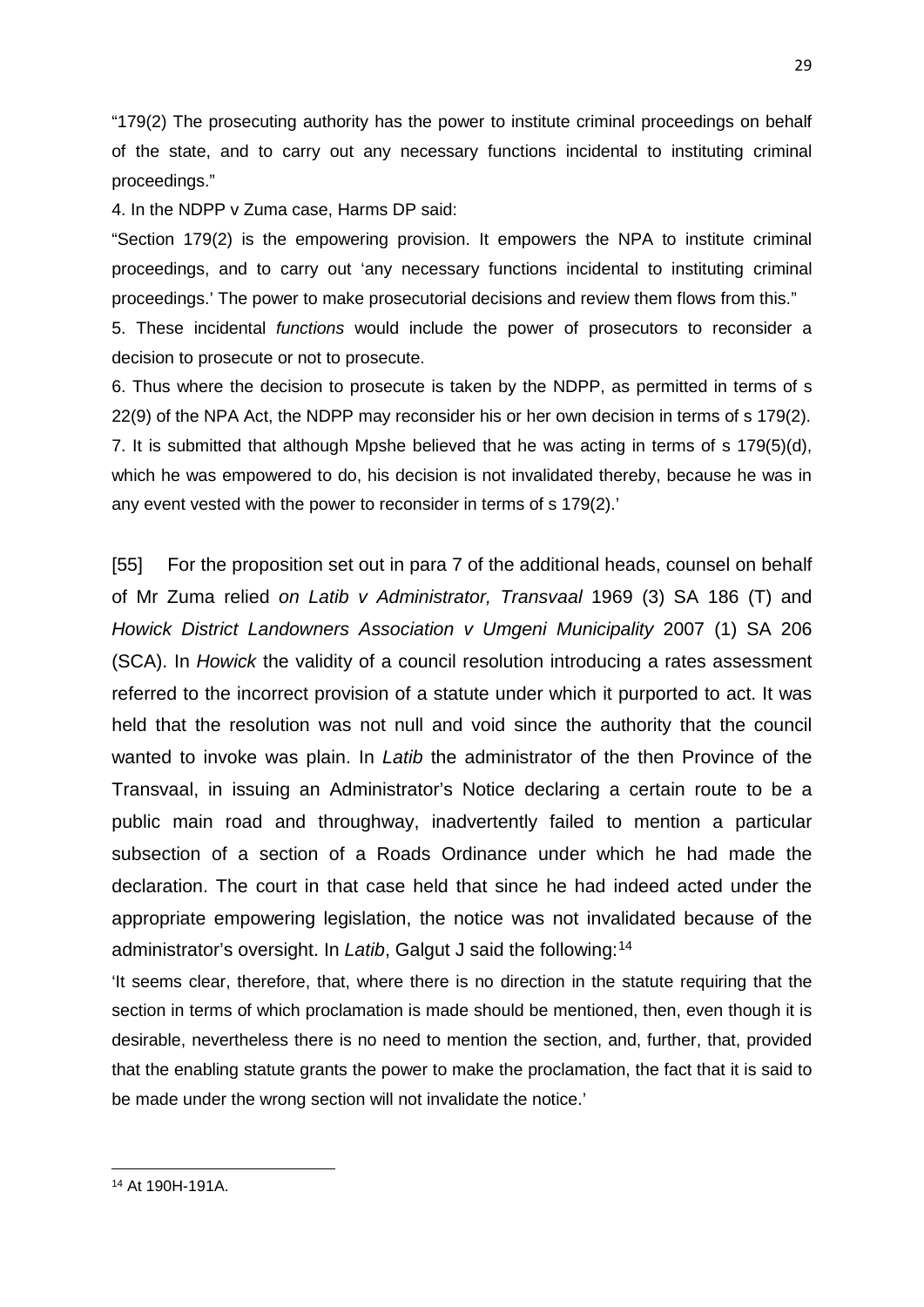"179(2) The prosecuting authority has the power to institute criminal proceedings on behalf of the state, and to carry out any necessary functions incidental to instituting criminal proceedings."

4. In the NDPP v Zuma case, Harms DP said:

"Section 179(2) is the empowering provision. It empowers the NPA to institute criminal proceedings, and to carry out 'any necessary functions incidental to instituting criminal proceedings.' The power to make prosecutorial decisions and review them flows from this."

5. These incidental *functions* would include the power of prosecutors to reconsider a decision to prosecute or not to prosecute.

6. Thus where the decision to prosecute is taken by the NDPP, as permitted in terms of s 22(9) of the NPA Act, the NDPP may reconsider his or her own decision in terms of s 179(2).

7. It is submitted that although Mpshe believed that he was acting in terms of s 179(5)(d), which he was empowered to do, his decision is not invalidated thereby, because he was in any event vested with the power to reconsider in terms of s 179(2).'

[55] For the proposition set out in para 7 of the additional heads, counsel on behalf of Mr Zuma relied *on Latib v Administrator, Transvaal* 1969 (3) SA 186 (T) and *Howick District Landowners Association v Umgeni Municipality* 2007 (1) SA 206 (SCA). In *Howick* the validity of a council resolution introducing a rates assessment referred to the incorrect provision of a statute under which it purported to act. It was held that the resolution was not null and void since the authority that the council wanted to invoke was plain. In *Latib* the administrator of the then Province of the Transvaal, in issuing an Administrator's Notice declaring a certain route to be a public main road and throughway, inadvertently failed to mention a particular subsection of a section of a Roads Ordinance under which he had made the declaration. The court in that case held that since he had indeed acted under the appropriate empowering legislation, the notice was not invalidated because of the administrator's oversight. In *Latib*, Galgut J said the following:[14]

'It seems clear, therefore, that, where there is no direction in the statute requiring that the section in terms of which proclamation is made should be mentioned, then, even though it is desirable, nevertheless there is no need to mention the section, and, further, that, provided that the enabling statute grants the power to make the proclamation, the fact that it is said to be made under the wrong section will not invalidate the notice.'

[14] At 190H-191A.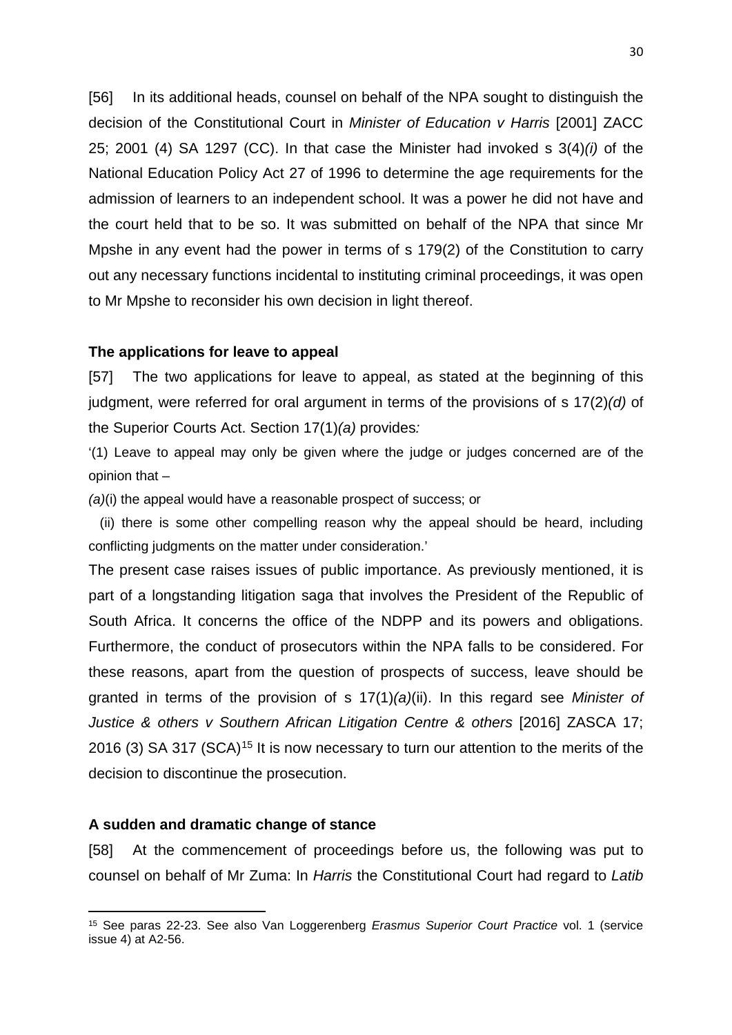[56] In its additional heads, counsel on behalf of the NPA sought to distinguish the decision of the Constitutional Court in *Minister of Education v Harris* [2001] ZACC 25; 2001 (4) SA 1297 (CC). In that case the Minister had invoked s 3(4)*(i)* of the National Education Policy Act 27 of 1996 to determine the age requirements for the admission of learners to an independent school. It was a power he did not have and the court held that to be so. It was submitted on behalf of the NPA that since Mr Mpshe in any event had the power in terms of s 179(2) of the Constitution to carry out any necessary functions incidental to instituting criminal proceedings, it was open to Mr Mpshe to reconsider his own decision in light thereof.

**The applications for leave to appeal**

[57] The two applications for leave to appeal, as stated at the beginning of this judgment, were referred for oral argument in terms of the provisions of s 17(2)*(d)* of the Superior Courts Act. Section 17(1)*(a)* provides*:*

'(1) Leave to appeal may only be given where the judge or judges concerned are of the opinion that –

*(a)*(i) the appeal would have a reasonable prospect of success; or

(ii) there is some other compelling reason why the appeal should be heard, including conflicting judgments on the matter under consideration.'

The present case raises issues of public importance. As previously mentioned, it is part of a longstanding litigation saga that involves the President of the Republic of South Africa. It concerns the office of the NDPP and its powers and obligations. Furthermore, the conduct of prosecutors within the NPA falls to be considered. For these reasons, apart from the question of prospects of success, leave should be granted in terms of the provision of s 17(1)*(a)*(ii). In this regard see *Minister of Justice & others v Southern African Litigation Centre & others* [2016] ZASCA 17; 2016 (3) SA 317 (SCA)[15] It is now necessary to turn our attention to the merits of the decision to discontinue the prosecution.

**A sudden and dramatic change of stance**

[58] At the commencement of proceedings before us, the following was put to counsel on behalf of Mr Zuma: In *Harris* the Constitutional Court had regard to *Latib*

---

[15] See paras 22-23. See also Van Loggerenberg *Erasmus Superior Court Practice* vol. 1 (service issue 4) at A2-56.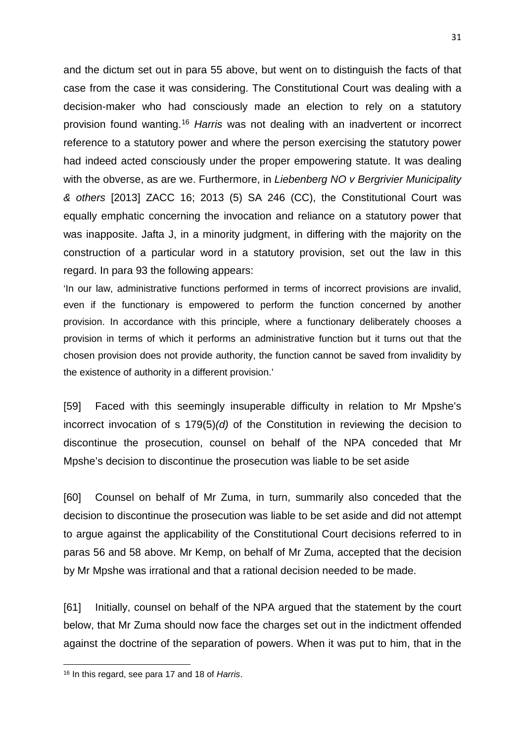and the dictum set out in para 55 above, but went on to distinguish the facts of that case from the case it was considering. The Constitutional Court was dealing with a decision-maker who had consciously made an election to rely on a statutory provision found wanting.[16] *Harris* was not dealing with an inadvertent or incorrect reference to a statutory power and where the person exercising the statutory power had indeed acted consciously under the proper empowering statute. It was dealing with the obverse, as are we. Furthermore, in *Liebenberg NO v Bergrivier Municipality & others* [2013] ZACC 16; 2013 (5) SA 246 (CC), the Constitutional Court was equally emphatic concerning the invocation and reliance on a statutory power that was inapposite. Jafta J, in a minority judgment, in differing with the majority on the construction of a particular word in a statutory provision, set out the law in this regard. In para 93 the following appears:

> 'In our law, administrative functions performed in terms of incorrect provisions are invalid, even if the functionary is empowered to perform the function concerned by another provision. In accordance with this principle, where a functionary deliberately chooses a provision in terms of which it performs an administrative function but it turns out that the chosen provision does not provide authority, the function cannot be saved from invalidity by the existence of authority in a different provision.'

[59] Faced with this seemingly insuperable difficulty in relation to Mr Mpshe's incorrect invocation of s 179(5)*(d)* of the Constitution in reviewing the decision to discontinue the prosecution, counsel on behalf of the NPA conceded that Mr Mpshe's decision to discontinue the prosecution was liable to be set aside

[60] Counsel on behalf of Mr Zuma, in turn, summarily also conceded that the decision to discontinue the prosecution was liable to be set aside and did not attempt to argue against the applicability of the Constitutional Court decisions referred to in paras 56 and 58 above. Mr Kemp, on behalf of Mr Zuma, accepted that the decision by Mr Mpshe was irrational and that a rational decision needed to be made.

[61] Initially, counsel on behalf of the NPA argued that the statement by the court below, that Mr Zuma should now face the charges set out in the indictment offended against the doctrine of the separation of powers. When it was put to him, that in the

[16] In this regard, see para 17 and 18 of *Harris*.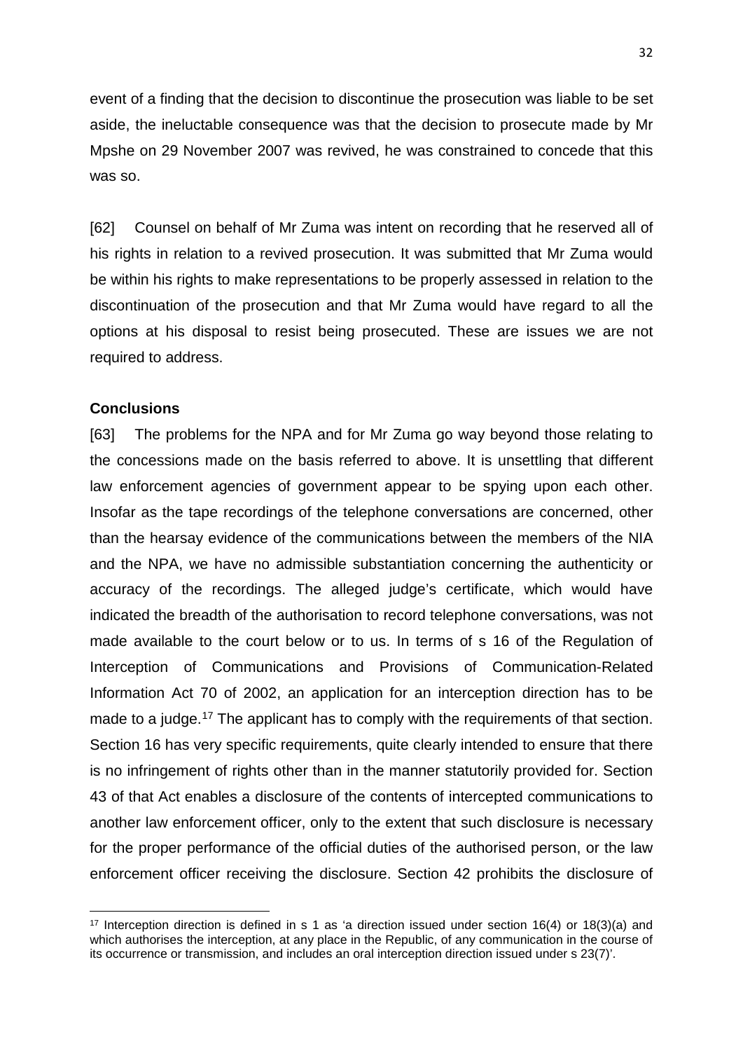event of a finding that the decision to discontinue the prosecution was liable to be set aside, the ineluctable consequence was that the decision to prosecute made by Mr Mpshe on 29 November 2007 was revived, he was constrained to concede that this was so.

[62] Counsel on behalf of Mr Zuma was intent on recording that he reserved all of his rights in relation to a revived prosecution. It was submitted that Mr Zuma would be within his rights to make representations to be properly assessed in relation to the discontinuation of the prosecution and that Mr Zuma would have regard to all the options at his disposal to resist being prosecuted. These are issues we are not required to address.

**Conclusions**

[63] The problems for the NPA and for Mr Zuma go way beyond those relating to the concessions made on the basis referred to above. It is unsettling that different law enforcement agencies of government appear to be spying upon each other. Insofar as the tape recordings of the telephone conversations are concerned, other than the hearsay evidence of the communications between the members of the NIA and the NPA, we have no admissible substantiation concerning the authenticity or accuracy of the recordings. The alleged judge's certificate, which would have indicated the breadth of the authorisation to record telephone conversations, was not made available to the court below or to us. In terms of s 16 of the Regulation of Interception of Communications and Provisions of Communication-Related Information Act 70 of 2002, an application for an interception direction has to be made to a judge.[17] The applicant has to comply with the requirements of that section. Section 16 has very specific requirements, quite clearly intended to ensure that there is no infringement of rights other than in the manner statutorily provided for. Section 43 of that Act enables a disclosure of the contents of intercepted communications to another law enforcement officer, only to the extent that such disclosure is necessary for the proper performance of the official duties of the authorised person, or the law enforcement officer receiving the disclosure. Section 42 prohibits the disclosure of

---

[17] Interception direction is defined in s 1 as 'a direction issued under section 16(4) or 18(3)(a) and which authorises the interception, at any place in the Republic, of any communication in the course of its occurrence or transmission, and includes an oral interception direction issued under s 23(7)'.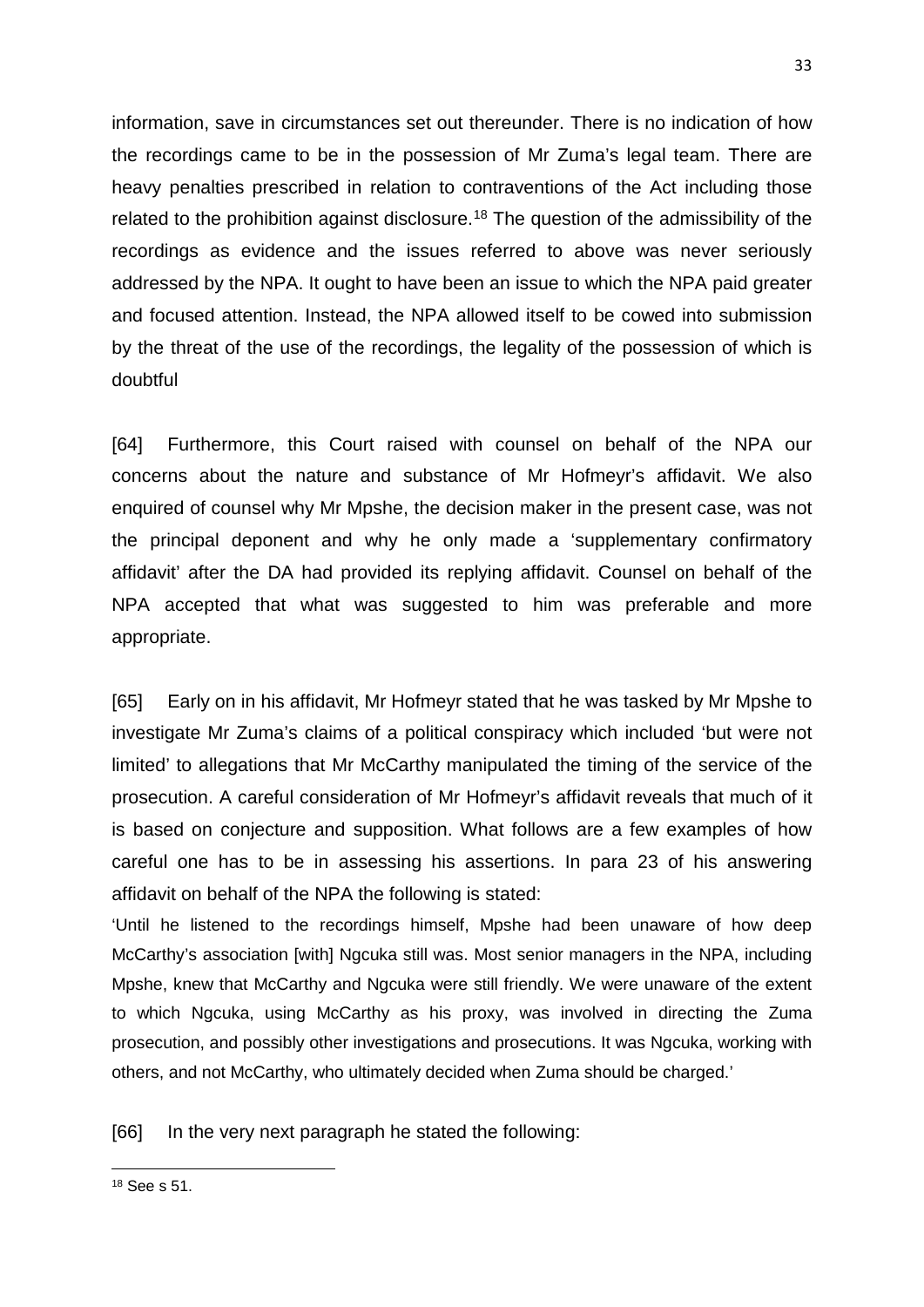information, save in circumstances set out thereunder. There is no indication of how the recordings came to be in the possession of Mr Zuma's legal team. There are heavy penalties prescribed in relation to contraventions of the Act including those related to the prohibition against disclosure.[18] The question of the admissibility of the recordings as evidence and the issues referred to above was never seriously addressed by the NPA. It ought to have been an issue to which the NPA paid greater and focused attention. Instead, the NPA allowed itself to be cowed into submission by the threat of the use of the recordings, the legality of the possession of which is doubtful

[64] Furthermore, this Court raised with counsel on behalf of the NPA our concerns about the nature and substance of Mr Hofmeyr's affidavit. We also enquired of counsel why Mr Mpshe, the decision maker in the present case, was not the principal deponent and why he only made a 'supplementary confirmatory affidavit' after the DA had provided its replying affidavit. Counsel on behalf of the NPA accepted that what was suggested to him was preferable and more appropriate.

[65] Early on in his affidavit, Mr Hofmeyr stated that he was tasked by Mr Mpshe to investigate Mr Zuma's claims of a political conspiracy which included 'but were not limited' to allegations that Mr McCarthy manipulated the timing of the service of the prosecution. A careful consideration of Mr Hofmeyr's affidavit reveals that much of it is based on conjecture and supposition. What follows are a few examples of how careful one has to be in assessing his assertions. In para 23 of his answering affidavit on behalf of the NPA the following is stated:

'Until he listened to the recordings himself, Mpshe had been unaware of how deep McCarthy's association [with] Ngcuka still was. Most senior managers in the NPA, including Mpshe, knew that McCarthy and Ngcuka were still friendly. We were unaware of the extent to which Ngcuka, using McCarthy as his proxy, was involved in directing the Zuma prosecution, and possibly other investigations and prosecutions. It was Ngcuka, working with others, and not McCarthy, who ultimately decided when Zuma should be charged.'

[66] In the very next paragraph he stated the following:

---

[18] See s 51.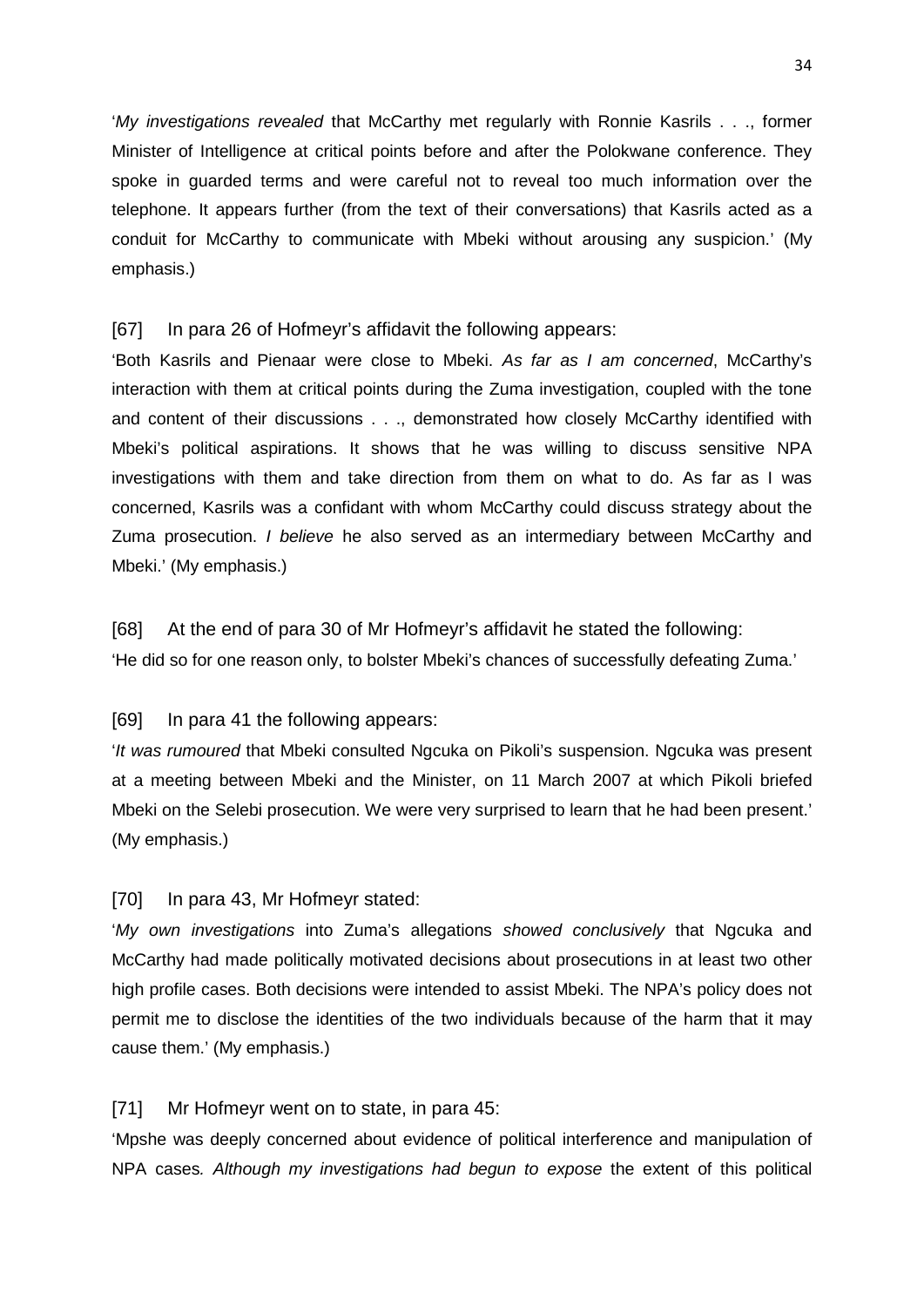'*My investigations revealed* that McCarthy met regularly with Ronnie Kasrils . . ., former Minister of Intelligence at critical points before and after the Polokwane conference. They spoke in guarded terms and were careful not to reveal too much information over the telephone. It appears further (from the text of their conversations) that Kasrils acted as a conduit for McCarthy to communicate with Mbeki without arousing any suspicion.' (My emphasis.)

[67] In para 26 of Hofmeyr's affidavit the following appears:

'Both Kasrils and Pienaar were close to Mbeki. *As far as I am concerned*, McCarthy's interaction with them at critical points during the Zuma investigation, coupled with the tone and content of their discussions . . ., demonstrated how closely McCarthy identified with Mbeki's political aspirations. It shows that he was willing to discuss sensitive NPA investigations with them and take direction from them on what to do. As far as I was concerned, Kasrils was a confidant with whom McCarthy could discuss strategy about the Zuma prosecution. *I believe* he also served as an intermediary between McCarthy and Mbeki.' (My emphasis.)

[68] At the end of para 30 of Mr Hofmeyr's affidavit he stated the following:

'He did so for one reason only, to bolster Mbeki's chances of successfully defeating Zuma.'

[69] In para 41 the following appears:

'*It was rumoured* that Mbeki consulted Ngcuka on Pikoli's suspension. Ngcuka was present at a meeting between Mbeki and the Minister, on 11 March 2007 at which Pikoli briefed Mbeki on the Selebi prosecution. We were very surprised to learn that he had been present.' (My emphasis.)

[70] In para 43, Mr Hofmeyr stated:

'*My own investigations* into Zuma's allegations *showed conclusively* that Ngcuka and McCarthy had made politically motivated decisions about prosecutions in at least two other high profile cases. Both decisions were intended to assist Mbeki. The NPA's policy does not permit me to disclose the identities of the two individuals because of the harm that it may cause them.' (My emphasis.)

[71] Mr Hofmeyr went on to state, in para 45:

'Mpshe was deeply concerned about evidence of political interference and manipulation of NPA cases*. Although my investigations had begun to expose* the extent of this political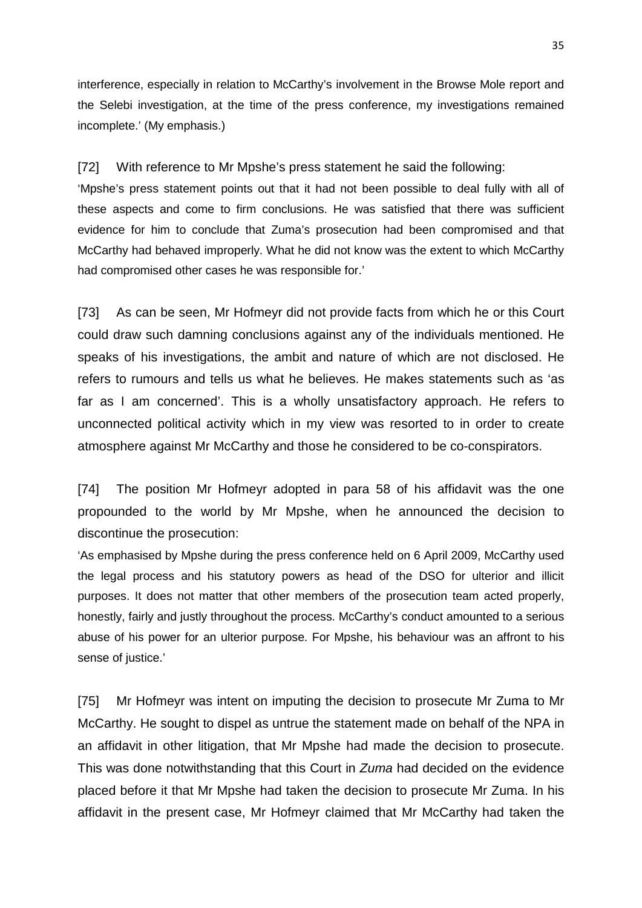interference, especially in relation to McCarthy's involvement in the Browse Mole report and the Selebi investigation, at the time of the press conference, my investigations remained incomplete.' (My emphasis.)

[72] With reference to Mr Mpshe's press statement he said the following:

'Mpshe's press statement points out that it had not been possible to deal fully with all of these aspects and come to firm conclusions. He was satisfied that there was sufficient evidence for him to conclude that Zuma's prosecution had been compromised and that McCarthy had behaved improperly. What he did not know was the extent to which McCarthy had compromised other cases he was responsible for.'

[73] As can be seen, Mr Hofmeyr did not provide facts from which he or this Court could draw such damning conclusions against any of the individuals mentioned. He speaks of his investigations, the ambit and nature of which are not disclosed. He refers to rumours and tells us what he believes. He makes statements such as 'as far as I am concerned'. This is a wholly unsatisfactory approach. He refers to unconnected political activity which in my view was resorted to in order to create atmosphere against Mr McCarthy and those he considered to be co-conspirators.

[74] The position Mr Hofmeyr adopted in para 58 of his affidavit was the one propounded to the world by Mr Mpshe, when he announced the decision to discontinue the prosecution:

'As emphasised by Mpshe during the press conference held on 6 April 2009, McCarthy used the legal process and his statutory powers as head of the DSO for ulterior and illicit purposes. It does not matter that other members of the prosecution team acted properly, honestly, fairly and justly throughout the process. McCarthy's conduct amounted to a serious abuse of his power for an ulterior purpose. For Mpshe, his behaviour was an affront to his sense of justice.'

[75] Mr Hofmeyr was intent on imputing the decision to prosecute Mr Zuma to Mr McCarthy. He sought to dispel as untrue the statement made on behalf of the NPA in an affidavit in other litigation, that Mr Mpshe had made the decision to prosecute. This was done notwithstanding that this Court in *Zuma* had decided on the evidence placed before it that Mr Mpshe had taken the decision to prosecute Mr Zuma. In his affidavit in the present case, Mr Hofmeyr claimed that Mr McCarthy had taken the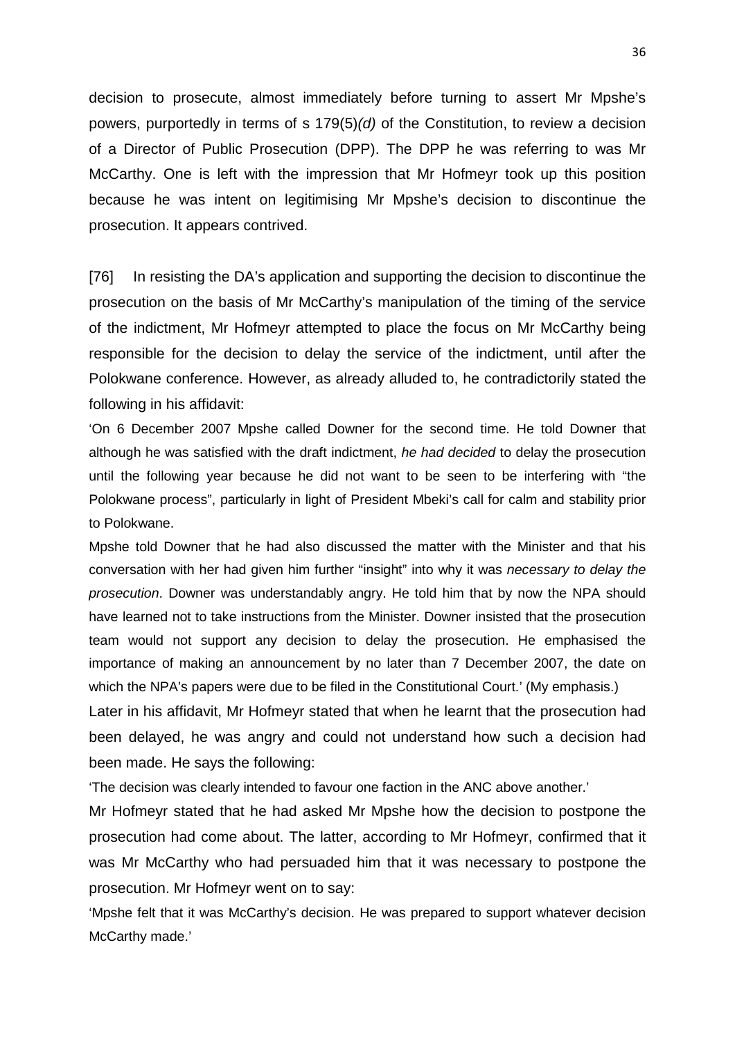decision to prosecute, almost immediately before turning to assert Mr Mpshe's powers, purportedly in terms of s 179(5)*(d)* of the Constitution, to review a decision of a Director of Public Prosecution (DPP). The DPP he was referring to was Mr McCarthy. One is left with the impression that Mr Hofmeyr took up this position because he was intent on legitimising Mr Mpshe's decision to discontinue the prosecution. It appears contrived.

[76] In resisting the DA's application and supporting the decision to discontinue the prosecution on the basis of Mr McCarthy's manipulation of the timing of the service of the indictment, Mr Hofmeyr attempted to place the focus on Mr McCarthy being responsible for the decision to delay the service of the indictment, until after the Polokwane conference. However, as already alluded to, he contradictorily stated the following in his affidavit:

'On 6 December 2007 Mpshe called Downer for the second time. He told Downer that although he was satisfied with the draft indictment, *he had decided* to delay the prosecution until the following year because he did not want to be seen to be interfering with "the Polokwane process", particularly in light of President Mbeki's call for calm and stability prior to Polokwane.

Mpshe told Downer that he had also discussed the matter with the Minister and that his conversation with her had given him further "insight" into why it was *necessary to delay the prosecution*. Downer was understandably angry. He told him that by now the NPA should have learned not to take instructions from the Minister. Downer insisted that the prosecution team would not support any decision to delay the prosecution. He emphasised the importance of making an announcement by no later than 7 December 2007, the date on which the NPA's papers were due to be filed in the Constitutional Court.' (My emphasis.)

Later in his affidavit, Mr Hofmeyr stated that when he learnt that the prosecution had been delayed, he was angry and could not understand how such a decision had been made. He says the following:

'The decision was clearly intended to favour one faction in the ANC above another.'

Mr Hofmeyr stated that he had asked Mr Mpshe how the decision to postpone the prosecution had come about. The latter, according to Mr Hofmeyr, confirmed that it was Mr McCarthy who had persuaded him that it was necessary to postpone the prosecution. Mr Hofmeyr went on to say:

'Mpshe felt that it was McCarthy's decision. He was prepared to support whatever decision McCarthy made.'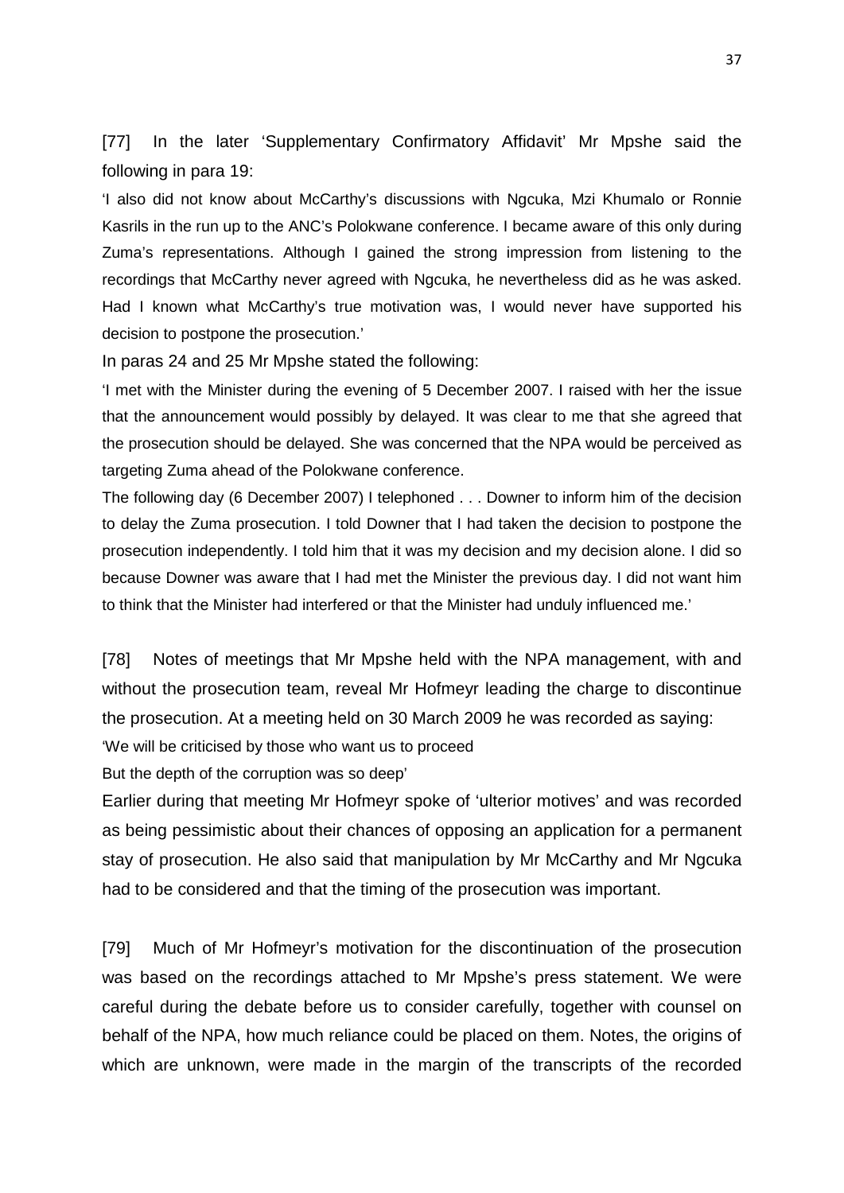[77] In the later 'Supplementary Confirmatory Affidavit' Mr Mpshe said the following in para 19:

'I also did not know about McCarthy's discussions with Ngcuka, Mzi Khumalo or Ronnie Kasrils in the run up to the ANC's Polokwane conference. I became aware of this only during Zuma's representations. Although I gained the strong impression from listening to the recordings that McCarthy never agreed with Ngcuka, he nevertheless did as he was asked. Had I known what McCarthy's true motivation was, I would never have supported his decision to postpone the prosecution.'

In paras 24 and 25 Mr Mpshe stated the following:

'I met with the Minister during the evening of 5 December 2007. I raised with her the issue that the announcement would possibly by delayed. It was clear to me that she agreed that the prosecution should be delayed. She was concerned that the NPA would be perceived as targeting Zuma ahead of the Polokwane conference.

The following day (6 December 2007) I telephoned . . . Downer to inform him of the decision to delay the Zuma prosecution. I told Downer that I had taken the decision to postpone the prosecution independently. I told him that it was my decision and my decision alone. I did so because Downer was aware that I had met the Minister the previous day. I did not want him to think that the Minister had interfered or that the Minister had unduly influenced me.'

[78] Notes of meetings that Mr Mpshe held with the NPA management, with and without the prosecution team, reveal Mr Hofmeyr leading the charge to discontinue the prosecution. At a meeting held on 30 March 2009 he was recorded as saying:

'We will be criticised by those who want us to proceed

But the depth of the corruption was so deep'

Earlier during that meeting Mr Hofmeyr spoke of 'ulterior motives' and was recorded as being pessimistic about their chances of opposing an application for a permanent stay of prosecution. He also said that manipulation by Mr McCarthy and Mr Ngcuka had to be considered and that the timing of the prosecution was important.

[79] Much of Mr Hofmeyr's motivation for the discontinuation of the prosecution was based on the recordings attached to Mr Mpshe's press statement. We were careful during the debate before us to consider carefully, together with counsel on behalf of the NPA, how much reliance could be placed on them. Notes, the origins of which are unknown, were made in the margin of the transcripts of the recorded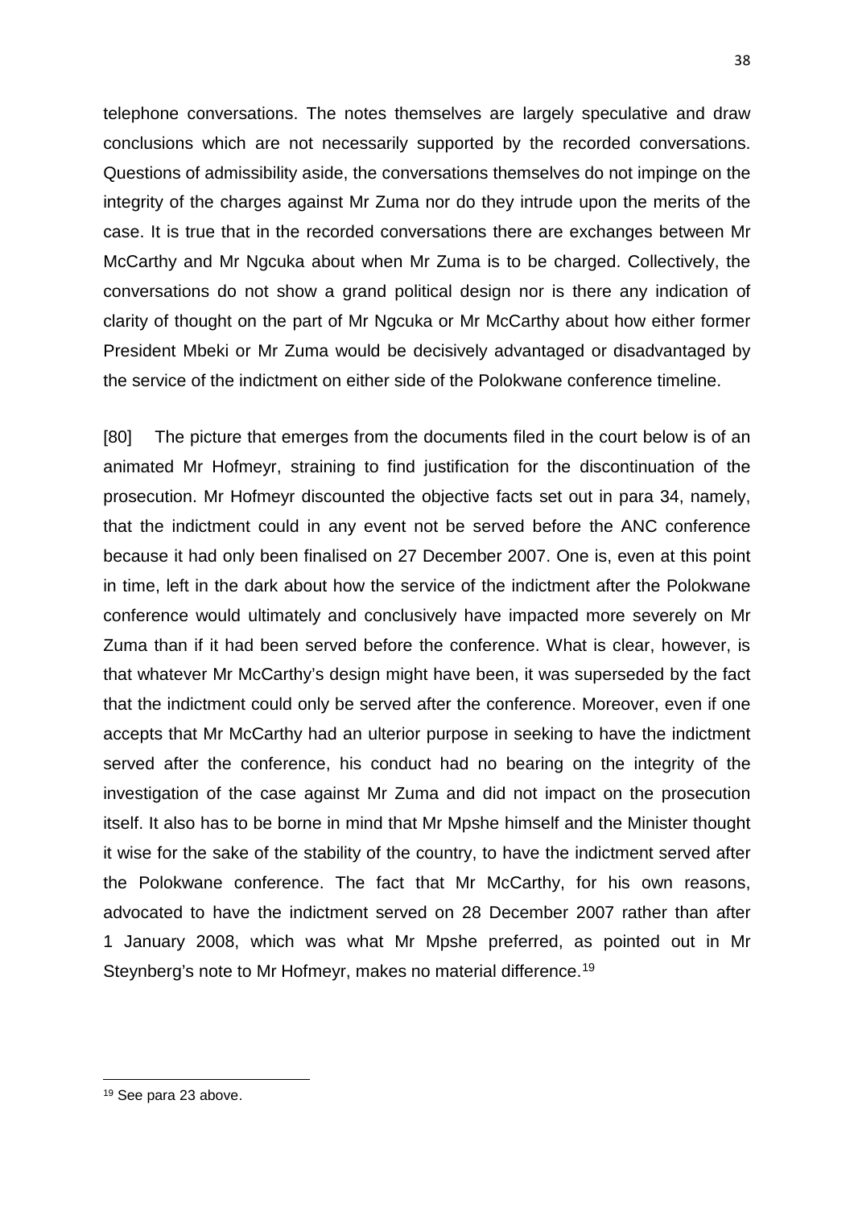telephone conversations. The notes themselves are largely speculative and draw conclusions which are not necessarily supported by the recorded conversations. Questions of admissibility aside, the conversations themselves do not impinge on the integrity of the charges against Mr Zuma nor do they intrude upon the merits of the case. It is true that in the recorded conversations there are exchanges between Mr McCarthy and Mr Ngcuka about when Mr Zuma is to be charged. Collectively, the conversations do not show a grand political design nor is there any indication of clarity of thought on the part of Mr Ngcuka or Mr McCarthy about how either former President Mbeki or Mr Zuma would be decisively advantaged or disadvantaged by the service of the indictment on either side of the Polokwane conference timeline.

[80] The picture that emerges from the documents filed in the court below is of an animated Mr Hofmeyr, straining to find justification for the discontinuation of the prosecution. Mr Hofmeyr discounted the objective facts set out in para 34, namely, that the indictment could in any event not be served before the ANC conference because it had only been finalised on 27 December 2007. One is, even at this point in time, left in the dark about how the service of the indictment after the Polokwane conference would ultimately and conclusively have impacted more severely on Mr Zuma than if it had been served before the conference. What is clear, however, is that whatever Mr McCarthy's design might have been, it was superseded by the fact that the indictment could only be served after the conference. Moreover, even if one accepts that Mr McCarthy had an ulterior purpose in seeking to have the indictment served after the conference, his conduct had no bearing on the integrity of the investigation of the case against Mr Zuma and did not impact on the prosecution itself. It also has to be borne in mind that Mr Mpshe himself and the Minister thought it wise for the sake of the stability of the country, to have the indictment served after the Polokwane conference. The fact that Mr McCarthy, for his own reasons, advocated to have the indictment served on 28 December 2007 rather than after 1 January 2008, which was what Mr Mpshe preferred, as pointed out in Mr Steynberg's note to Mr Hofmeyr, makes no material difference.[19]

---

[19] See para 23 above.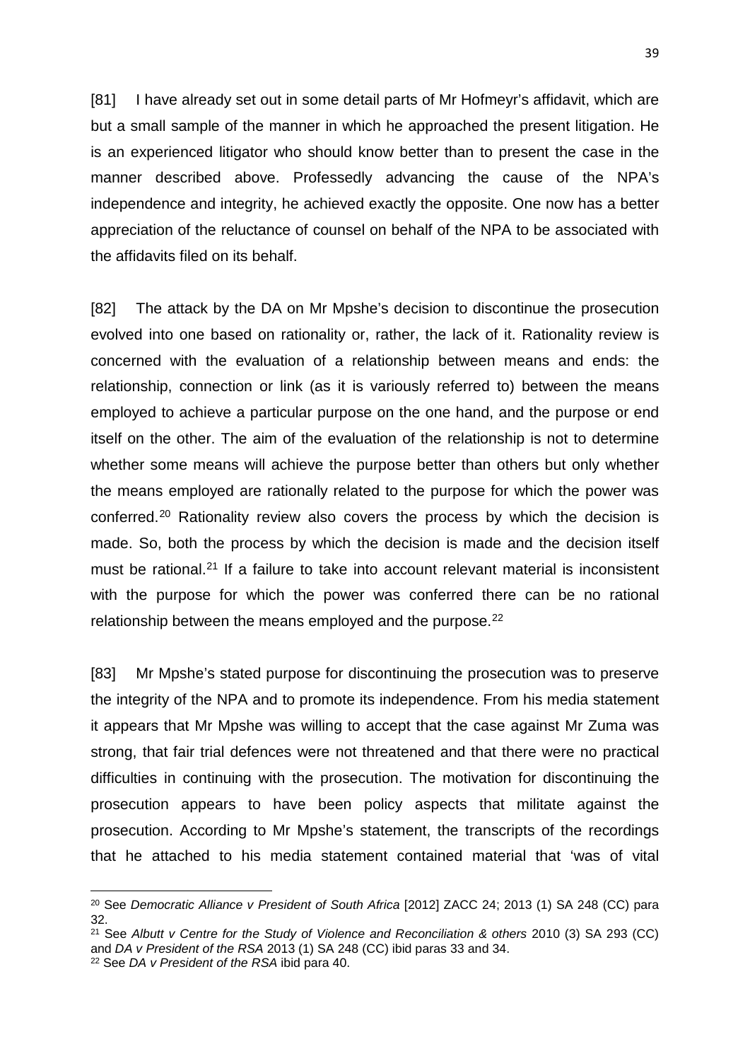[81] I have already set out in some detail parts of Mr Hofmeyr's affidavit, which are but a small sample of the manner in which he approached the present litigation. He is an experienced litigator who should know better than to present the case in the manner described above. Professedly advancing the cause of the NPA's independence and integrity, he achieved exactly the opposite. One now has a better appreciation of the reluctance of counsel on behalf of the NPA to be associated with the affidavits filed on its behalf.

[82] The attack by the DA on Mr Mpshe's decision to discontinue the prosecution evolved into one based on rationality or, rather, the lack of it. Rationality review is concerned with the evaluation of a relationship between means and ends: the relationship, connection or link (as it is variously referred to) between the means employed to achieve a particular purpose on the one hand, and the purpose or end itself on the other. The aim of the evaluation of the relationship is not to determine whether some means will achieve the purpose better than others but only whether the means employed are rationally related to the purpose for which the power was conferred.[20] Rationality review also covers the process by which the decision is made. So, both the process by which the decision is made and the decision itself must be rational.[21] If a failure to take into account relevant material is inconsistent with the purpose for which the power was conferred there can be no rational relationship between the means employed and the purpose.[22]

[83] Mr Mpshe's stated purpose for discontinuing the prosecution was to preserve the integrity of the NPA and to promote its independence. From his media statement it appears that Mr Mpshe was willing to accept that the case against Mr Zuma was strong, that fair trial defences were not threatened and that there were no practical difficulties in continuing with the prosecution. The motivation for discontinuing the prosecution appears to have been policy aspects that militate against the prosecution. According to Mr Mpshe's statement, the transcripts of the recordings that he attached to his media statement contained material that 'was of vital

---

[20] See *Democratic Alliance v President of South Africa* [2012] ZACC 24; 2013 (1) SA 248 (CC) para 32.

[21] See *Albutt v Centre for the Study of Violence and Reconciliation & others* 2010 (3) SA 293 (CC) and *DA v President of the RSA* 2013 (1) SA 248 (CC) ibid paras 33 and 34.

[22] See *DA v President of the RSA* ibid para 40.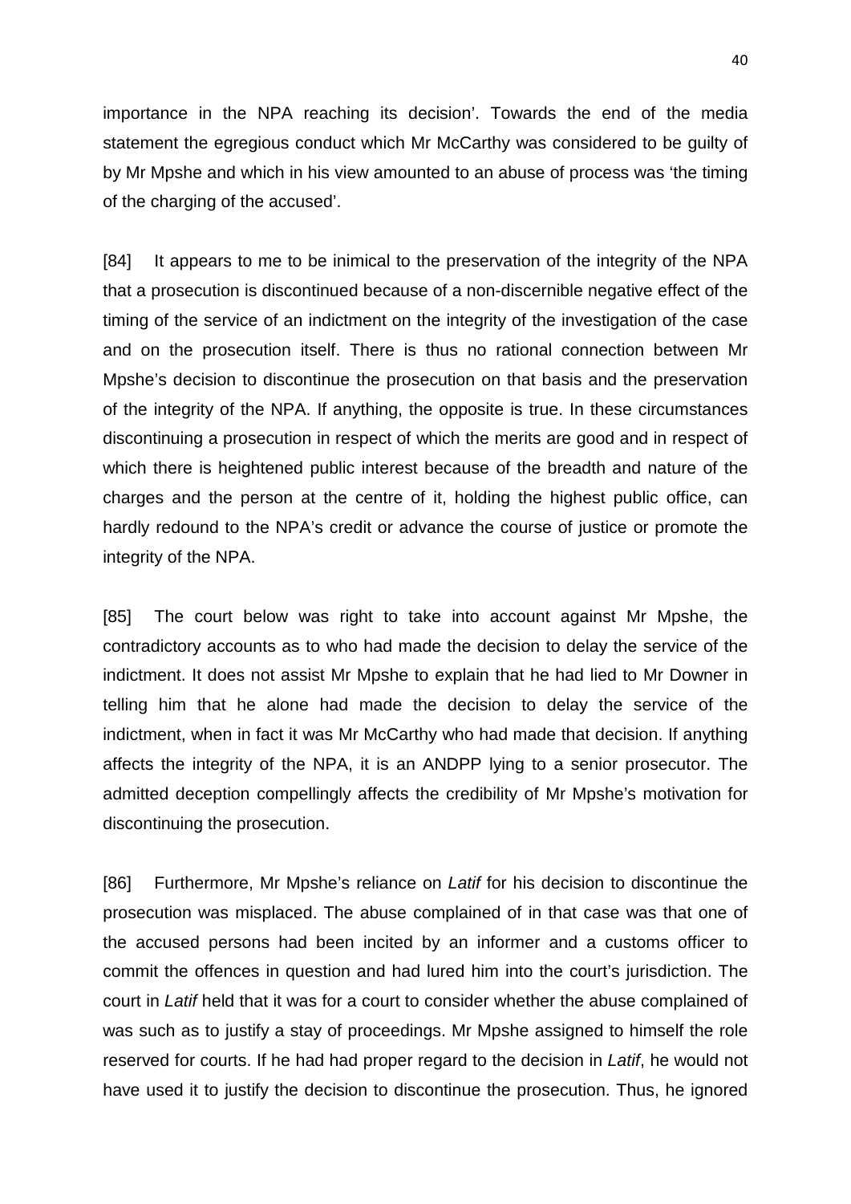importance in the NPA reaching its decision'. Towards the end of the media statement the egregious conduct which Mr McCarthy was considered to be guilty of by Mr Mpshe and which in his view amounted to an abuse of process was 'the timing of the charging of the accused'.

[84] It appears to me to be inimical to the preservation of the integrity of the NPA that a prosecution is discontinued because of a non-discernible negative effect of the timing of the service of an indictment on the integrity of the investigation of the case and on the prosecution itself. There is thus no rational connection between Mr Mpshe's decision to discontinue the prosecution on that basis and the preservation of the integrity of the NPA. If anything, the opposite is true. In these circumstances discontinuing a prosecution in respect of which the merits are good and in respect of which there is heightened public interest because of the breadth and nature of the charges and the person at the centre of it, holding the highest public office, can hardly redound to the NPA's credit or advance the course of justice or promote the integrity of the NPA.

[85] The court below was right to take into account against Mr Mpshe, the contradictory accounts as to who had made the decision to delay the service of the indictment. It does not assist Mr Mpshe to explain that he had lied to Mr Downer in telling him that he alone had made the decision to delay the service of the indictment, when in fact it was Mr McCarthy who had made that decision. If anything affects the integrity of the NPA, it is an ANDPP lying to a senior prosecutor. The admitted deception compellingly affects the credibility of Mr Mpshe's motivation for discontinuing the prosecution.

[86] Furthermore, Mr Mpshe's reliance on *Latif* for his decision to discontinue the prosecution was misplaced. The abuse complained of in that case was that one of the accused persons had been incited by an informer and a customs officer to commit the offences in question and had lured him into the court's jurisdiction. The court in *Latif* held that it was for a court to consider whether the abuse complained of was such as to justify a stay of proceedings. Mr Mpshe assigned to himself the role reserved for courts. If he had had proper regard to the decision in *Latif*, he would not have used it to justify the decision to discontinue the prosecution. Thus, he ignored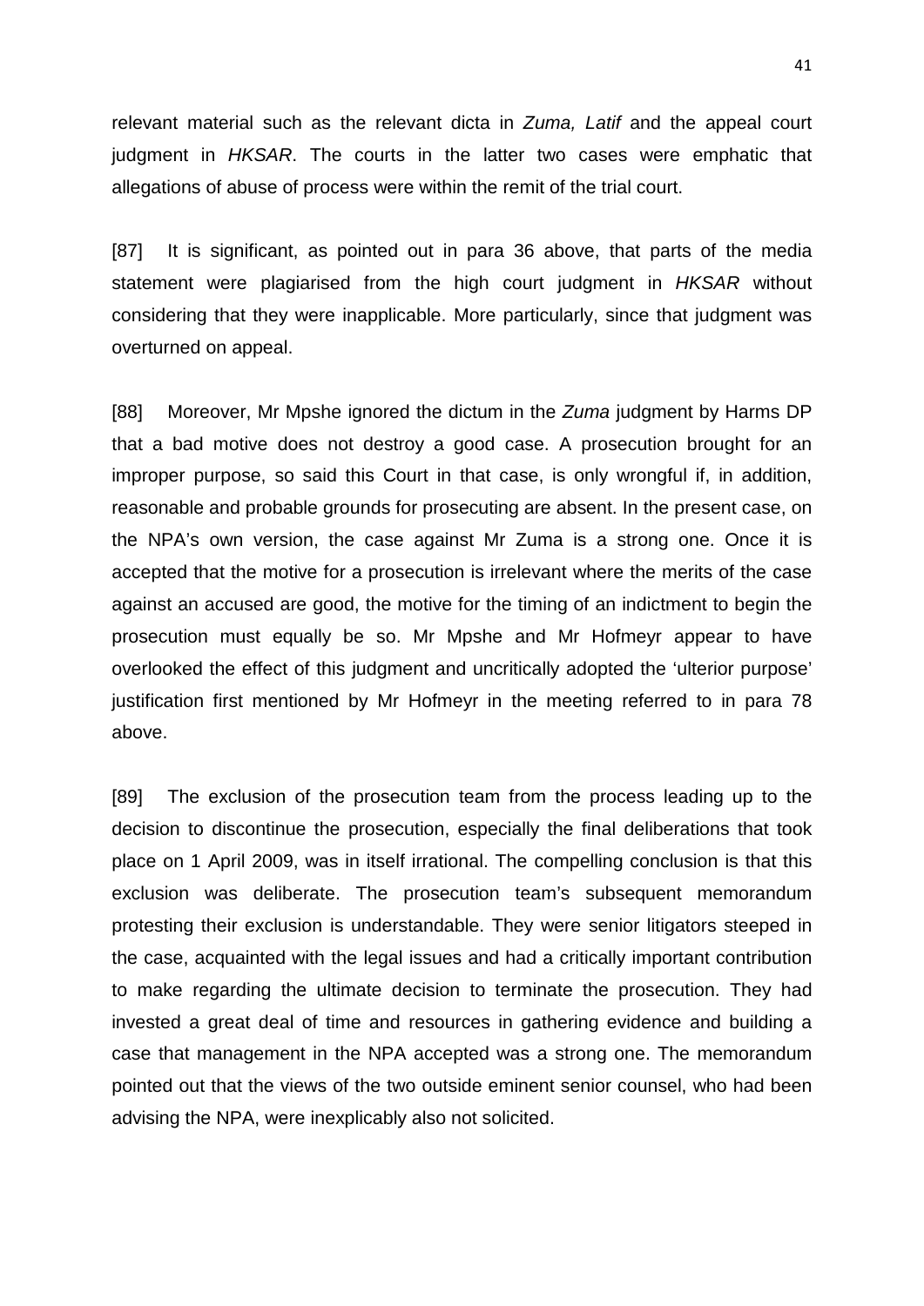relevant material such as the relevant dicta in *Zuma, Latif* and the appeal court judgment in *HKSAR*. The courts in the latter two cases were emphatic that allegations of abuse of process were within the remit of the trial court.

[87] It is significant, as pointed out in para 36 above, that parts of the media statement were plagiarised from the high court judgment in *HKSAR* without considering that they were inapplicable. More particularly, since that judgment was overturned on appeal.

[88] Moreover, Mr Mpshe ignored the dictum in the *Zuma* judgment by Harms DP that a bad motive does not destroy a good case. A prosecution brought for an improper purpose, so said this Court in that case, is only wrongful if, in addition, reasonable and probable grounds for prosecuting are absent. In the present case, on the NPA's own version, the case against Mr Zuma is a strong one. Once it is accepted that the motive for a prosecution is irrelevant where the merits of the case against an accused are good, the motive for the timing of an indictment to begin the prosecution must equally be so. Mr Mpshe and Mr Hofmeyr appear to have overlooked the effect of this judgment and uncritically adopted the 'ulterior purpose' justification first mentioned by Mr Hofmeyr in the meeting referred to in para 78 above.

[89] The exclusion of the prosecution team from the process leading up to the decision to discontinue the prosecution, especially the final deliberations that took place on 1 April 2009, was in itself irrational. The compelling conclusion is that this exclusion was deliberate. The prosecution team's subsequent memorandum protesting their exclusion is understandable. They were senior litigators steeped in the case, acquainted with the legal issues and had a critically important contribution to make regarding the ultimate decision to terminate the prosecution. They had invested a great deal of time and resources in gathering evidence and building a case that management in the NPA accepted was a strong one. The memorandum pointed out that the views of the two outside eminent senior counsel, who had been advising the NPA, were inexplicably also not solicited.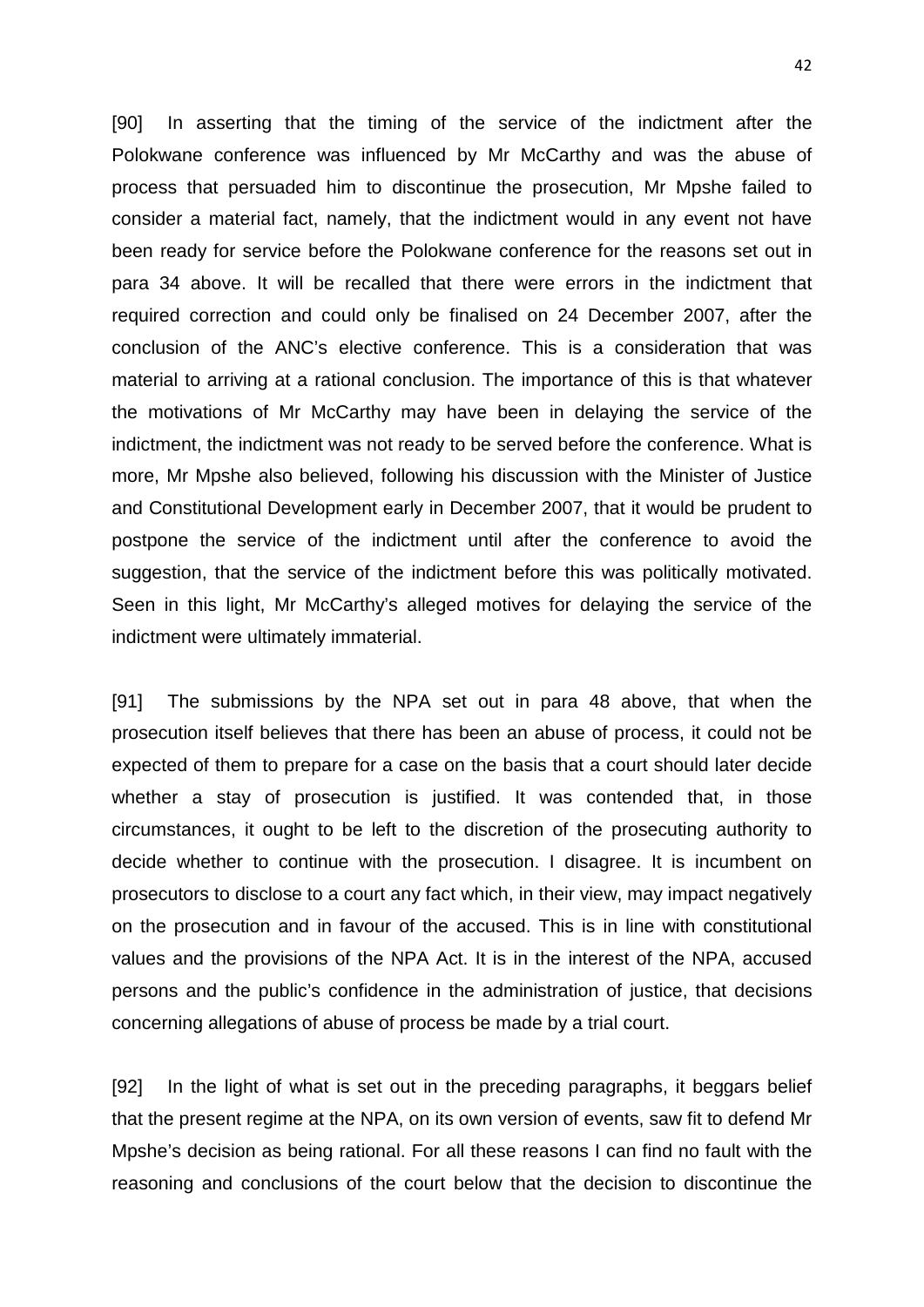[90] In asserting that the timing of the service of the indictment after the Polokwane conference was influenced by Mr McCarthy and was the abuse of process that persuaded him to discontinue the prosecution, Mr Mpshe failed to consider a material fact, namely, that the indictment would in any event not have been ready for service before the Polokwane conference for the reasons set out in para 34 above. It will be recalled that there were errors in the indictment that required correction and could only be finalised on 24 December 2007, after the conclusion of the ANC's elective conference. This is a consideration that was material to arriving at a rational conclusion. The importance of this is that whatever the motivations of Mr McCarthy may have been in delaying the service of the indictment, the indictment was not ready to be served before the conference. What is more, Mr Mpshe also believed, following his discussion with the Minister of Justice and Constitutional Development early in December 2007, that it would be prudent to postpone the service of the indictment until after the conference to avoid the suggestion, that the service of the indictment before this was politically motivated. Seen in this light, Mr McCarthy's alleged motives for delaying the service of the indictment were ultimately immaterial.

[91] The submissions by the NPA set out in para 48 above, that when the prosecution itself believes that there has been an abuse of process, it could not be expected of them to prepare for a case on the basis that a court should later decide whether a stay of prosecution is justified. It was contended that, in those circumstances, it ought to be left to the discretion of the prosecuting authority to decide whether to continue with the prosecution. I disagree. It is incumbent on prosecutors to disclose to a court any fact which, in their view, may impact negatively on the prosecution and in favour of the accused. This is in line with constitutional values and the provisions of the NPA Act. It is in the interest of the NPA, accused persons and the public's confidence in the administration of justice, that decisions concerning allegations of abuse of process be made by a trial court.

[92] In the light of what is set out in the preceding paragraphs, it beggars belief that the present regime at the NPA, on its own version of events, saw fit to defend Mr Mpshe's decision as being rational. For all these reasons I can find no fault with the reasoning and conclusions of the court below that the decision to discontinue the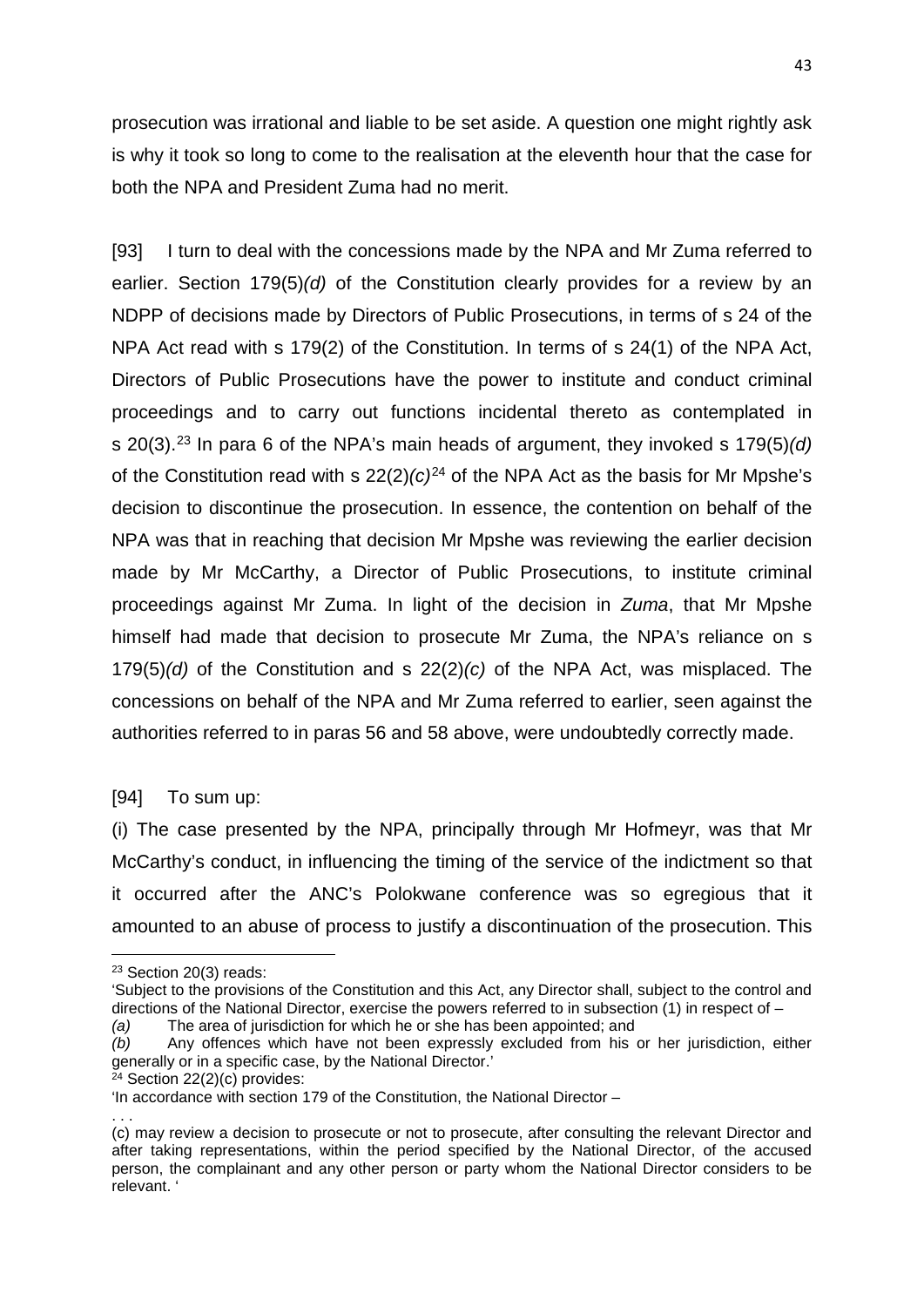prosecution was irrational and liable to be set aside. A question one might rightly ask is why it took so long to come to the realisation at the eleventh hour that the case for both the NPA and President Zuma had no merit.

[93] I turn to deal with the concessions made by the NPA and Mr Zuma referred to earlier. Section 179(5)*(d)* of the Constitution clearly provides for a review by an NDPP of decisions made by Directors of Public Prosecutions, in terms of s 24 of the NPA Act read with s 179(2) of the Constitution. In terms of s 24(1) of the NPA Act, Directors of Public Prosecutions have the power to institute and conduct criminal proceedings and to carry out functions incidental thereto as contemplated in s 20(3).[23] In para 6 of the NPA's main heads of argument, they invoked s 179(5)*(d)* of the Constitution read with s 22(2)*(c)*[24] of the NPA Act as the basis for Mr Mpshe's decision to discontinue the prosecution. In essence, the contention on behalf of the NPA was that in reaching that decision Mr Mpshe was reviewing the earlier decision made by Mr McCarthy, a Director of Public Prosecutions, to institute criminal proceedings against Mr Zuma. In light of the decision in *Zuma*, that Mr Mpshe himself had made that decision to prosecute Mr Zuma, the NPA's reliance on s 179(5)*(d)* of the Constitution and s 22(2)*(c)* of the NPA Act, was misplaced. The concessions on behalf of the NPA and Mr Zuma referred to earlier, seen against the authorities referred to in paras 56 and 58 above, were undoubtedly correctly made.

[94] To sum up:

(i) The case presented by the NPA, principally through Mr Hofmeyr, was that Mr McCarthy's conduct, in influencing the timing of the service of the indictment so that it occurred after the ANC's Polokwane conference was so egregious that it amounted to an abuse of process to justify a discontinuation of the prosecution. This

---

[23] Section 20(3) reads:
'Subject to the provisions of the Constitution and this Act, any Director shall, subject to the control and directions of the National Director, exercise the powers referred to in subsection (1) in respect of –
*(a)* The area of jurisdiction for which he or she has been appointed; and
*(b)* Any offences which have not been expressly excluded from his or her jurisdiction, either generally or in a specific case, by the National Director.'

[24] Section 22(2)(c) provides:
'In accordance with section 179 of the Constitution, the National Director –
. . .
(c) may review a decision to prosecute or not to prosecute, after consulting the relevant Director and after taking representations, within the period specified by the National Director, of the accused person, the complainant and any other person or party whom the National Director considers to be relevant. '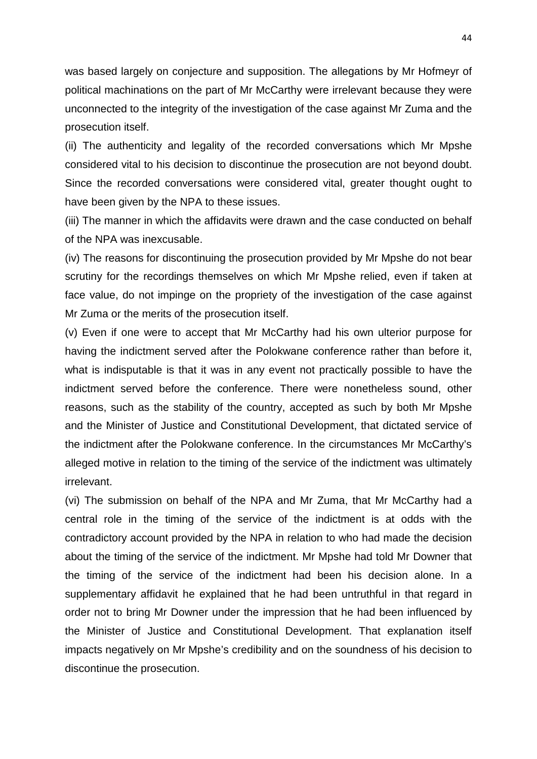was based largely on conjecture and supposition. The allegations by Mr Hofmeyr of political machinations on the part of Mr McCarthy were irrelevant because they were unconnected to the integrity of the investigation of the case against Mr Zuma and the prosecution itself.

(ii) The authenticity and legality of the recorded conversations which Mr Mpshe considered vital to his decision to discontinue the prosecution are not beyond doubt. Since the recorded conversations were considered vital, greater thought ought to have been given by the NPA to these issues.

(iii) The manner in which the affidavits were drawn and the case conducted on behalf of the NPA was inexcusable.

(iv) The reasons for discontinuing the prosecution provided by Mr Mpshe do not bear scrutiny for the recordings themselves on which Mr Mpshe relied, even if taken at face value, do not impinge on the propriety of the investigation of the case against Mr Zuma or the merits of the prosecution itself.

(v) Even if one were to accept that Mr McCarthy had his own ulterior purpose for having the indictment served after the Polokwane conference rather than before it, what is indisputable is that it was in any event not practically possible to have the indictment served before the conference. There were nonetheless sound, other reasons, such as the stability of the country, accepted as such by both Mr Mpshe and the Minister of Justice and Constitutional Development, that dictated service of the indictment after the Polokwane conference. In the circumstances Mr McCarthy's alleged motive in relation to the timing of the service of the indictment was ultimately irrelevant.

(vi) The submission on behalf of the NPA and Mr Zuma, that Mr McCarthy had a central role in the timing of the service of the indictment is at odds with the contradictory account provided by the NPA in relation to who had made the decision about the timing of the service of the indictment. Mr Mpshe had told Mr Downer that the timing of the service of the indictment had been his decision alone. In a supplementary affidavit he explained that he had been untruthful in that regard in order not to bring Mr Downer under the impression that he had been influenced by the Minister of Justice and Constitutional Development. That explanation itself impacts negatively on Mr Mpshe's credibility and on the soundness of his decision to discontinue the prosecution.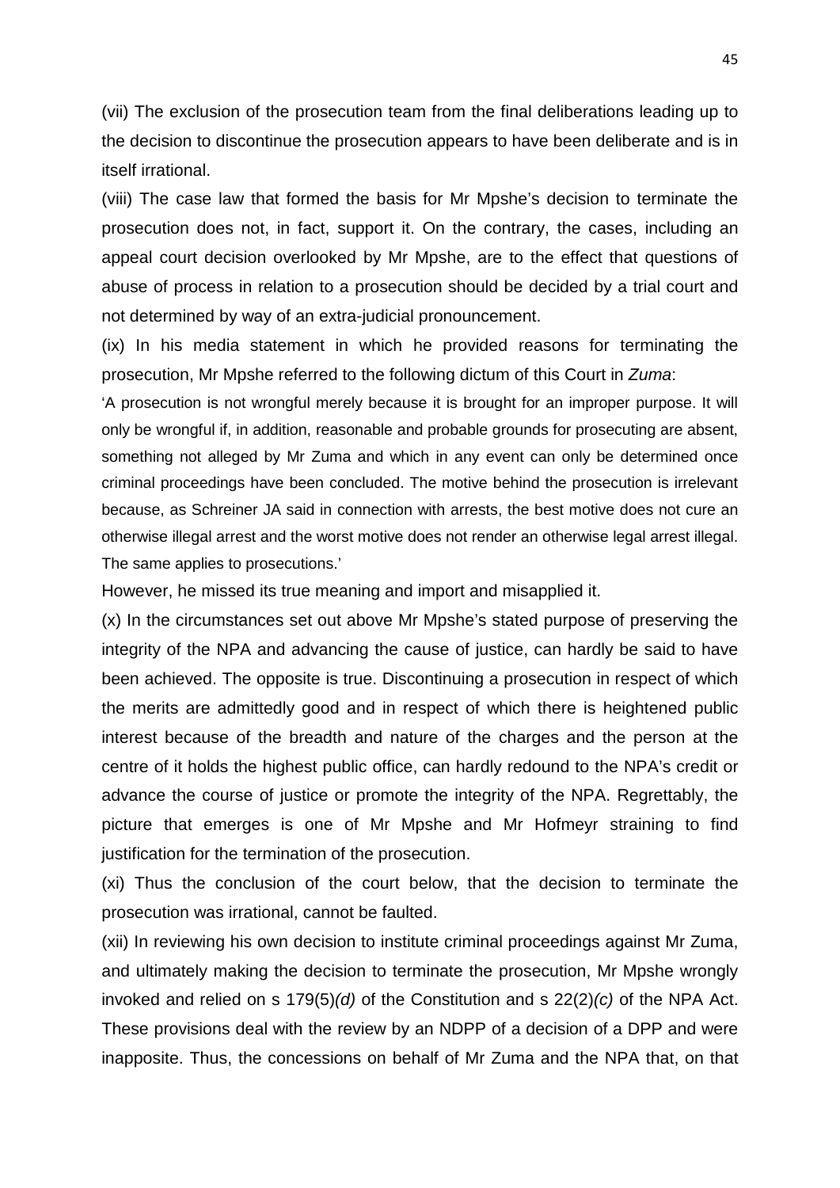(vii) The exclusion of the prosecution team from the final deliberations leading up to the decision to discontinue the prosecution appears to have been deliberate and is in itself irrational.

(viii) The case law that formed the basis for Mr Mpshe's decision to terminate the prosecution does not, in fact, support it. On the contrary, the cases, including an appeal court decision overlooked by Mr Mpshe, are to the effect that questions of abuse of process in relation to a prosecution should be decided by a trial court and not determined by way of an extra-judicial pronouncement.

(ix) In his media statement in which he provided reasons for terminating the prosecution, Mr Mpshe referred to the following dictum of this Court in *Zuma*:

> 'A prosecution is not wrongful merely because it is brought for an improper purpose. It will only be wrongful if, in addition, reasonable and probable grounds for prosecuting are absent, something not alleged by Mr Zuma and which in any event can only be determined once criminal proceedings have been concluded. The motive behind the prosecution is irrelevant because, as Schreiner JA said in connection with arrests, the best motive does not cure an otherwise illegal arrest and the worst motive does not render an otherwise legal arrest illegal. The same applies to prosecutions.'

However, he missed its true meaning and import and misapplied it.

(x) In the circumstances set out above Mr Mpshe's stated purpose of preserving the integrity of the NPA and advancing the cause of justice, can hardly be said to have been achieved. The opposite is true. Discontinuing a prosecution in respect of which the merits are admittedly good and in respect of which there is heightened public interest because of the breadth and nature of the charges and the person at the centre of it holds the highest public office, can hardly redound to the NPA's credit or advance the course of justice or promote the integrity of the NPA. Regrettably, the picture that emerges is one of Mr Mpshe and Mr Hofmeyr straining to find justification for the termination of the prosecution.

(xi) Thus the conclusion of the court below, that the decision to terminate the prosecution was irrational, cannot be faulted.

(xii) In reviewing his own decision to institute criminal proceedings against Mr Zuma, and ultimately making the decision to terminate the prosecution, Mr Mpshe wrongly invoked and relied on s 179(5)*(d)* of the Constitution and s 22(2)*(c)* of the NPA Act. These provisions deal with the review by an NDPP of a decision of a DPP and were inapposite. Thus, the concessions on behalf of Mr Zuma and the NPA that, on that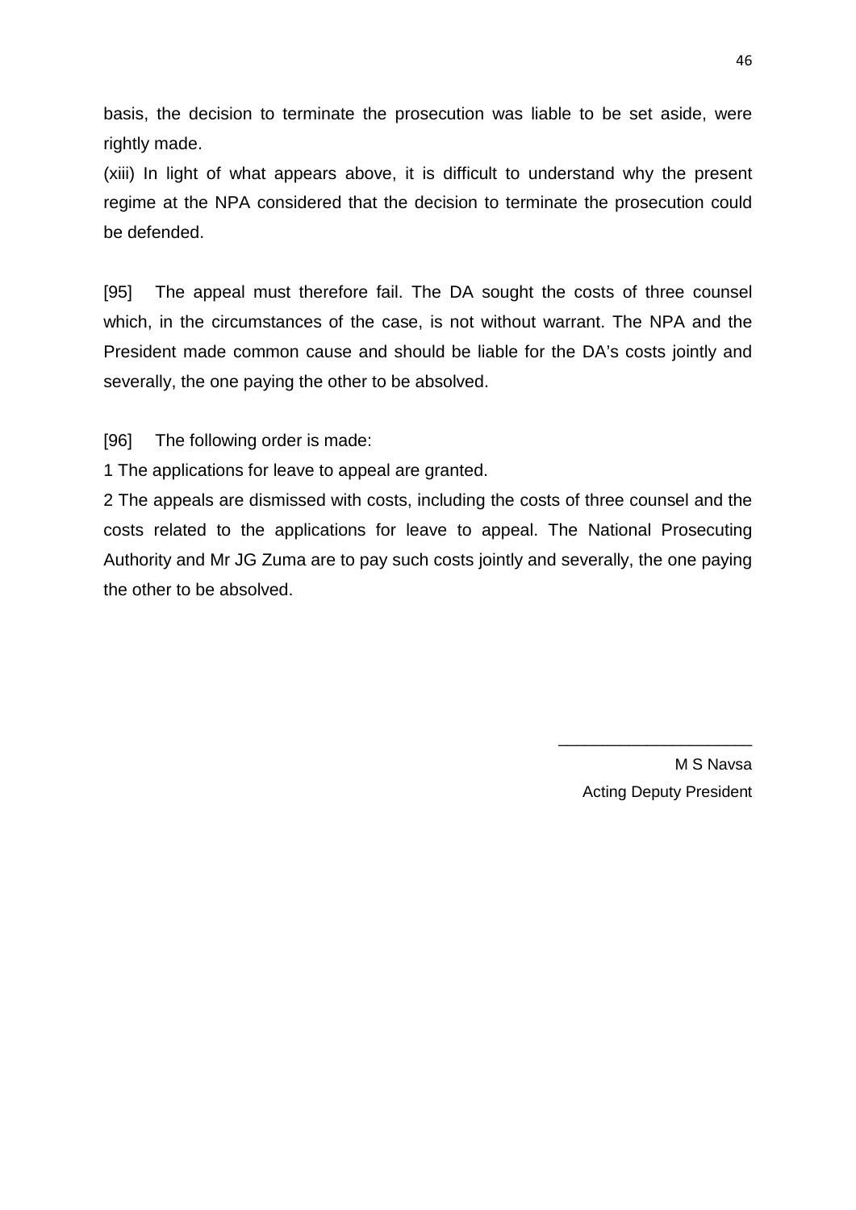basis, the decision to terminate the prosecution was liable to be set aside, were rightly made.

(xiii) In light of what appears above, it is difficult to understand why the present regime at the NPA considered that the decision to terminate the prosecution could be defended.

[95] The appeal must therefore fail. The DA sought the costs of three counsel which, in the circumstances of the case, is not without warrant. The NPA and the President made common cause and should be liable for the DA's costs jointly and severally, the one paying the other to be absolved.

[96] The following order is made:

1 The applications for leave to appeal are granted.

2 The appeals are dismissed with costs, including the costs of three counsel and the costs related to the applications for leave to appeal. The National Prosecuting Authority and Mr JG Zuma are to pay such costs jointly and severally, the one paying the other to be absolved.

\_\_\_\_\_\_\_\_\_\_\_\_\_\_\_\_\_\_\_\_\_

M S Navsa

Acting Deputy President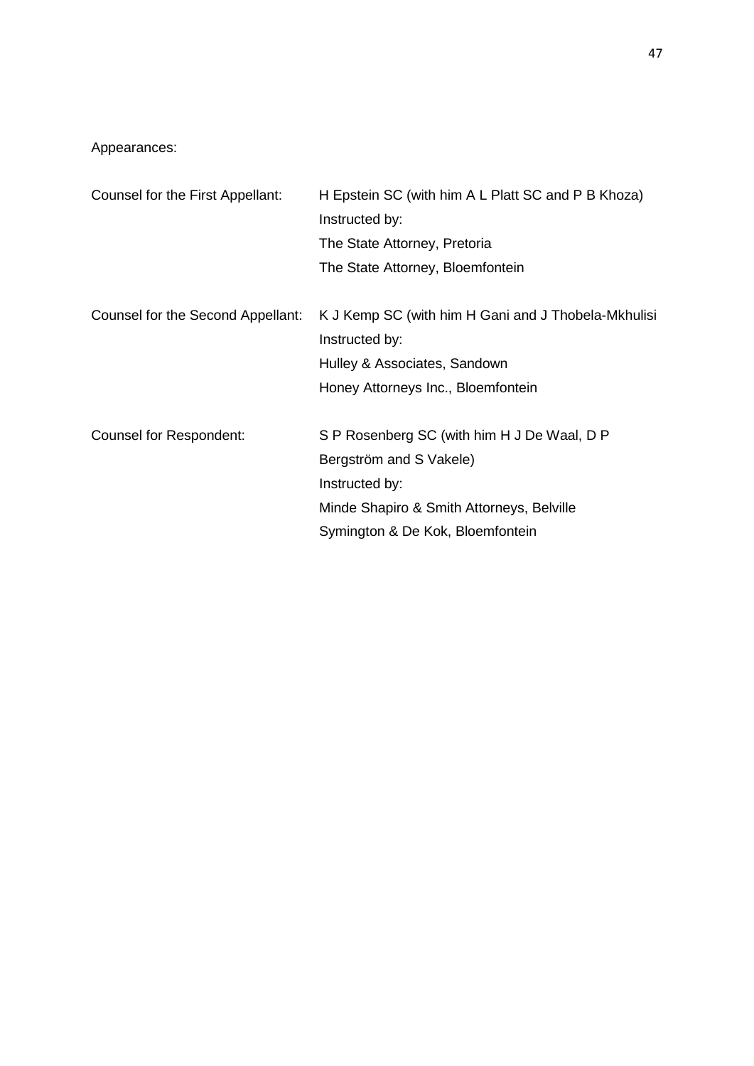Appearances:

| | |
|---|---|
| Counsel for the First Appellant: | H Epstein SC (with him A L Platt SC and P B Khoza) |
| | Instructed by: |
| | The State Attorney, Pretoria |
| | The State Attorney, Bloemfontein |
| | |
| Counsel for the Second Appellant: | K J Kemp SC (with him H Gani and J Thobela-Mkhulisi |
| | Instructed by: |
| | Hulley & Associates, Sandown |
| | Honey Attorneys Inc., Bloemfontein |
| | |
| Counsel for Respondent: | S P Rosenberg SC (with him H J De Waal, D P Bergström and S Vakele) |
| | Instructed by: |
| | Minde Shapiro & Smith Attorneys, Belville |
| | Symington & De Kok, Bloemfontein |